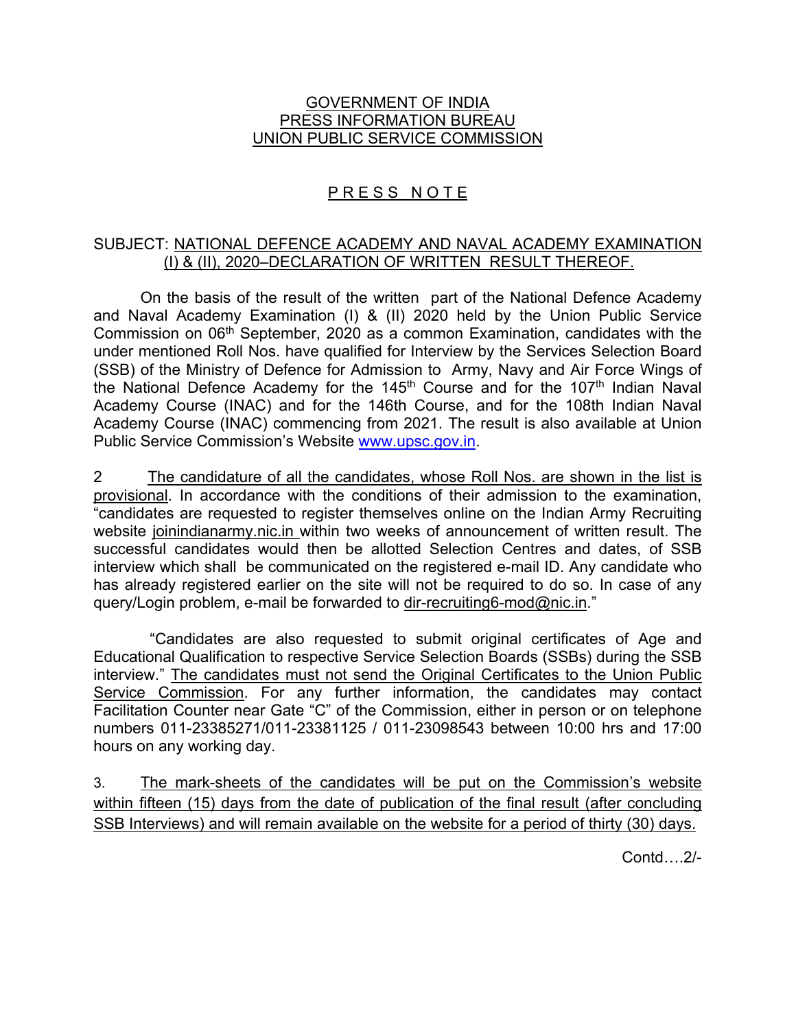GOVERNMENT OF INDIA
PRESS INFORMATION BUREAU
UNION PUBLIC SERVICE COMMISSION

# PRESS NOTE

SUBJECT: NATIONAL DEFENCE ACADEMY AND NAVAL ACADEMY EXAMINATION (I) & (II), 2020–DECLARATION OF WRITTEN RESULT THEREOF.

On the basis of the result of the written part of the National Defence Academy and Naval Academy Examination (I) & (II) 2020 held by the Union Public Service Commission on 06th September, 2020 as a common Examination, candidates with the under mentioned Roll Nos. have qualified for Interview by the Services Selection Board (SSB) of the Ministry of Defence for Admission to Army, Navy and Air Force Wings of the National Defence Academy for the 145th Course and for the 107th Indian Naval Academy Course (INAC) and for the 146th Course, and for the 108th Indian Naval Academy Course (INAC) commencing from 2021. The result is also available at Union Public Service Commission's Website www.upsc.gov.in.

2 The candidature of all the candidates, whose Roll Nos. are shown in the list is provisional. In accordance with the conditions of their admission to the examination, "candidates are requested to register themselves online on the Indian Army Recruiting website joinindianarmy.nic.in within two weeks of announcement of written result. The successful candidates would then be allotted Selection Centres and dates, of SSB interview which shall be communicated on the registered e-mail ID. Any candidate who has already registered earlier on the site will not be required to do so. In case of any query/Login problem, e-mail be forwarded to dir-recruiting6-mod@nic.in."

"Candidates are also requested to submit original certificates of Age and Educational Qualification to respective Service Selection Boards (SSBs) during the SSB interview." The candidates must not send the Original Certificates to the Union Public Service Commission. For any further information, the candidates may contact Facilitation Counter near Gate "C" of the Commission, either in person or on telephone numbers 011-23385271/011-23381125 / 011-23098543 between 10:00 hrs and 17:00 hours on any working day.

3. The mark-sheets of the candidates will be put on the Commission's website within fifteen (15) days from the date of publication of the final result (after concluding SSB Interviews) and will remain available on the website for a period of thirty (30) days.

Contd….2/-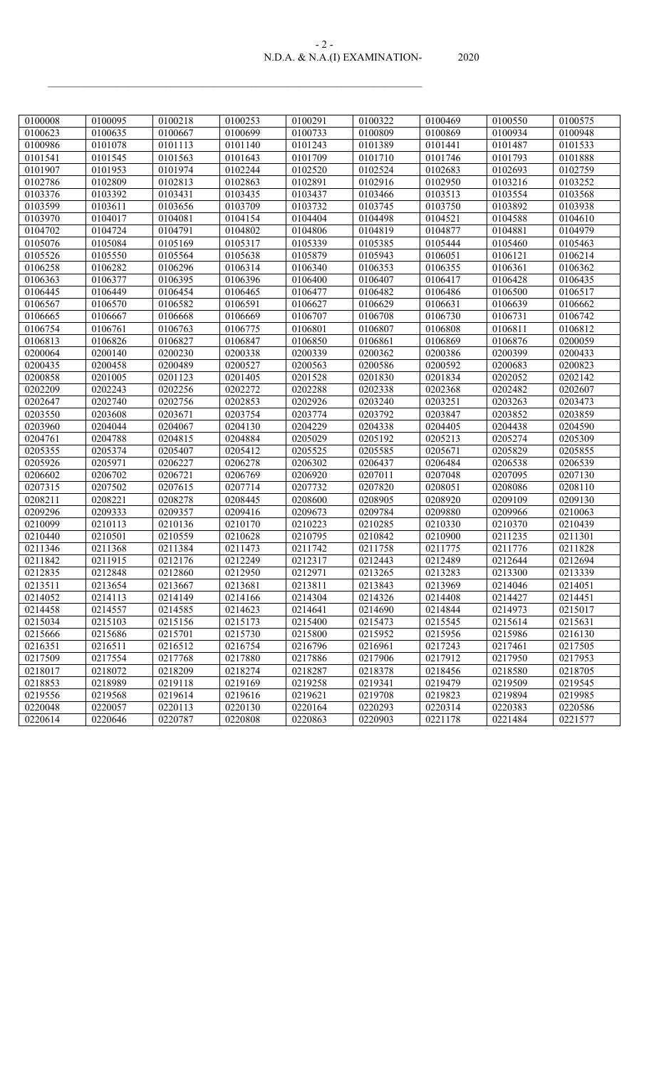| 0100008 | 0100095 | 0100218 | 0100253 | 0100291 | 0100322 | 0100469 | 0100550 | 0100575 |
|---|---|---|---|---|---|---|---|---|
| 0100623 | 0100635 | 0100667 | 0100699 | 0100733 | 0100809 | 0100869 | 0100934 | 0100948 |
| 0100986 | 0101078 | 0101113 | 0101140 | 0101243 | 0101389 | 0101441 | 0101487 | 0101533 |
| 0101541 | 0101545 | 0101563 | 0101643 | 0101709 | 0101710 | 0101746 | 0101793 | 0101888 |
| 0101907 | 0101953 | 0101974 | 0102244 | 0102520 | 0102524 | 0102683 | 0102693 | 0102759 |
| 0102786 | 0102809 | 0102813 | 0102863 | 0102891 | 0102916 | 0102950 | 0103216 | 0103252 |
| 0103376 | 0103392 | 0103431 | 0103435 | 0103437 | 0103466 | 0103513 | 0103554 | 0103568 |
| 0103599 | 0103611 | 0103656 | 0103709 | 0103732 | 0103745 | 0103750 | 0103892 | 0103938 |
| 0103970 | 0104017 | 0104081 | 0104154 | 0104404 | 0104498 | 0104521 | 0104588 | 0104610 |
| 0104702 | 0104724 | 0104791 | 0104802 | 0104806 | 0104819 | 0104877 | 0104881 | 0104979 |
| 0105076 | 0105084 | 0105169 | 0105317 | 0105339 | 0105385 | 0105444 | 0105460 | 0105463 |
| 0105526 | 0105550 | 0105564 | 0105638 | 0105879 | 0105943 | 0106051 | 0106121 | 0106214 |
| 0106258 | 0106282 | 0106296 | 0106314 | 0106340 | 0106353 | 0106355 | 0106361 | 0106362 |
| 0106363 | 0106377 | 0106395 | 0106396 | 0106400 | 0106407 | 0106417 | 0106428 | 0106435 |
| 0106445 | 0106449 | 0106454 | 0106465 | 0106477 | 0106482 | 0106486 | 0106500 | 0106517 |
| 0106567 | 0106570 | 0106582 | 0106591 | 0106627 | 0106629 | 0106631 | 0106639 | 0106662 |
| 0106665 | 0106667 | 0106668 | 0106669 | 0106707 | 0106708 | 0106730 | 0106731 | 0106742 |
| 0106754 | 0106761 | 0106763 | 0106775 | 0106801 | 0106807 | 0106808 | 0106811 | 0106812 |
| 0106813 | 0106826 | 0106827 | 0106847 | 0106850 | 0106861 | 0106869 | 0106876 | 0200059 |
| 0200064 | 0200140 | 0200230 | 0200338 | 0200339 | 0200362 | 0200386 | 0200399 | 0200433 |
| 0200435 | 0200458 | 0200489 | 0200527 | 0200563 | 0200586 | 0200592 | 0200683 | 0200823 |
| 0200858 | 0201005 | 0201123 | 0201405 | 0201528 | 0201830 | 0201834 | 0202052 | 0202142 |
| 0202209 | 0202243 | 0202256 | 0202272 | 0202288 | 0202338 | 0202368 | 0202482 | 0202607 |
| 0202647 | 0202740 | 0202756 | 0202853 | 0202926 | 0203240 | 0203251 | 0203263 | 0203473 |
| 0203550 | 0203608 | 0203671 | 0203754 | 0203774 | 0203792 | 0203847 | 0203852 | 0203859 |
| 0203960 | 0204044 | 0204067 | 0204130 | 0204229 | 0204338 | 0204405 | 0204438 | 0204590 |
| 0204761 | 0204788 | 0204815 | 0204884 | 0205029 | 0205192 | 0205213 | 0205274 | 0205309 |
| 0205355 | 0205374 | 0205407 | 0205412 | 0205525 | 0205585 | 0205671 | 0205829 | 0205855 |
| 0205926 | 0205971 | 0206227 | 0206278 | 0206302 | 0206437 | 0206484 | 0206538 | 0206539 |
| 0206602 | 0206702 | 0206721 | 0206769 | 0206920 | 0207011 | 0207048 | 0207095 | 0207130 |
| 0207315 | 0207502 | 0207615 | 0207714 | 0207732 | 0207820 | 0208051 | 0208086 | 0208110 |
| 0208211 | 0208221 | 0208278 | 0208445 | 0208600 | 0208905 | 0208920 | 0209109 | 0209130 |
| 0209296 | 0209333 | 0209357 | 0209416 | 0209673 | 0209784 | 0209880 | 0209966 | 0210063 |
| 0210099 | 0210113 | 0210136 | 0210170 | 0210223 | 0210285 | 0210330 | 0210370 | 0210439 |
| 0210440 | 0210501 | 0210559 | 0210628 | 0210795 | 0210842 | 0210900 | 0211235 | 0211301 |
| 0211346 | 0211368 | 0211384 | 0211473 | 0211742 | 0211758 | 0211775 | 0211776 | 0211828 |
| 0211842 | 0211915 | 0212176 | 0212249 | 0212317 | 0212443 | 0212489 | 0212644 | 0212694 |
| 0212835 | 0212848 | 0212860 | 0212950 | 0212971 | 0213265 | 0213283 | 0213300 | 0213339 |
| 0213511 | 0213654 | 0213667 | 0213681 | 0213811 | 0213843 | 0213969 | 0214046 | 0214051 |
| 0214052 | 0214113 | 0214149 | 0214166 | 0214304 | 0214326 | 0214408 | 0214427 | 0214451 |
| 0214458 | 0214557 | 0214585 | 0214623 | 0214641 | 0214690 | 0214844 | 0214973 | 0215017 |
| 0215034 | 0215103 | 0215156 | 0215173 | 0215400 | 0215473 | 0215545 | 0215614 | 0215631 |
| 0215666 | 0215686 | 0215701 | 0215730 | 0215800 | 0215952 | 0215956 | 0215986 | 0216130 |
| 0216351 | 0216511 | 0216512 | 0216754 | 0216796 | 0216961 | 0217243 | 0217461 | 0217505 |
| 0217509 | 0217554 | 0217768 | 0217880 | 0217886 | 0217906 | 0217912 | 0217950 | 0217953 |
| 0218017 | 0218072 | 0218209 | 0218274 | 0218287 | 0218378 | 0218456 | 0218580 | 0218705 |
| 0218853 | 0218989 | 0219118 | 0219169 | 0219258 | 0219341 | 0219479 | 0219509 | 0219545 |
| 0219556 | 0219568 | 0219614 | 0219616 | 0219621 | 0219708 | 0219823 | 0219894 | 0219985 |
| 0220048 | 0220057 | 0220113 | 0220130 | 0220164 | 0220293 | 0220314 | 0220383 | 0220586 |
| 0220614 | 0220646 | 0220787 | 0220808 | 0220863 | 0220903 | 0221178 | 0221484 | 0221577 |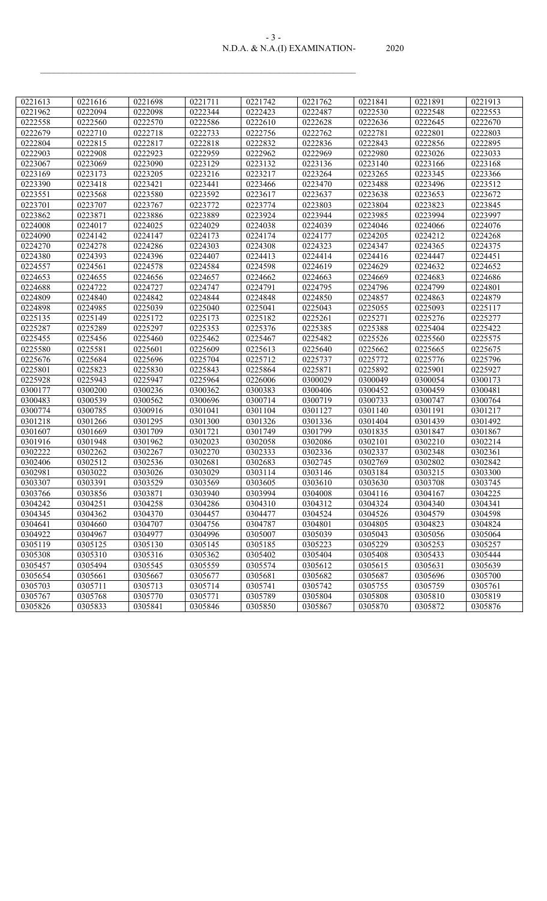| 0221613 | 0221616 | 0221698 | 0221711 | 0221742 | 0221762 | 0221841 | 0221891 | 0221913 |
|---|---|---|---|---|---|---|---|---|
| 0221962 | 0222094 | 0222098 | 0222344 | 0222423 | 0222487 | 0222530 | 0222548 | 0222553 |
| 0222558 | 0222560 | 0222570 | 0222586 | 0222610 | 0222628 | 0222636 | 0222645 | 0222670 |
| 0222679 | 0222710 | 0222718 | 0222733 | 0222756 | 0222762 | 0222781 | 0222801 | 0222803 |
| 0222804 | 0222815 | 0222817 | 0222818 | 0222832 | 0222836 | 0222843 | 0222856 | 0222895 |
| 0222903 | 0222908 | 0222923 | 0222959 | 0222962 | 0222969 | 0222980 | 0223026 | 0223033 |
| 0223067 | 0223069 | 0223090 | 0223129 | 0223132 | 0223136 | 0223140 | 0223166 | 0223168 |
| 0223169 | 0223173 | 0223205 | 0223216 | 0223217 | 0223264 | 0223265 | 0223345 | 0223366 |
| 0223390 | 0223418 | 0223421 | 0223441 | 0223466 | 0223470 | 0223488 | 0223496 | 0223512 |
| 0223551 | 0223568 | 0223580 | 0223592 | 0223617 | 0223637 | 0223638 | 0223653 | 0223672 |
| 0223701 | 0223707 | 0223767 | 0223772 | 0223774 | 0223803 | 0223804 | 0223823 | 0223845 |
| 0223862 | 0223871 | 0223886 | 0223889 | 0223924 | 0223944 | 0223985 | 0223994 | 0223997 |
| 0224008 | 0224017 | 0224025 | 0224029 | 0224038 | 0224039 | 0224046 | 0224066 | 0224076 |
| 0224090 | 0224142 | 0224147 | 0224173 | 0224174 | 0224177 | 0224205 | 0224212 | 0224268 |
| 0224270 | 0224278 | 0224286 | 0224303 | 0224308 | 0224323 | 0224347 | 0224365 | 0224375 |
| 0224380 | 0224393 | 0224396 | 0224407 | 0224413 | 0224414 | 0224416 | 0224447 | 0224451 |
| 0224557 | 0224561 | 0224578 | 0224584 | 0224598 | 0224619 | 0224629 | 0224632 | 0224652 |
| 0224653 | 0224655 | 0224656 | 0224657 | 0224662 | 0224663 | 0224669 | 0224683 | 0224686 |
| 0224688 | 0224722 | 0224727 | 0224747 | 0224791 | 0224795 | 0224796 | 0224799 | 0224801 |
| 0224809 | 0224840 | 0224842 | 0224844 | 0224848 | 0224850 | 0224857 | 0224863 | 0224879 |
| 0224898 | 0224985 | 0225039 | 0225040 | 0225041 | 0225043 | 0225055 | 0225093 | 0225117 |
| 0225135 | 0225149 | 0225172 | 0225173 | 0225182 | 0225261 | 0225271 | 0225276 | 0225277 |
| 0225287 | 0225289 | 0225297 | 0225353 | 0225376 | 0225385 | 0225388 | 0225404 | 0225422 |
| 0225455 | 0225456 | 0225460 | 0225462 | 0225467 | 0225482 | 0225526 | 0225560 | 0225575 |
| 0225580 | 0225581 | 0225601 | 0225609 | 0225613 | 0225640 | 0225662 | 0225665 | 0225675 |
| 0225676 | 0225684 | 0225696 | 0225704 | 0225712 | 0225737 | 0225772 | 0225776 | 0225796 |
| 0225801 | 0225823 | 0225830 | 0225843 | 0225864 | 0225871 | 0225892 | 0225901 | 0225927 |
| 0225928 | 0225943 | 0225947 | 0225964 | 0226006 | 0300029 | 0300049 | 0300054 | 0300173 |
| 0300177 | 0300200 | 0300236 | 0300362 | 0300383 | 0300406 | 0300452 | 0300459 | 0300481 |
| 0300483 | 0300539 | 0300562 | 0300696 | 0300714 | 0300719 | 0300733 | 0300747 | 0300764 |
| 0300774 | 0300785 | 0300916 | 0301041 | 0301104 | 0301127 | 0301140 | 0301191 | 0301217 |
| 0301218 | 0301266 | 0301295 | 0301300 | 0301326 | 0301336 | 0301404 | 0301439 | 0301492 |
| 0301607 | 0301669 | 0301709 | 0301721 | 0301749 | 0301799 | 0301835 | 0301847 | 0301867 |
| 0301916 | 0301948 | 0301962 | 0302023 | 0302058 | 0302086 | 0302101 | 0302210 | 0302214 |
| 0302222 | 0302262 | 0302267 | 0302270 | 0302333 | 0302336 | 0302337 | 0302348 | 0302361 |
| 0302406 | 0302512 | 0302536 | 0302681 | 0302683 | 0302745 | 0302769 | 0302802 | 0302842 |
| 0302981 | 0303022 | 0303026 | 0303029 | 0303114 | 0303146 | 0303184 | 0303215 | 0303300 |
| 0303307 | 0303391 | 0303529 | 0303569 | 0303605 | 0303610 | 0303630 | 0303708 | 0303745 |
| 0303766 | 0303856 | 0303871 | 0303940 | 0303994 | 0304008 | 0304116 | 0304167 | 0304225 |
| 0304242 | 0304251 | 0304258 | 0304286 | 0304310 | 0304312 | 0304324 | 0304340 | 0304341 |
| 0304345 | 0304362 | 0304370 | 0304457 | 0304477 | 0304524 | 0304526 | 0304579 | 0304598 |
| 0304641 | 0304660 | 0304707 | 0304756 | 0304787 | 0304801 | 0304805 | 0304823 | 0304824 |
| 0304922 | 0304967 | 0304977 | 0304996 | 0305007 | 0305039 | 0305043 | 0305056 | 0305064 |
| 0305119 | 0305125 | 0305130 | 0305145 | 0305185 | 0305223 | 0305229 | 0305253 | 0305257 |
| 0305308 | 0305310 | 0305316 | 0305362 | 0305402 | 0305404 | 0305408 | 0305433 | 0305444 |
| 0305457 | 0305494 | 0305545 | 0305559 | 0305574 | 0305612 | 0305615 | 0305631 | 0305639 |
| 0305654 | 0305661 | 0305667 | 0305677 | 0305681 | 0305682 | 0305687 | 0305696 | 0305700 |
| 0305703 | 0305711 | 0305713 | 0305714 | 0305741 | 0305742 | 0305755 | 0305759 | 0305761 |
| 0305767 | 0305768 | 0305770 | 0305771 | 0305789 | 0305804 | 0305808 | 0305810 | 0305819 |
| 0305826 | 0305833 | 0305841 | 0305846 | 0305850 | 0305867 | 0305870 | 0305872 | 0305876 |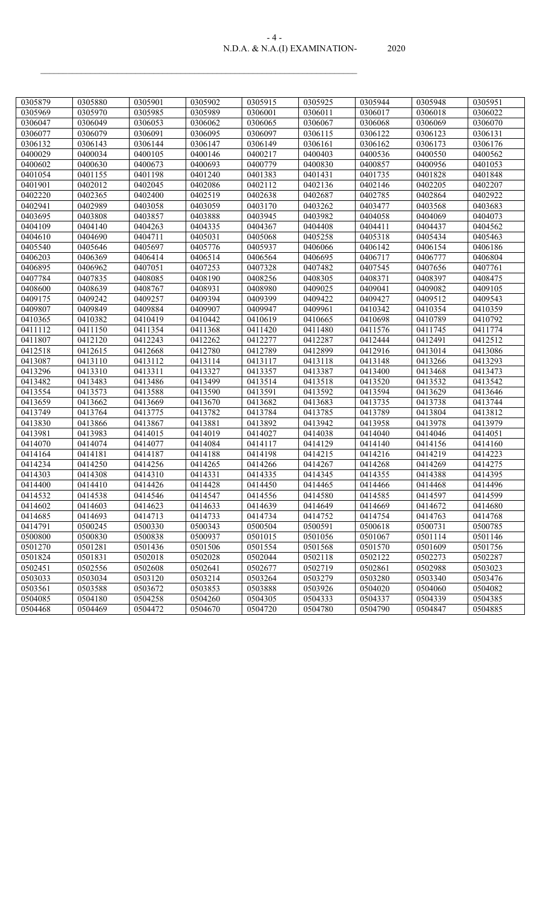| 0305879 | 0305880 | 0305901 | 0305902 | 0305915 | 0305925 | 0305944 | 0305948 | 0305951 |
|---|---|---|---|---|---|---|---|---|
| 0305969 | 0305970 | 0305985 | 0305989 | 0306001 | 0306011 | 0306017 | 0306018 | 0306022 |
| 0306047 | 0306049 | 0306053 | 0306062 | 0306065 | 0306067 | 0306068 | 0306069 | 0306070 |
| 0306077 | 0306079 | 0306091 | 0306095 | 0306097 | 0306115 | 0306122 | 0306123 | 0306131 |
| 0306132 | 0306143 | 0306144 | 0306147 | 0306149 | 0306161 | 0306162 | 0306173 | 0306176 |
| 0400029 | 0400034 | 0400105 | 0400146 | 0400217 | 0400403 | 0400536 | 0400550 | 0400562 |
| 0400602 | 0400630 | 0400673 | 0400693 | 0400779 | 0400830 | 0400857 | 0400956 | 0401053 |
| 0401054 | 0401155 | 0401198 | 0401240 | 0401383 | 0401431 | 0401735 | 0401828 | 0401848 |
| 0401901 | 0402012 | 0402045 | 0402086 | 0402112 | 0402136 | 0402146 | 0402205 | 0402207 |
| 0402220 | 0402365 | 0402400 | 0402519 | 0402638 | 0402687 | 0402785 | 0402864 | 0402922 |
| 0402941 | 0402989 | 0403058 | 0403059 | 0403170 | 0403262 | 0403477 | 0403568 | 0403683 |
| 0403695 | 0403808 | 0403857 | 0403888 | 0403945 | 0403982 | 0404058 | 0404069 | 0404073 |
| 0404109 | 0404140 | 0404263 | 0404335 | 0404367 | 0404408 | 0404411 | 0404437 | 0404562 |
| 0404610 | 0404690 | 0404711 | 0405031 | 0405068 | 0405258 | 0405318 | 0405434 | 0405463 |
| 0405540 | 0405646 | 0405697 | 0405776 | 0405937 | 0406066 | 0406142 | 0406154 | 0406186 |
| 0406203 | 0406369 | 0406414 | 0406514 | 0406564 | 0406695 | 0406717 | 0406777 | 0406804 |
| 0406895 | 0406962 | 0407051 | 0407253 | 0407328 | 0407482 | 0407545 | 0407656 | 0407761 |
| 0407784 | 0407835 | 0408085 | 0408190 | 0408256 | 0408305 | 0408371 | 0408397 | 0408475 |
| 0408600 | 0408639 | 0408767 | 0408931 | 0408980 | 0409025 | 0409041 | 0409082 | 0409105 |
| 0409175 | 0409242 | 0409257 | 0409394 | 0409399 | 0409422 | 0409427 | 0409512 | 0409543 |
| 0409807 | 0409849 | 0409884 | 0409907 | 0409947 | 0409961 | 0410342 | 0410354 | 0410359 |
| 0410365 | 0410382 | 0410419 | 0410442 | 0410619 | 0410665 | 0410698 | 0410789 | 0410792 |
| 0411112 | 0411150 | 0411354 | 0411368 | 0411420 | 0411480 | 0411576 | 0411745 | 0411774 |
| 0411807 | 0412120 | 0412243 | 0412262 | 0412277 | 0412287 | 0412444 | 0412491 | 0412512 |
| 0412518 | 0412615 | 0412668 | 0412780 | 0412789 | 0412899 | 0412916 | 0413014 | 0413086 |
| 0413087 | 0413110 | 0413112 | 0413114 | 0413117 | 0413118 | 0413148 | 0413266 | 0413293 |
| 0413296 | 0413310 | 0413311 | 0413327 | 0413357 | 0413387 | 0413400 | 0413468 | 0413473 |
| 0413482 | 0413483 | 0413486 | 0413499 | 0413514 | 0413518 | 0413520 | 0413532 | 0413542 |
| 0413554 | 0413573 | 0413588 | 0413590 | 0413591 | 0413592 | 0413594 | 0413629 | 0413646 |
| 0413659 | 0413662 | 0413669 | 0413670 | 0413682 | 0413683 | 0413735 | 0413738 | 0413744 |
| 0413749 | 0413764 | 0413775 | 0413782 | 0413784 | 0413785 | 0413789 | 0413804 | 0413812 |
| 0413830 | 0413866 | 0413867 | 0413881 | 0413892 | 0413942 | 0413958 | 0413978 | 0413979 |
| 0413981 | 0413983 | 0414015 | 0414019 | 0414027 | 0414038 | 0414040 | 0414046 | 0414051 |
| 0414070 | 0414074 | 0414077 | 0414084 | 0414117 | 0414129 | 0414140 | 0414156 | 0414160 |
| 0414164 | 0414181 | 0414187 | 0414188 | 0414198 | 0414215 | 0414216 | 0414219 | 0414223 |
| 0414234 | 0414250 | 0414256 | 0414265 | 0414266 | 0414267 | 0414268 | 0414269 | 0414275 |
| 0414303 | 0414308 | 0414310 | 0414331 | 0414335 | 0414345 | 0414355 | 0414388 | 0414395 |
| 0414400 | 0414410 | 0414426 | 0414428 | 0414450 | 0414465 | 0414466 | 0414468 | 0414496 |
| 0414532 | 0414538 | 0414546 | 0414547 | 0414556 | 0414580 | 0414585 | 0414597 | 0414599 |
| 0414602 | 0414603 | 0414623 | 0414633 | 0414639 | 0414649 | 0414669 | 0414672 | 0414680 |
| 0414685 | 0414693 | 0414713 | 0414733 | 0414734 | 0414752 | 0414754 | 0414763 | 0414768 |
| 0414791 | 0500245 | 0500330 | 0500343 | 0500504 | 0500591 | 0500618 | 0500731 | 0500785 |
| 0500800 | 0500830 | 0500838 | 0500937 | 0501015 | 0501056 | 0501067 | 0501114 | 0501146 |
| 0501270 | 0501281 | 0501436 | 0501506 | 0501554 | 0501568 | 0501570 | 0501609 | 0501756 |
| 0501824 | 0501831 | 0502018 | 0502028 | 0502044 | 0502118 | 0502122 | 0502273 | 0502287 |
| 0502451 | 0502556 | 0502608 | 0502641 | 0502677 | 0502719 | 0502861 | 0502988 | 0503023 |
| 0503033 | 0503034 | 0503120 | 0503214 | 0503264 | 0503279 | 0503280 | 0503340 | 0503476 |
| 0503561 | 0503588 | 0503672 | 0503853 | 0503888 | 0503926 | 0504020 | 0504060 | 0504082 |
| 0504085 | 0504180 | 0504258 | 0504260 | 0504305 | 0504333 | 0504337 | 0504339 | 0504385 |
| 0504468 | 0504469 | 0504472 | 0504670 | 0504720 | 0504780 | 0504790 | 0504847 | 0504885 |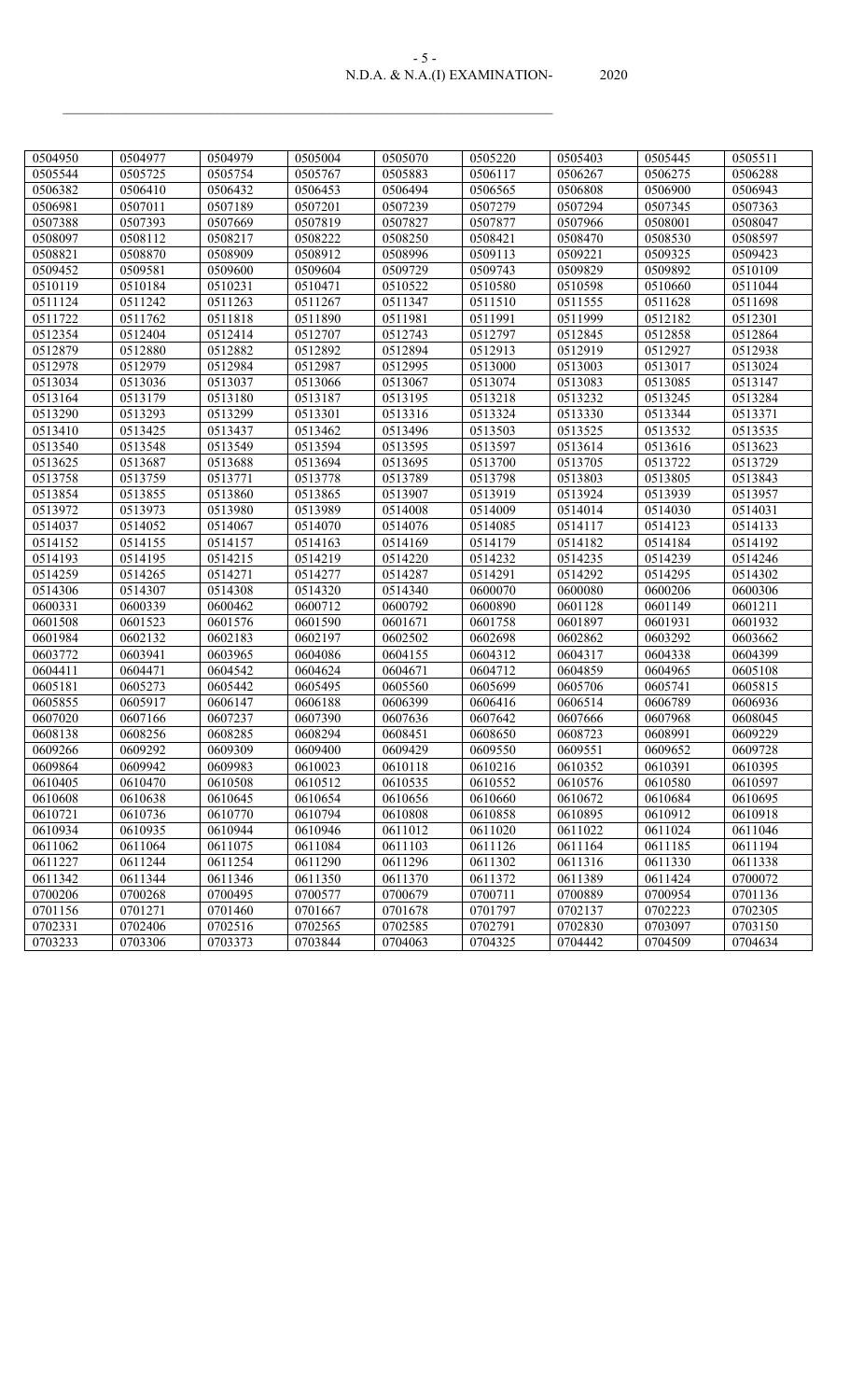| 0504950 | 0504977 | 0504979 | 0505004 | 0505070 | 0505220 | 0505403 | 0505445 | 0505511 |
|---|---|---|---|---|---|---|---|---|
| 0505544 | 0505725 | 0505754 | 0505767 | 0505883 | 0506117 | 0506267 | 0506275 | 0506288 |
| 0506382 | 0506410 | 0506432 | 0506453 | 0506494 | 0506565 | 0506808 | 0506900 | 0506943 |
| 0506981 | 0507011 | 0507189 | 0507201 | 0507239 | 0507279 | 0507294 | 0507345 | 0507363 |
| 0507388 | 0507393 | 0507669 | 0507819 | 0507827 | 0507877 | 0507966 | 0508001 | 0508047 |
| 0508097 | 0508112 | 0508217 | 0508222 | 0508250 | 0508421 | 0508470 | 0508530 | 0508597 |
| 0508821 | 0508870 | 0508909 | 0508912 | 0508996 | 0509113 | 0509221 | 0509325 | 0509423 |
| 0509452 | 0509581 | 0509600 | 0509604 | 0509729 | 0509743 | 0509829 | 0509892 | 0510109 |
| 0510119 | 0510184 | 0510231 | 0510471 | 0510522 | 0510580 | 0510598 | 0510660 | 0511044 |
| 0511124 | 0511242 | 0511263 | 0511267 | 0511347 | 0511510 | 0511555 | 0511628 | 0511698 |
| 0511722 | 0511762 | 0511818 | 0511890 | 0511981 | 0511991 | 0511999 | 0512182 | 0512301 |
| 0512354 | 0512404 | 0512414 | 0512707 | 0512743 | 0512797 | 0512845 | 0512858 | 0512864 |
| 0512879 | 0512880 | 0512882 | 0512892 | 0512894 | 0512913 | 0512919 | 0512927 | 0512938 |
| 0512978 | 0512979 | 0512984 | 0512987 | 0512995 | 0513000 | 0513003 | 0513017 | 0513024 |
| 0513034 | 0513036 | 0513037 | 0513066 | 0513067 | 0513074 | 0513083 | 0513085 | 0513147 |
| 0513164 | 0513179 | 0513180 | 0513187 | 0513195 | 0513218 | 0513232 | 0513245 | 0513284 |
| 0513290 | 0513293 | 0513299 | 0513301 | 0513316 | 0513324 | 0513330 | 0513344 | 0513371 |
| 0513410 | 0513425 | 0513437 | 0513462 | 0513496 | 0513503 | 0513525 | 0513532 | 0513535 |
| 0513540 | 0513548 | 0513549 | 0513594 | 0513595 | 0513597 | 0513614 | 0513616 | 0513623 |
| 0513625 | 0513687 | 0513688 | 0513694 | 0513695 | 0513700 | 0513705 | 0513722 | 0513729 |
| 0513758 | 0513759 | 0513771 | 0513778 | 0513789 | 0513798 | 0513803 | 0513805 | 0513843 |
| 0513854 | 0513855 | 0513860 | 0513865 | 0513907 | 0513919 | 0513924 | 0513939 | 0513957 |
| 0513972 | 0513973 | 0513980 | 0513989 | 0514008 | 0514009 | 0514014 | 0514030 | 0514031 |
| 0514037 | 0514052 | 0514067 | 0514070 | 0514076 | 0514085 | 0514117 | 0514123 | 0514133 |
| 0514152 | 0514155 | 0514157 | 0514163 | 0514169 | 0514179 | 0514182 | 0514184 | 0514192 |
| 0514193 | 0514195 | 0514215 | 0514219 | 0514220 | 0514232 | 0514235 | 0514239 | 0514246 |
| 0514259 | 0514265 | 0514271 | 0514277 | 0514287 | 0514291 | 0514292 | 0514295 | 0514302 |
| 0514306 | 0514307 | 0514308 | 0514320 | 0514340 | 0600070 | 0600080 | 0600206 | 0600306 |
| 0600331 | 0600339 | 0600462 | 0600712 | 0600792 | 0600890 | 0601128 | 0601149 | 0601211 |
| 0601508 | 0601523 | 0601576 | 0601590 | 0601671 | 0601758 | 0601897 | 0601931 | 0601932 |
| 0601984 | 0602132 | 0602183 | 0602197 | 0602502 | 0602698 | 0602862 | 0603292 | 0603662 |
| 0603772 | 0603941 | 0603965 | 0604086 | 0604155 | 0604312 | 0604317 | 0604338 | 0604399 |
| 0604411 | 0604471 | 0604542 | 0604624 | 0604671 | 0604712 | 0604859 | 0604965 | 0605108 |
| 0605181 | 0605273 | 0605442 | 0605495 | 0605560 | 0605699 | 0605706 | 0605741 | 0605815 |
| 0605855 | 0605917 | 0606147 | 0606188 | 0606399 | 0606416 | 0606514 | 0606789 | 0606936 |
| 0607020 | 0607166 | 0607237 | 0607390 | 0607636 | 0607642 | 0607666 | 0607968 | 0608045 |
| 0608138 | 0608256 | 0608285 | 0608294 | 0608451 | 0608650 | 0608723 | 0608991 | 0609229 |
| 0609266 | 0609292 | 0609309 | 0609400 | 0609429 | 0609550 | 0609551 | 0609652 | 0609728 |
| 0609864 | 0609942 | 0609983 | 0610023 | 0610118 | 0610216 | 0610352 | 0610391 | 0610395 |
| 0610405 | 0610470 | 0610508 | 0610512 | 0610535 | 0610552 | 0610576 | 0610580 | 0610597 |
| 0610608 | 0610638 | 0610645 | 0610654 | 0610656 | 0610660 | 0610672 | 0610684 | 0610695 |
| 0610721 | 0610736 | 0610770 | 0610794 | 0610808 | 0610858 | 0610895 | 0610912 | 0610918 |
| 0610934 | 0610935 | 0610944 | 0610946 | 0611012 | 0611020 | 0611022 | 0611024 | 0611046 |
| 0611062 | 0611064 | 0611075 | 0611084 | 0611103 | 0611126 | 0611164 | 0611185 | 0611194 |
| 0611227 | 0611244 | 0611254 | 0611290 | 0611296 | 0611302 | 0611316 | 0611330 | 0611338 |
| 0611342 | 0611344 | 0611346 | 0611350 | 0611370 | 0611372 | 0611389 | 0611424 | 0700072 |
| 0700206 | 0700268 | 0700495 | 0700577 | 0700679 | 0700711 | 0700889 | 0700954 | 0701136 |
| 0701156 | 0701271 | 0701460 | 0701667 | 0701678 | 0701797 | 0702137 | 0702223 | 0702305 |
| 0702331 | 0702406 | 0702516 | 0702565 | 0702585 | 0702791 | 0702830 | 0703097 | 0703150 |
| 0703233 | 0703306 | 0703373 | 0703844 | 0704063 | 0704325 | 0704442 | 0704509 | 0704634 |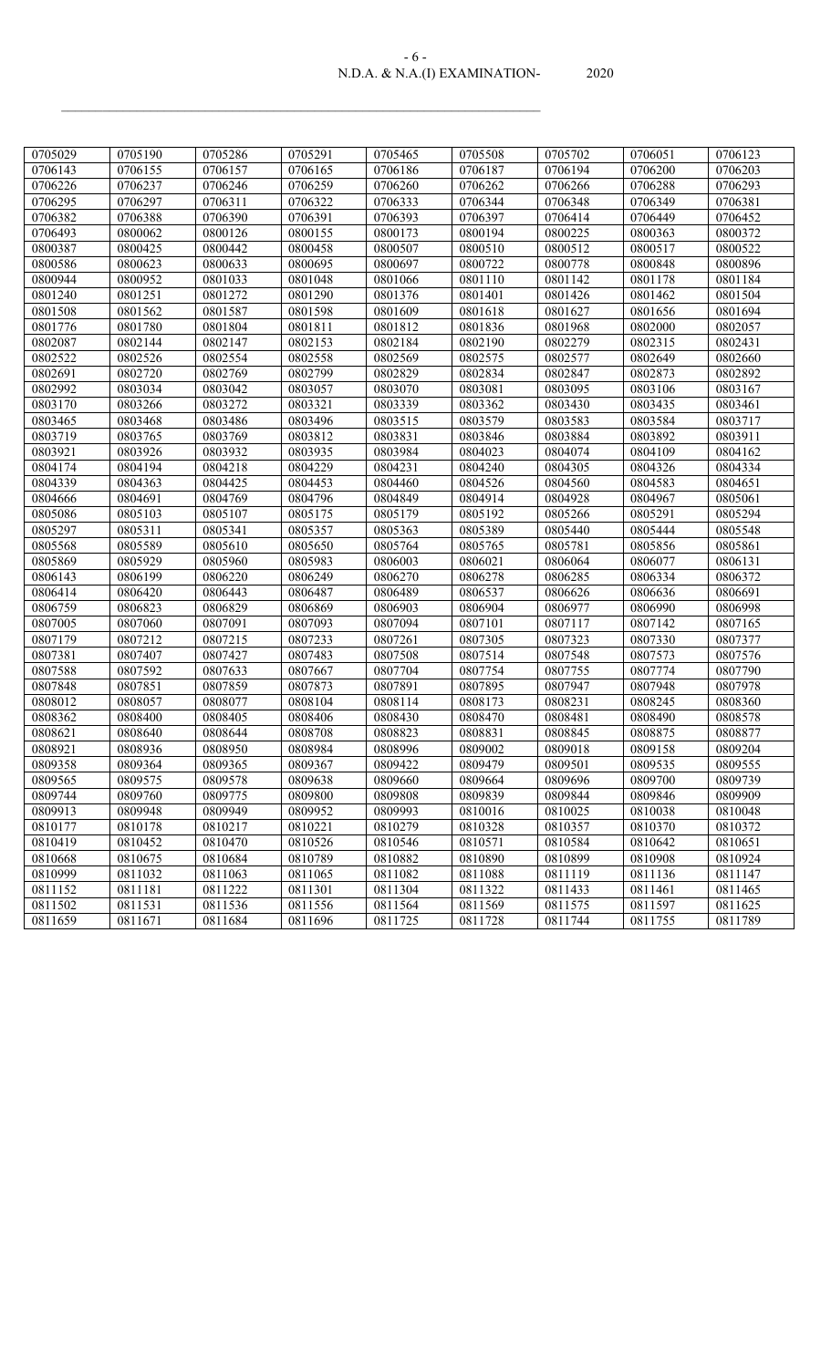| 0705029 | 0705190 | 0705286 | 0705291 | 0705465 | 0705508 | 0705702 | 0706051 | 0706123 |
|---|---|---|---|---|---|---|---|---|
| 0706143 | 0706155 | 0706157 | 0706165 | 0706186 | 0706187 | 0706194 | 0706200 | 0706203 |
| 0706226 | 0706237 | 0706246 | 0706259 | 0706260 | 0706262 | 0706266 | 0706288 | 0706293 |
| 0706295 | 0706297 | 0706311 | 0706322 | 0706333 | 0706344 | 0706348 | 0706349 | 0706381 |
| 0706382 | 0706388 | 0706390 | 0706391 | 0706393 | 0706397 | 0706414 | 0706449 | 0706452 |
| 0706493 | 0800062 | 0800126 | 0800155 | 0800173 | 0800194 | 0800225 | 0800363 | 0800372 |
| 0800387 | 0800425 | 0800442 | 0800458 | 0800507 | 0800510 | 0800512 | 0800517 | 0800522 |
| 0800586 | 0800623 | 0800633 | 0800695 | 0800697 | 0800722 | 0800778 | 0800848 | 0800896 |
| 0800944 | 0800952 | 0801033 | 0801048 | 0801066 | 0801110 | 0801142 | 0801178 | 0801184 |
| 0801240 | 0801251 | 0801272 | 0801290 | 0801376 | 0801401 | 0801426 | 0801462 | 0801504 |
| 0801508 | 0801562 | 0801587 | 0801598 | 0801609 | 0801618 | 0801627 | 0801656 | 0801694 |
| 0801776 | 0801780 | 0801804 | 0801811 | 0801812 | 0801836 | 0801968 | 0802000 | 0802057 |
| 0802087 | 0802144 | 0802147 | 0802153 | 0802184 | 0802190 | 0802279 | 0802315 | 0802431 |
| 0802522 | 0802526 | 0802554 | 0802558 | 0802569 | 0802575 | 0802577 | 0802649 | 0802660 |
| 0802691 | 0802720 | 0802769 | 0802799 | 0802829 | 0802834 | 0802847 | 0802873 | 0802892 |
| 0802992 | 0803034 | 0803042 | 0803057 | 0803070 | 0803081 | 0803095 | 0803106 | 0803167 |
| 0803170 | 0803266 | 0803272 | 0803321 | 0803339 | 0803362 | 0803430 | 0803435 | 0803461 |
| 0803465 | 0803468 | 0803486 | 0803496 | 0803515 | 0803579 | 0803583 | 0803584 | 0803717 |
| 0803719 | 0803765 | 0803769 | 0803812 | 0803831 | 0803846 | 0803884 | 0803892 | 0803911 |
| 0803921 | 0803926 | 0803932 | 0803935 | 0803984 | 0804023 | 0804074 | 0804109 | 0804162 |
| 0804174 | 0804194 | 0804218 | 0804229 | 0804231 | 0804240 | 0804305 | 0804326 | 0804334 |
| 0804339 | 0804363 | 0804425 | 0804453 | 0804460 | 0804526 | 0804560 | 0804583 | 0804651 |
| 0804666 | 0804691 | 0804769 | 0804796 | 0804849 | 0804914 | 0804928 | 0804967 | 0805061 |
| 0805086 | 0805103 | 0805107 | 0805175 | 0805179 | 0805192 | 0805266 | 0805291 | 0805294 |
| 0805297 | 0805311 | 0805341 | 0805357 | 0805363 | 0805389 | 0805440 | 0805444 | 0805548 |
| 0805568 | 0805589 | 0805610 | 0805650 | 0805764 | 0805765 | 0805781 | 0805856 | 0805861 |
| 0805869 | 0805929 | 0805960 | 0805983 | 0806003 | 0806021 | 0806064 | 0806077 | 0806131 |
| 0806143 | 0806199 | 0806220 | 0806249 | 0806270 | 0806278 | 0806285 | 0806334 | 0806372 |
| 0806414 | 0806420 | 0806443 | 0806487 | 0806489 | 0806537 | 0806626 | 0806636 | 0806691 |
| 0806759 | 0806823 | 0806829 | 0806869 | 0806903 | 0806904 | 0806977 | 0806990 | 0806998 |
| 0807005 | 0807060 | 0807091 | 0807093 | 0807094 | 0807101 | 0807117 | 0807142 | 0807165 |
| 0807179 | 0807212 | 0807215 | 0807233 | 0807261 | 0807305 | 0807323 | 0807330 | 0807377 |
| 0807381 | 0807407 | 0807427 | 0807483 | 0807508 | 0807514 | 0807548 | 0807573 | 0807576 |
| 0807588 | 0807592 | 0807633 | 0807667 | 0807704 | 0807754 | 0807755 | 0807774 | 0807790 |
| 0807848 | 0807851 | 0807859 | 0807873 | 0807891 | 0807895 | 0807947 | 0807948 | 0807978 |
| 0808012 | 0808057 | 0808077 | 0808104 | 0808114 | 0808173 | 0808231 | 0808245 | 0808360 |
| 0808362 | 0808400 | 0808405 | 0808406 | 0808430 | 0808470 | 0808481 | 0808490 | 0808578 |
| 0808621 | 0808640 | 0808644 | 0808708 | 0808823 | 0808831 | 0808845 | 0808875 | 0808877 |
| 0808921 | 0808936 | 0808950 | 0808984 | 0808996 | 0809002 | 0809018 | 0809158 | 0809204 |
| 0809358 | 0809364 | 0809365 | 0809367 | 0809422 | 0809479 | 0809501 | 0809535 | 0809555 |
| 0809565 | 0809575 | 0809578 | 0809638 | 0809660 | 0809664 | 0809696 | 0809700 | 0809739 |
| 0809744 | 0809760 | 0809775 | 0809800 | 0809808 | 0809839 | 0809844 | 0809846 | 0809909 |
| 0809913 | 0809948 | 0809949 | 0809952 | 0809993 | 0810016 | 0810025 | 0810038 | 0810048 |
| 0810177 | 0810178 | 0810217 | 0810221 | 0810279 | 0810328 | 0810357 | 0810370 | 0810372 |
| 0810419 | 0810452 | 0810470 | 0810526 | 0810546 | 0810571 | 0810584 | 0810642 | 0810651 |
| 0810668 | 0810675 | 0810684 | 0810789 | 0810882 | 0810890 | 0810899 | 0810908 | 0810924 |
| 0810999 | 0811032 | 0811063 | 0811065 | 0811082 | 0811088 | 0811119 | 0811136 | 0811147 |
| 0811152 | 0811181 | 0811222 | 0811301 | 0811304 | 0811322 | 0811433 | 0811461 | 0811465 |
| 0811502 | 0811531 | 0811536 | 0811556 | 0811564 | 0811569 | 0811575 | 0811597 | 0811625 |
| 0811659 | 0811671 | 0811684 | 0811696 | 0811725 | 0811728 | 0811744 | 0811755 | 0811789 |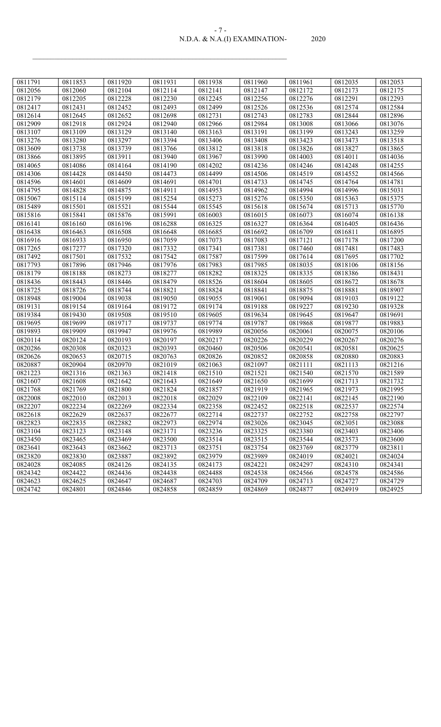| 0811791 | 0811853 | 0811920 | 0811931 | 0811938 | 0811960 | 0811961 | 0812035 | 0812053 |
|---|---|---|---|---|---|---|---|---|
| 0812056 | 0812060 | 0812104 | 0812114 | 0812141 | 0812147 | 0812172 | 0812173 | 0812175 |
| 0812179 | 0812205 | 0812228 | 0812230 | 0812245 | 0812256 | 0812276 | 0812291 | 0812293 |
| 0812417 | 0812431 | 0812452 | 0812493 | 0812499 | 0812526 | 0812536 | 0812574 | 0812584 |
| 0812614 | 0812645 | 0812652 | 0812698 | 0812731 | 0812743 | 0812783 | 0812844 | 0812896 |
| 0812909 | 0812918 | 0812924 | 0812940 | 0812966 | 0812984 | 0813008 | 0813066 | 0813076 |
| 0813107 | 0813109 | 0813129 | 0813140 | 0813163 | 0813191 | 0813199 | 0813243 | 0813259 |
| 0813276 | 0813280 | 0813297 | 0813394 | 0813406 | 0813408 | 0813423 | 0813473 | 0813518 |
| 0813609 | 0813738 | 0813739 | 0813766 | 0813812 | 0813818 | 0813826 | 0813827 | 0813865 |
| 0813866 | 0813895 | 0813911 | 0813940 | 0813967 | 0813990 | 0814003 | 0814011 | 0814036 |
| 0814065 | 0814086 | 0814164 | 0814190 | 0814202 | 0814236 | 0814246 | 0814248 | 0814255 |
| 0814306 | 0814428 | 0814450 | 0814473 | 0814499 | 0814506 | 0814519 | 0814552 | 0814566 |
| 0814596 | 0814601 | 0814609 | 0814691 | 0814701 | 0814733 | 0814745 | 0814764 | 0814781 |
| 0814795 | 0814828 | 0814875 | 0814911 | 0814953 | 0814962 | 0814994 | 0814996 | 0815031 |
| 0815067 | 0815114 | 0815199 | 0815254 | 0815273 | 0815276 | 0815350 | 0815363 | 0815375 |
| 0815489 | 0815501 | 0815521 | 0815544 | 0815545 | 0815618 | 0815674 | 0815713 | 0815770 |
| 0815816 | 0815841 | 0815876 | 0815991 | 0816003 | 0816015 | 0816073 | 0816074 | 0816138 |
| 0816141 | 0816160 | 0816196 | 0816288 | 0816325 | 0816327 | 0816364 | 0816405 | 0816436 |
| 0816438 | 0816463 | 0816508 | 0816648 | 0816685 | 0816692 | 0816709 | 0816811 | 0816895 |
| 0816916 | 0816933 | 0816950 | 0817059 | 0817073 | 0817083 | 0817121 | 0817178 | 0817200 |
| 0817265 | 0817277 | 0817320 | 0817332 | 0817341 | 0817381 | 0817460 | 0817481 | 0817483 |
| 0817492 | 0817501 | 0817532 | 0817542 | 0817587 | 0817599 | 0817614 | 0817695 | 0817702 |
| 0817793 | 0817896 | 0817946 | 0817976 | 0817983 | 0817985 | 0818035 | 0818106 | 0818156 |
| 0818179 | 0818188 | 0818273 | 0818277 | 0818282 | 0818325 | 0818335 | 0818386 | 0818431 |
| 0818436 | 0818443 | 0818446 | 0818479 | 0818526 | 0818604 | 0818605 | 0818672 | 0818678 |
| 0818725 | 0818726 | 0818744 | 0818821 | 0818824 | 0818841 | 0818875 | 0818881 | 0818907 |
| 0818948 | 0819004 | 0819038 | 0819050 | 0819055 | 0819061 | 0819094 | 0819103 | 0819122 |
| 0819131 | 0819154 | 0819164 | 0819172 | 0819174 | 0819188 | 0819227 | 0819230 | 0819328 |
| 0819384 | 0819430 | 0819508 | 0819510 | 0819605 | 0819634 | 0819645 | 0819647 | 0819691 |
| 0819695 | 0819699 | 0819717 | 0819737 | 0819774 | 0819787 | 0819868 | 0819877 | 0819883 |
| 0819893 | 0819909 | 0819947 | 0819976 | 0819989 | 0820056 | 0820061 | 0820075 | 0820106 |
| 0820114 | 0820124 | 0820193 | 0820197 | 0820217 | 0820226 | 0820229 | 0820267 | 0820276 |
| 0820286 | 0820308 | 0820323 | 0820393 | 0820460 | 0820506 | 0820541 | 0820581 | 0820625 |
| 0820626 | 0820653 | 0820715 | 0820763 | 0820826 | 0820852 | 0820858 | 0820880 | 0820883 |
| 0820887 | 0820904 | 0820970 | 0821019 | 0821063 | 0821097 | 0821111 | 0821113 | 0821216 |
| 0821223 | 0821316 | 0821363 | 0821418 | 0821510 | 0821521 | 0821540 | 0821570 | 0821589 |
| 0821607 | 0821608 | 0821642 | 0821643 | 0821649 | 0821650 | 0821699 | 0821713 | 0821732 |
| 0821768 | 0821769 | 0821800 | 0821824 | 0821857 | 0821919 | 0821965 | 0821973 | 0821995 |
| 0822008 | 0822010 | 0822013 | 0822018 | 0822029 | 0822109 | 0822141 | 0822145 | 0822190 |
| 0822207 | 0822234 | 0822269 | 0822334 | 0822358 | 0822452 | 0822518 | 0822537 | 0822574 |
| 0822618 | 0822629 | 0822637 | 0822677 | 0822714 | 0822737 | 0822752 | 0822758 | 0822797 |
| 0822823 | 0822835 | 0822882 | 0822973 | 0822974 | 0823026 | 0823045 | 0823051 | 0823088 |
| 0823104 | 0823123 | 0823148 | 0823171 | 0823236 | 0823325 | 0823380 | 0823403 | 0823406 |
| 0823450 | 0823465 | 0823469 | 0823500 | 0823514 | 0823515 | 0823544 | 0823573 | 0823600 |
| 0823641 | 0823643 | 0823662 | 0823713 | 0823751 | 0823754 | 0823769 | 0823779 | 0823811 |
| 0823820 | 0823830 | 0823887 | 0823892 | 0823979 | 0823989 | 0824019 | 0824021 | 0824024 |
| 0824028 | 0824085 | 0824126 | 0824135 | 0824173 | 0824221 | 0824297 | 0824310 | 0824341 |
| 0824342 | 0824422 | 0824436 | 0824438 | 0824488 | 0824538 | 0824566 | 0824578 | 0824586 |
| 0824623 | 0824625 | 0824647 | 0824687 | 0824703 | 0824709 | 0824713 | 0824727 | 0824729 |
| 0824742 | 0824801 | 0824846 | 0824858 | 0824859 | 0824869 | 0824877 | 0824919 | 0824925 |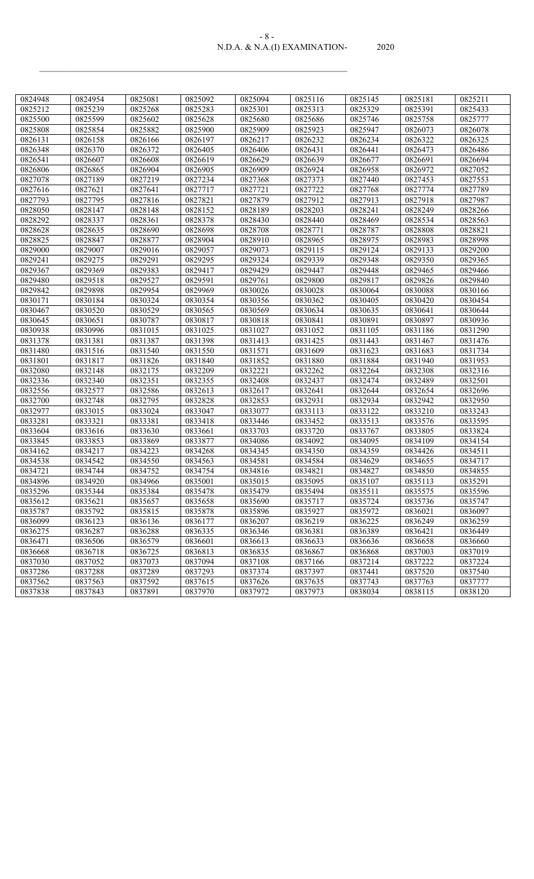| 0824948 | 0824954 | 0825081 | 0825092 | 0825094 | 0825116 | 0825145 | 0825181 | 0825211 |
|---|---|---|---|---|---|---|---|---|
| 0825212 | 0825239 | 0825268 | 0825283 | 0825301 | 0825313 | 0825329 | 0825391 | 0825433 |
| 0825500 | 0825599 | 0825602 | 0825628 | 0825680 | 0825686 | 0825746 | 0825758 | 0825777 |
| 0825808 | 0825854 | 0825882 | 0825900 | 0825909 | 0825923 | 0825947 | 0826073 | 0826078 |
| 0826131 | 0826158 | 0826166 | 0826197 | 0826217 | 0826232 | 0826234 | 0826322 | 0826325 |
| 0826348 | 0826370 | 0826372 | 0826405 | 0826406 | 0826431 | 0826441 | 0826473 | 0826486 |
| 0826541 | 0826607 | 0826608 | 0826619 | 0826629 | 0826639 | 0826677 | 0826691 | 0826694 |
| 0826806 | 0826865 | 0826904 | 0826905 | 0826909 | 0826924 | 0826958 | 0826972 | 0827052 |
| 0827078 | 0827189 | 0827219 | 0827234 | 0827368 | 0827373 | 0827440 | 0827453 | 0827553 |
| 0827616 | 0827621 | 0827641 | 0827717 | 0827721 | 0827722 | 0827768 | 0827774 | 0827789 |
| 0827793 | 0827795 | 0827816 | 0827821 | 0827879 | 0827912 | 0827913 | 0827918 | 0827987 |
| 0828050 | 0828147 | 0828148 | 0828152 | 0828189 | 0828203 | 0828241 | 0828249 | 0828266 |
| 0828292 | 0828337 | 0828361 | 0828378 | 0828430 | 0828440 | 0828469 | 0828534 | 0828563 |
| 0828628 | 0828635 | 0828690 | 0828698 | 0828708 | 0828771 | 0828787 | 0828808 | 0828821 |
| 0828825 | 0828847 | 0828877 | 0828904 | 0828910 | 0828965 | 0828975 | 0828983 | 0828998 |
| 0829000 | 0829007 | 0829016 | 0829057 | 0829073 | 0829115 | 0829124 | 0829133 | 0829200 |
| 0829241 | 0829275 | 0829291 | 0829295 | 0829324 | 0829339 | 0829348 | 0829350 | 0829365 |
| 0829367 | 0829369 | 0829383 | 0829417 | 0829429 | 0829447 | 0829448 | 0829465 | 0829466 |
| 0829480 | 0829518 | 0829527 | 0829591 | 0829761 | 0829800 | 0829817 | 0829826 | 0829840 |
| 0829842 | 0829898 | 0829954 | 0829969 | 0830026 | 0830028 | 0830064 | 0830088 | 0830166 |
| 0830171 | 0830184 | 0830324 | 0830354 | 0830356 | 0830362 | 0830405 | 0830420 | 0830454 |
| 0830467 | 0830520 | 0830529 | 0830565 | 0830569 | 0830634 | 0830635 | 0830641 | 0830644 |
| 0830645 | 0830651 | 0830787 | 0830817 | 0830818 | 0830841 | 0830891 | 0830897 | 0830936 |
| 0830938 | 0830996 | 0831015 | 0831025 | 0831027 | 0831052 | 0831105 | 0831186 | 0831290 |
| 0831378 | 0831381 | 0831387 | 0831398 | 0831413 | 0831425 | 0831443 | 0831467 | 0831476 |
| 0831480 | 0831516 | 0831540 | 0831550 | 0831571 | 0831609 | 0831623 | 0831683 | 0831734 |
| 0831801 | 0831817 | 0831826 | 0831840 | 0831852 | 0831880 | 0831884 | 0831940 | 0831953 |
| 0832080 | 0832148 | 0832175 | 0832209 | 0832221 | 0832262 | 0832264 | 0832308 | 0832316 |
| 0832336 | 0832340 | 0832351 | 0832355 | 0832408 | 0832437 | 0832474 | 0832489 | 0832501 |
| 0832556 | 0832577 | 0832586 | 0832613 | 0832617 | 0832641 | 0832644 | 0832654 | 0832696 |
| 0832700 | 0832748 | 0832795 | 0832828 | 0832853 | 0832931 | 0832934 | 0832942 | 0832950 |
| 0832977 | 0833015 | 0833024 | 0833047 | 0833077 | 0833113 | 0833122 | 0833210 | 0833243 |
| 0833281 | 0833321 | 0833381 | 0833418 | 0833446 | 0833452 | 0833513 | 0833576 | 0833595 |
| 0833604 | 0833616 | 0833630 | 0833661 | 0833703 | 0833720 | 0833767 | 0833805 | 0833824 |
| 0833845 | 0833853 | 0833869 | 0833877 | 0834086 | 0834092 | 0834095 | 0834109 | 0834154 |
| 0834162 | 0834217 | 0834223 | 0834268 | 0834345 | 0834350 | 0834359 | 0834426 | 0834511 |
| 0834538 | 0834542 | 0834550 | 0834563 | 0834581 | 0834584 | 0834629 | 0834655 | 0834717 |
| 0834721 | 0834744 | 0834752 | 0834754 | 0834816 | 0834821 | 0834827 | 0834850 | 0834855 |
| 0834896 | 0834920 | 0834966 | 0835001 | 0835015 | 0835095 | 0835107 | 0835113 | 0835291 |
| 0835296 | 0835344 | 0835384 | 0835478 | 0835479 | 0835494 | 0835511 | 0835575 | 0835596 |
| 0835612 | 0835621 | 0835657 | 0835658 | 0835690 | 0835717 | 0835724 | 0835736 | 0835747 |
| 0835787 | 0835792 | 0835815 | 0835878 | 0835896 | 0835927 | 0835972 | 0836021 | 0836097 |
| 0836099 | 0836123 | 0836136 | 0836177 | 0836207 | 0836219 | 0836225 | 0836249 | 0836259 |
| 0836275 | 0836287 | 0836288 | 0836335 | 0836346 | 0836381 | 0836389 | 0836421 | 0836449 |
| 0836471 | 0836506 | 0836579 | 0836601 | 0836613 | 0836633 | 0836636 | 0836658 | 0836660 |
| 0836668 | 0836718 | 0836725 | 0836813 | 0836835 | 0836867 | 0836868 | 0837003 | 0837019 |
| 0837030 | 0837052 | 0837073 | 0837094 | 0837108 | 0837166 | 0837214 | 0837222 | 0837224 |
| 0837286 | 0837288 | 0837289 | 0837293 | 0837374 | 0837397 | 0837441 | 0837520 | 0837540 |
| 0837562 | 0837563 | 0837592 | 0837615 | 0837626 | 0837635 | 0837743 | 0837763 | 0837777 |
| 0837838 | 0837843 | 0837891 | 0837970 | 0837972 | 0837973 | 0838034 | 0838115 | 0838120 |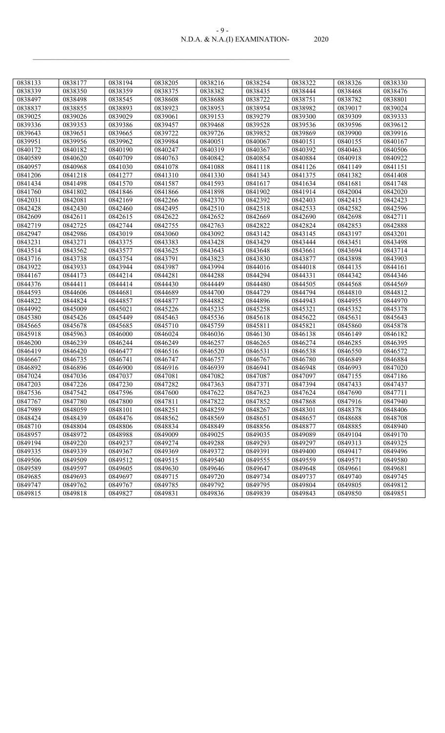| 0838133 | 0838177 | 0838194 | 0838205 | 0838216 | 0838254 | 0838322 | 0838326 | 0838330 |
|---|---|---|---|---|---|---|---|---|
| 0838339 | 0838350 | 0838359 | 0838375 | 0838382 | 0838435 | 0838444 | 0838468 | 0838476 |
| 0838497 | 0838498 | 0838545 | 0838608 | 0838688 | 0838722 | 0838751 | 0838782 | 0838801 |
| 0838837 | 0838855 | 0838893 | 0838923 | 0838953 | 0838954 | 0838982 | 0839017 | 0839024 |
| 0839025 | 0839026 | 0839029 | 0839061 | 0839153 | 0839279 | 0839300 | 0839309 | 0839333 |
| 0839336 | 0839353 | 0839386 | 0839457 | 0839468 | 0839528 | 0839536 | 0839596 | 0839612 |
| 0839643 | 0839651 | 0839665 | 0839722 | 0839726 | 0839852 | 0839869 | 0839900 | 0839916 |
| 0839951 | 0839956 | 0839962 | 0839984 | 0840051 | 0840067 | 0840151 | 0840155 | 0840167 |
| 0840172 | 0840182 | 0840190 | 0840247 | 0840319 | 0840367 | 0840392 | 0840463 | 0840506 |
| 0840589 | 0840620 | 0840709 | 0840763 | 0840842 | 0840854 | 0840884 | 0840918 | 0840922 |
| 0840957 | 0840968 | 0841030 | 0841078 | 0841088 | 0841118 | 0841126 | 0841149 | 0841151 |
| 0841206 | 0841218 | 0841277 | 0841310 | 0841330 | 0841343 | 0841375 | 0841382 | 0841408 |
| 0841434 | 0841498 | 0841570 | 0841587 | 0841593 | 0841617 | 0841634 | 0841681 | 0841748 |
| 0841760 | 0841802 | 0841846 | 0841866 | 0841898 | 0841902 | 0841914 | 0842004 | 0842020 |
| 0842031 | 0842081 | 0842169 | 0842266 | 0842370 | 0842392 | 0842403 | 0842415 | 0842423 |
| 0842428 | 0842430 | 0842460 | 0842495 | 0842510 | 0842518 | 0842533 | 0842582 | 0842596 |
| 0842609 | 0842611 | 0842615 | 0842622 | 0842652 | 0842669 | 0842690 | 0842698 | 0842711 |
| 0842719 | 0842725 | 0842744 | 0842755 | 0842763 | 0842822 | 0842824 | 0842853 | 0842888 |
| 0842947 | 0842986 | 0843019 | 0843060 | 0843092 | 0843142 | 0843145 | 0843197 | 0843201 |
| 0843231 | 0843271 | 0843375 | 0843383 | 0843428 | 0843429 | 0843444 | 0843451 | 0843498 |
| 0843514 | 0843562 | 0843577 | 0843625 | 0843643 | 0843648 | 0843661 | 0843694 | 0843714 |
| 0843716 | 0843738 | 0843754 | 0843791 | 0843823 | 0843830 | 0843877 | 0843898 | 0843903 |
| 0843922 | 0843933 | 0843944 | 0843987 | 0843994 | 0844016 | 0844018 | 0844135 | 0844161 |
| 0844167 | 0844173 | 0844214 | 0844281 | 0844288 | 0844294 | 0844331 | 0844342 | 0844346 |
| 0844376 | 0844411 | 0844414 | 0844430 | 0844449 | 0844480 | 0844505 | 0844568 | 0844569 |
| 0844593 | 0844606 | 0844681 | 0844689 | 0844700 | 0844729 | 0844794 | 0844810 | 0844812 |
| 0844822 | 0844824 | 0844857 | 0844877 | 0844882 | 0844896 | 0844943 | 0844955 | 0844970 |
| 0844992 | 0845009 | 0845021 | 0845226 | 0845235 | 0845258 | 0845321 | 0845352 | 0845378 |
| 0845380 | 0845426 | 0845449 | 0845463 | 0845536 | 0845618 | 0845622 | 0845631 | 0845643 |
| 0845665 | 0845678 | 0845685 | 0845710 | 0845759 | 0845811 | 0845821 | 0845860 | 0845878 |
| 0845918 | 0845963 | 0846000 | 0846024 | 0846036 | 0846130 | 0846138 | 0846149 | 0846182 |
| 0846200 | 0846239 | 0846244 | 0846249 | 0846257 | 0846265 | 0846274 | 0846285 | 0846395 |
| 0846419 | 0846420 | 0846477 | 0846516 | 0846520 | 0846531 | 0846538 | 0846550 | 0846572 |
| 0846667 | 0846735 | 0846741 | 0846747 | 0846757 | 0846767 | 0846780 | 0846849 | 0846884 |
| 0846892 | 0846896 | 0846900 | 0846916 | 0846939 | 0846941 | 0846948 | 0846993 | 0847020 |
| 0847024 | 0847036 | 0847037 | 0847081 | 0847082 | 0847087 | 0847097 | 0847155 | 0847186 |
| 0847203 | 0847226 | 0847230 | 0847282 | 0847363 | 0847371 | 0847394 | 0847433 | 0847437 |
| 0847536 | 0847542 | 0847596 | 0847600 | 0847622 | 0847623 | 0847624 | 0847690 | 0847711 |
| 0847767 | 0847780 | 0847800 | 0847811 | 0847822 | 0847852 | 0847868 | 0847916 | 0847940 |
| 0847989 | 0848059 | 0848101 | 0848251 | 0848259 | 0848267 | 0848301 | 0848378 | 0848406 |
| 0848424 | 0848439 | 0848476 | 0848562 | 0848569 | 0848651 | 0848657 | 0848688 | 0848708 |
| 0848710 | 0848804 | 0848806 | 0848834 | 0848849 | 0848856 | 0848877 | 0848885 | 0848940 |
| 0848957 | 0848972 | 0848988 | 0849009 | 0849025 | 0849035 | 0849089 | 0849104 | 0849170 |
| 0849194 | 0849220 | 0849237 | 0849274 | 0849288 | 0849293 | 0849297 | 0849313 | 0849325 |
| 0849335 | 0849339 | 0849367 | 0849369 | 0849372 | 0849391 | 0849400 | 0849417 | 0849496 |
| 0849506 | 0849509 | 0849512 | 0849515 | 0849540 | 0849555 | 0849559 | 0849571 | 0849580 |
| 0849589 | 0849597 | 0849605 | 0849630 | 0849646 | 0849647 | 0849648 | 0849661 | 0849681 |
| 0849685 | 0849693 | 0849697 | 0849715 | 0849720 | 0849734 | 0849737 | 0849740 | 0849745 |
| 0849747 | 0849762 | 0849767 | 0849785 | 0849792 | 0849795 | 0849804 | 0849805 | 0849812 |
| 0849815 | 0849818 | 0849827 | 0849831 | 0849836 | 0849839 | 0849843 | 0849850 | 0849851 |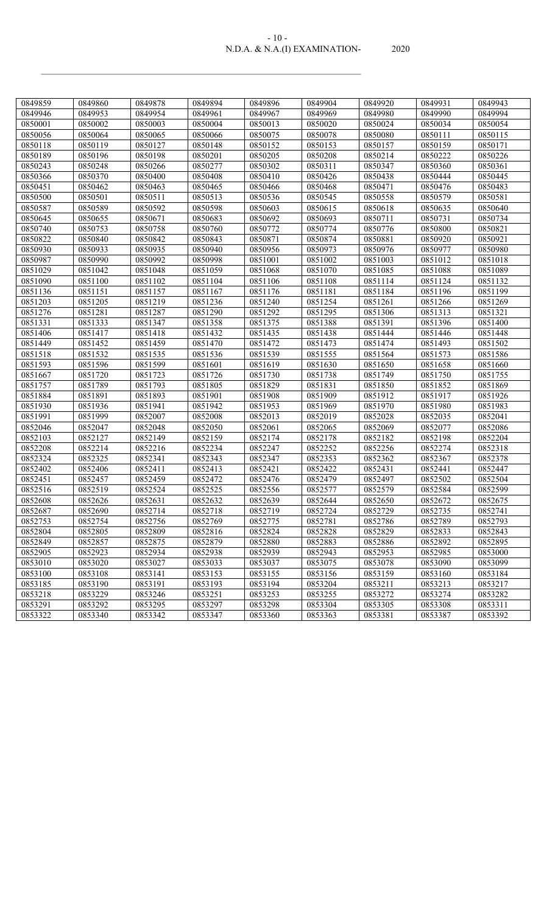| 0849859 | 0849860 | 0849878 | 0849894 | 0849896 | 0849904 | 0849920 | 0849931 | 0849943 |
|---|---|---|---|---|---|---|---|---|
| 0849946 | 0849953 | 0849954 | 0849961 | 0849967 | 0849969 | 0849980 | 0849990 | 0849994 |
| 0850001 | 0850002 | 0850003 | 0850004 | 0850013 | 0850020 | 0850024 | 0850034 | 0850054 |
| 0850056 | 0850064 | 0850065 | 0850066 | 0850075 | 0850078 | 0850080 | 0850111 | 0850115 |
| 0850118 | 0850119 | 0850127 | 0850148 | 0850152 | 0850153 | 0850157 | 0850159 | 0850171 |
| 0850189 | 0850196 | 0850198 | 0850201 | 0850205 | 0850208 | 0850214 | 0850222 | 0850226 |
| 0850243 | 0850248 | 0850266 | 0850277 | 0850302 | 0850311 | 0850347 | 0850360 | 0850361 |
| 0850366 | 0850370 | 0850400 | 0850408 | 0850410 | 0850426 | 0850438 | 0850444 | 0850445 |
| 0850451 | 0850462 | 0850463 | 0850465 | 0850466 | 0850468 | 0850471 | 0850476 | 0850483 |
| 0850500 | 0850501 | 0850511 | 0850513 | 0850536 | 0850545 | 0850558 | 0850579 | 0850581 |
| 0850587 | 0850589 | 0850592 | 0850598 | 0850603 | 0850615 | 0850618 | 0850635 | 0850640 |
| 0850645 | 0850655 | 0850671 | 0850683 | 0850692 | 0850693 | 0850711 | 0850731 | 0850734 |
| 0850740 | 0850753 | 0850758 | 0850760 | 0850772 | 0850774 | 0850776 | 0850800 | 0850821 |
| 0850822 | 0850840 | 0850842 | 0850843 | 0850871 | 0850874 | 0850881 | 0850920 | 0850921 |
| 0850930 | 0850933 | 0850935 | 0850940 | 0850956 | 0850973 | 0850976 | 0850977 | 0850980 |
| 0850987 | 0850990 | 0850992 | 0850998 | 0851001 | 0851002 | 0851003 | 0851012 | 0851018 |
| 0851029 | 0851042 | 0851048 | 0851059 | 0851068 | 0851070 | 0851085 | 0851088 | 0851089 |
| 0851090 | 0851100 | 0851102 | 0851104 | 0851106 | 0851108 | 0851114 | 0851124 | 0851132 |
| 0851136 | 0851151 | 0851157 | 0851167 | 0851176 | 0851181 | 0851184 | 0851196 | 0851199 |
| 0851203 | 0851205 | 0851219 | 0851236 | 0851240 | 0851254 | 0851261 | 0851266 | 0851269 |
| 0851276 | 0851281 | 0851287 | 0851290 | 0851292 | 0851295 | 0851306 | 0851313 | 0851321 |
| 0851331 | 0851333 | 0851347 | 0851358 | 0851375 | 0851388 | 0851391 | 0851396 | 0851400 |
| 0851406 | 0851417 | 0851418 | 0851432 | 0851435 | 0851438 | 0851444 | 0851446 | 0851448 |
| 0851449 | 0851452 | 0851459 | 0851470 | 0851472 | 0851473 | 0851474 | 0851493 | 0851502 |
| 0851518 | 0851532 | 0851535 | 0851536 | 0851539 | 0851555 | 0851564 | 0851573 | 0851586 |
| 0851593 | 0851596 | 0851599 | 0851601 | 0851619 | 0851630 | 0851650 | 0851658 | 0851660 |
| 0851667 | 0851720 | 0851723 | 0851726 | 0851730 | 0851738 | 0851749 | 0851750 | 0851755 |
| 0851757 | 0851789 | 0851793 | 0851805 | 0851829 | 0851831 | 0851850 | 0851852 | 0851869 |
| 0851884 | 0851891 | 0851893 | 0851901 | 0851908 | 0851909 | 0851912 | 0851917 | 0851926 |
| 0851930 | 0851936 | 0851941 | 0851942 | 0851953 | 0851969 | 0851970 | 0851980 | 0851983 |
| 0851991 | 0851999 | 0852007 | 0852008 | 0852013 | 0852019 | 0852028 | 0852035 | 0852041 |
| 0852046 | 0852047 | 0852048 | 0852050 | 0852061 | 0852065 | 0852069 | 0852077 | 0852086 |
| 0852103 | 0852127 | 0852149 | 0852159 | 0852174 | 0852178 | 0852182 | 0852198 | 0852204 |
| 0852208 | 0852214 | 0852216 | 0852234 | 0852247 | 0852252 | 0852256 | 0852274 | 0852318 |
| 0852324 | 0852325 | 0852341 | 0852343 | 0852347 | 0852353 | 0852362 | 0852367 | 0852378 |
| 0852402 | 0852406 | 0852411 | 0852413 | 0852421 | 0852422 | 0852431 | 0852441 | 0852447 |
| 0852451 | 0852457 | 0852459 | 0852472 | 0852476 | 0852479 | 0852497 | 0852502 | 0852504 |
| 0852516 | 0852519 | 0852524 | 0852525 | 0852556 | 0852577 | 0852579 | 0852584 | 0852599 |
| 0852608 | 0852626 | 0852631 | 0852632 | 0852639 | 0852644 | 0852650 | 0852672 | 0852675 |
| 0852687 | 0852690 | 0852714 | 0852718 | 0852719 | 0852724 | 0852729 | 0852735 | 0852741 |
| 0852753 | 0852754 | 0852756 | 0852769 | 0852775 | 0852781 | 0852786 | 0852789 | 0852793 |
| 0852804 | 0852805 | 0852809 | 0852816 | 0852824 | 0852828 | 0852829 | 0852833 | 0852843 |
| 0852849 | 0852857 | 0852875 | 0852879 | 0852880 | 0852883 | 0852886 | 0852892 | 0852895 |
| 0852905 | 0852923 | 0852934 | 0852938 | 0852939 | 0852943 | 0852953 | 0852985 | 0853000 |
| 0853010 | 0853020 | 0853027 | 0853033 | 0853037 | 0853075 | 0853078 | 0853090 | 0853099 |
| 0853100 | 0853108 | 0853141 | 0853153 | 0853155 | 0853156 | 0853159 | 0853160 | 0853184 |
| 0853185 | 0853190 | 0853191 | 0853193 | 0853194 | 0853204 | 0853211 | 0853213 | 0853217 |
| 0853218 | 0853229 | 0853246 | 0853251 | 0853253 | 0853255 | 0853272 | 0853274 | 0853282 |
| 0853291 | 0853292 | 0853295 | 0853297 | 0853298 | 0853304 | 0853305 | 0853308 | 0853311 |
| 0853322 | 0853340 | 0853342 | 0853347 | 0853360 | 0853363 | 0853381 | 0853387 | 0853392 |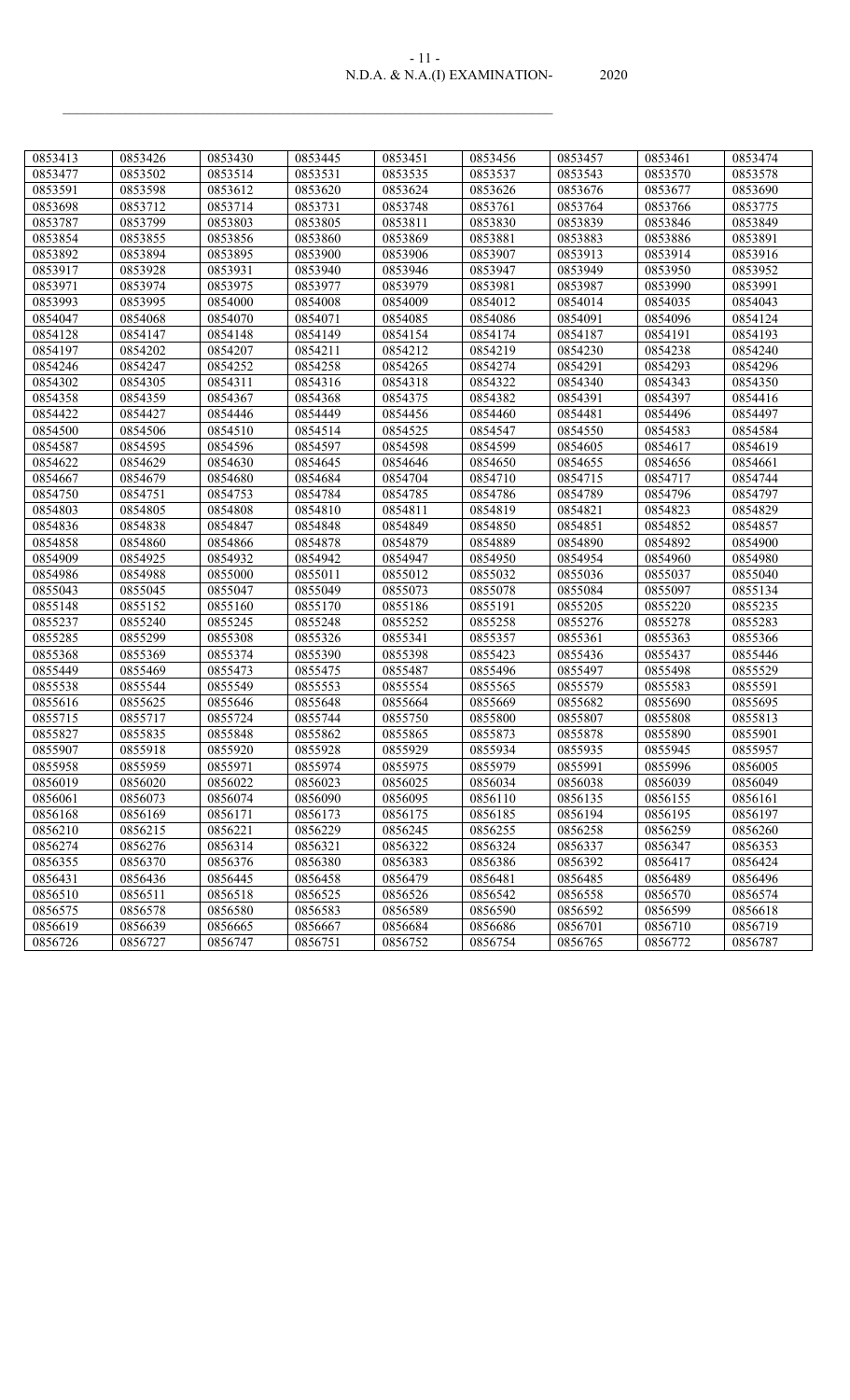| 0853413 | 0853426 | 0853430 | 0853445 | 0853451 | 0853456 | 0853457 | 0853461 | 0853474 |
|---|---|---|---|---|---|---|---|---|
| 0853477 | 0853502 | 0853514 | 0853531 | 0853535 | 0853537 | 0853543 | 0853570 | 0853578 |
| 0853591 | 0853598 | 0853612 | 0853620 | 0853624 | 0853626 | 0853676 | 0853677 | 0853690 |
| 0853698 | 0853712 | 0853714 | 0853731 | 0853748 | 0853761 | 0853764 | 0853766 | 0853775 |
| 0853787 | 0853799 | 0853803 | 0853805 | 0853811 | 0853830 | 0853839 | 0853846 | 0853849 |
| 0853854 | 0853855 | 0853856 | 0853860 | 0853869 | 0853881 | 0853883 | 0853886 | 0853891 |
| 0853892 | 0853894 | 0853895 | 0853900 | 0853906 | 0853907 | 0853913 | 0853914 | 0853916 |
| 0853917 | 0853928 | 0853931 | 0853940 | 0853946 | 0853947 | 0853949 | 0853950 | 0853952 |
| 0853971 | 0853974 | 0853975 | 0853977 | 0853979 | 0853981 | 0853987 | 0853990 | 0853991 |
| 0853993 | 0853995 | 0854000 | 0854008 | 0854009 | 0854012 | 0854014 | 0854035 | 0854043 |
| 0854047 | 0854068 | 0854070 | 0854071 | 0854085 | 0854086 | 0854091 | 0854096 | 0854124 |
| 0854128 | 0854147 | 0854148 | 0854149 | 0854154 | 0854174 | 0854187 | 0854191 | 0854193 |
| 0854197 | 0854202 | 0854207 | 0854211 | 0854212 | 0854219 | 0854230 | 0854238 | 0854240 |
| 0854246 | 0854247 | 0854252 | 0854258 | 0854265 | 0854274 | 0854291 | 0854293 | 0854296 |
| 0854302 | 0854305 | 0854311 | 0854316 | 0854318 | 0854322 | 0854340 | 0854343 | 0854350 |
| 0854358 | 0854359 | 0854367 | 0854368 | 0854375 | 0854382 | 0854391 | 0854397 | 0854416 |
| 0854422 | 0854427 | 0854446 | 0854449 | 0854456 | 0854460 | 0854481 | 0854496 | 0854497 |
| 0854500 | 0854506 | 0854510 | 0854514 | 0854525 | 0854547 | 0854550 | 0854583 | 0854584 |
| 0854587 | 0854595 | 0854596 | 0854597 | 0854598 | 0854599 | 0854605 | 0854617 | 0854619 |
| 0854622 | 0854629 | 0854630 | 0854645 | 0854646 | 0854650 | 0854655 | 0854656 | 0854661 |
| 0854667 | 0854679 | 0854680 | 0854684 | 0854704 | 0854710 | 0854715 | 0854717 | 0854744 |
| 0854750 | 0854751 | 0854753 | 0854784 | 0854785 | 0854786 | 0854789 | 0854796 | 0854797 |
| 0854803 | 0854805 | 0854808 | 0854810 | 0854811 | 0854819 | 0854821 | 0854823 | 0854829 |
| 0854836 | 0854838 | 0854847 | 0854848 | 0854849 | 0854850 | 0854851 | 0854852 | 0854857 |
| 0854858 | 0854860 | 0854866 | 0854878 | 0854879 | 0854889 | 0854890 | 0854892 | 0854900 |
| 0854909 | 0854925 | 0854932 | 0854942 | 0854947 | 0854950 | 0854954 | 0854960 | 0854980 |
| 0854986 | 0854988 | 0855000 | 0855011 | 0855012 | 0855032 | 0855036 | 0855037 | 0855040 |
| 0855043 | 0855045 | 0855047 | 0855049 | 0855073 | 0855078 | 0855084 | 0855097 | 0855134 |
| 0855148 | 0855152 | 0855160 | 0855170 | 0855186 | 0855191 | 0855205 | 0855220 | 0855235 |
| 0855237 | 0855240 | 0855245 | 0855248 | 0855252 | 0855258 | 0855276 | 0855278 | 0855283 |
| 0855285 | 0855299 | 0855308 | 0855326 | 0855341 | 0855357 | 0855361 | 0855363 | 0855366 |
| 0855368 | 0855369 | 0855374 | 0855390 | 0855398 | 0855423 | 0855436 | 0855437 | 0855446 |
| 0855449 | 0855469 | 0855473 | 0855475 | 0855487 | 0855496 | 0855497 | 0855498 | 0855529 |
| 0855538 | 0855544 | 0855549 | 0855553 | 0855554 | 0855565 | 0855579 | 0855583 | 0855591 |
| 0855616 | 0855625 | 0855646 | 0855648 | 0855664 | 0855669 | 0855682 | 0855690 | 0855695 |
| 0855715 | 0855717 | 0855724 | 0855744 | 0855750 | 0855800 | 0855807 | 0855808 | 0855813 |
| 0855827 | 0855835 | 0855848 | 0855862 | 0855865 | 0855873 | 0855878 | 0855890 | 0855901 |
| 0855907 | 0855918 | 0855920 | 0855928 | 0855929 | 0855934 | 0855935 | 0855945 | 0855957 |
| 0855958 | 0855959 | 0855971 | 0855974 | 0855975 | 0855979 | 0855991 | 0855996 | 0856005 |
| 0856019 | 0856020 | 0856022 | 0856023 | 0856025 | 0856034 | 0856038 | 0856039 | 0856049 |
| 0856061 | 0856073 | 0856074 | 0856090 | 0856095 | 0856110 | 0856135 | 0856155 | 0856161 |
| 0856168 | 0856169 | 0856171 | 0856173 | 0856175 | 0856185 | 0856194 | 0856195 | 0856197 |
| 0856210 | 0856215 | 0856221 | 0856229 | 0856245 | 0856255 | 0856258 | 0856259 | 0856260 |
| 0856274 | 0856276 | 0856314 | 0856321 | 0856322 | 0856324 | 0856337 | 0856347 | 0856353 |
| 0856355 | 0856370 | 0856376 | 0856380 | 0856383 | 0856386 | 0856392 | 0856417 | 0856424 |
| 0856431 | 0856436 | 0856445 | 0856458 | 0856479 | 0856481 | 0856485 | 0856489 | 0856496 |
| 0856510 | 0856511 | 0856518 | 0856525 | 0856526 | 0856542 | 0856558 | 0856570 | 0856574 |
| 0856575 | 0856578 | 0856580 | 0856583 | 0856589 | 0856590 | 0856592 | 0856599 | 0856618 |
| 0856619 | 0856639 | 0856665 | 0856667 | 0856684 | 0856686 | 0856701 | 0856710 | 0856719 |
| 0856726 | 0856727 | 0856747 | 0856751 | 0856752 | 0856754 | 0856765 | 0856772 | 0856787 |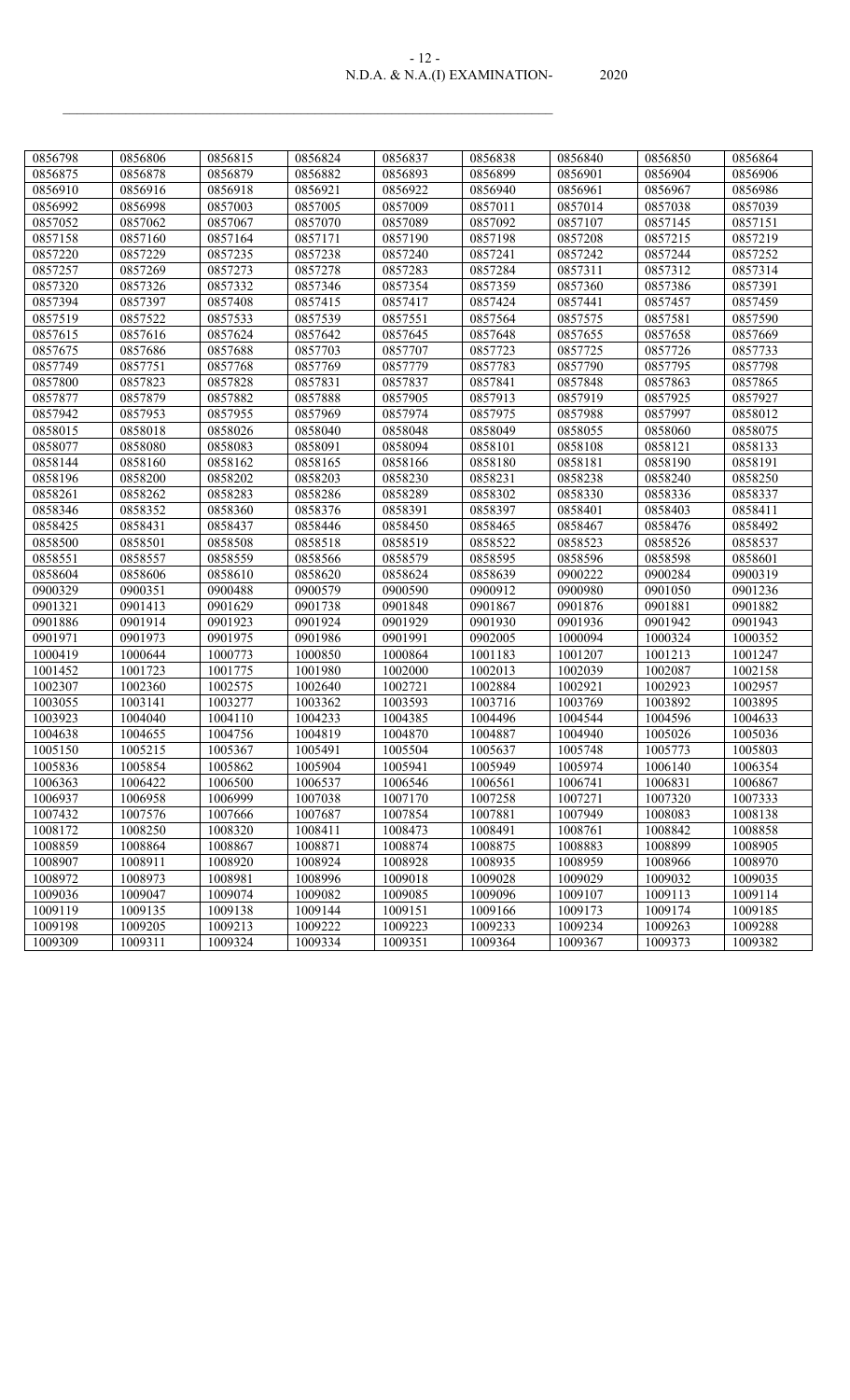| 0856798 | 0856806 | 0856815 | 0856824 | 0856837 | 0856838 | 0856840 | 0856850 | 0856864 |
|---|---|---|---|---|---|---|---|---|
| 0856875 | 0856878 | 0856879 | 0856882 | 0856893 | 0856899 | 0856901 | 0856904 | 0856906 |
| 0856910 | 0856916 | 0856918 | 0856921 | 0856922 | 0856940 | 0856961 | 0856967 | 0856986 |
| 0856992 | 0856998 | 0857003 | 0857005 | 0857009 | 0857011 | 0857014 | 0857038 | 0857039 |
| 0857052 | 0857062 | 0857067 | 0857070 | 0857089 | 0857092 | 0857107 | 0857145 | 0857151 |
| 0857158 | 0857160 | 0857164 | 0857171 | 0857190 | 0857198 | 0857208 | 0857215 | 0857219 |
| 0857220 | 0857229 | 0857235 | 0857238 | 0857240 | 0857241 | 0857242 | 0857244 | 0857252 |
| 0857257 | 0857269 | 0857273 | 0857278 | 0857283 | 0857284 | 0857311 | 0857312 | 0857314 |
| 0857320 | 0857326 | 0857332 | 0857346 | 0857354 | 0857359 | 0857360 | 0857386 | 0857391 |
| 0857394 | 0857397 | 0857408 | 0857415 | 0857417 | 0857424 | 0857441 | 0857457 | 0857459 |
| 0857519 | 0857522 | 0857533 | 0857539 | 0857551 | 0857564 | 0857575 | 0857581 | 0857590 |
| 0857615 | 0857616 | 0857624 | 0857642 | 0857645 | 0857648 | 0857655 | 0857658 | 0857669 |
| 0857675 | 0857686 | 0857688 | 0857703 | 0857707 | 0857723 | 0857725 | 0857726 | 0857733 |
| 0857749 | 0857751 | 0857768 | 0857769 | 0857779 | 0857783 | 0857790 | 0857795 | 0857798 |
| 0857800 | 0857823 | 0857828 | 0857831 | 0857837 | 0857841 | 0857848 | 0857863 | 0857865 |
| 0857877 | 0857879 | 0857882 | 0857888 | 0857905 | 0857913 | 0857919 | 0857925 | 0857927 |
| 0857942 | 0857953 | 0857955 | 0857969 | 0857974 | 0857975 | 0857988 | 0857997 | 0858012 |
| 0858015 | 0858018 | 0858026 | 0858040 | 0858048 | 0858049 | 0858055 | 0858060 | 0858075 |
| 0858077 | 0858080 | 0858083 | 0858091 | 0858094 | 0858101 | 0858108 | 0858121 | 0858133 |
| 0858144 | 0858160 | 0858162 | 0858165 | 0858166 | 0858180 | 0858181 | 0858190 | 0858191 |
| 0858196 | 0858200 | 0858202 | 0858203 | 0858230 | 0858231 | 0858238 | 0858240 | 0858250 |
| 0858261 | 0858262 | 0858283 | 0858286 | 0858289 | 0858302 | 0858330 | 0858336 | 0858337 |
| 0858346 | 0858352 | 0858360 | 0858376 | 0858391 | 0858397 | 0858401 | 0858403 | 0858411 |
| 0858425 | 0858431 | 0858437 | 0858446 | 0858450 | 0858465 | 0858467 | 0858476 | 0858492 |
| 0858500 | 0858501 | 0858508 | 0858518 | 0858519 | 0858522 | 0858523 | 0858526 | 0858537 |
| 0858551 | 0858557 | 0858559 | 0858566 | 0858579 | 0858595 | 0858596 | 0858598 | 0858601 |
| 0858604 | 0858606 | 0858610 | 0858620 | 0858624 | 0858639 | 0900222 | 0900284 | 0900319 |
| 0900329 | 0900351 | 0900488 | 0900579 | 0900590 | 0900912 | 0900980 | 0901050 | 0901236 |
| 0901321 | 0901413 | 0901629 | 0901738 | 0901848 | 0901867 | 0901876 | 0901881 | 0901882 |
| 0901886 | 0901914 | 0901923 | 0901924 | 0901929 | 0901930 | 0901936 | 0901942 | 0901943 |
| 0901971 | 0901973 | 0901975 | 0901986 | 0901991 | 0902005 | 1000094 | 1000324 | 1000352 |
| 1000419 | 1000644 | 1000773 | 1000850 | 1000864 | 1001183 | 1001207 | 1001213 | 1001247 |
| 1001452 | 1001723 | 1001775 | 1001980 | 1002000 | 1002013 | 1002039 | 1002087 | 1002158 |
| 1002307 | 1002360 | 1002575 | 1002640 | 1002721 | 1002884 | 1002921 | 1002923 | 1002957 |
| 1003055 | 1003141 | 1003277 | 1003362 | 1003593 | 1003716 | 1003769 | 1003892 | 1003895 |
| 1003923 | 1004040 | 1004110 | 1004233 | 1004385 | 1004496 | 1004544 | 1004596 | 1004633 |
| 1004638 | 1004655 | 1004756 | 1004819 | 1004870 | 1004887 | 1004940 | 1005026 | 1005036 |
| 1005150 | 1005215 | 1005367 | 1005491 | 1005504 | 1005637 | 1005748 | 1005773 | 1005803 |
| 1005836 | 1005854 | 1005862 | 1005904 | 1005941 | 1005949 | 1005974 | 1006140 | 1006354 |
| 1006363 | 1006422 | 1006500 | 1006537 | 1006546 | 1006561 | 1006741 | 1006831 | 1006867 |
| 1006937 | 1006958 | 1006999 | 1007038 | 1007170 | 1007258 | 1007271 | 1007320 | 1007333 |
| 1007432 | 1007576 | 1007666 | 1007687 | 1007854 | 1007881 | 1007949 | 1008083 | 1008138 |
| 1008172 | 1008250 | 1008320 | 1008411 | 1008473 | 1008491 | 1008761 | 1008842 | 1008858 |
| 1008859 | 1008864 | 1008867 | 1008871 | 1008874 | 1008875 | 1008883 | 1008899 | 1008905 |
| 1008907 | 1008911 | 1008920 | 1008924 | 1008928 | 1008935 | 1008959 | 1008966 | 1008970 |
| 1008972 | 1008973 | 1008981 | 1008996 | 1009018 | 1009028 | 1009029 | 1009032 | 1009035 |
| 1009036 | 1009047 | 1009074 | 1009082 | 1009085 | 1009096 | 1009107 | 1009113 | 1009114 |
| 1009119 | 1009135 | 1009138 | 1009144 | 1009151 | 1009166 | 1009173 | 1009174 | 1009185 |
| 1009198 | 1009205 | 1009213 | 1009222 | 1009223 | 1009233 | 1009234 | 1009263 | 1009288 |
| 1009309 | 1009311 | 1009324 | 1009334 | 1009351 | 1009364 | 1009367 | 1009373 | 1009382 |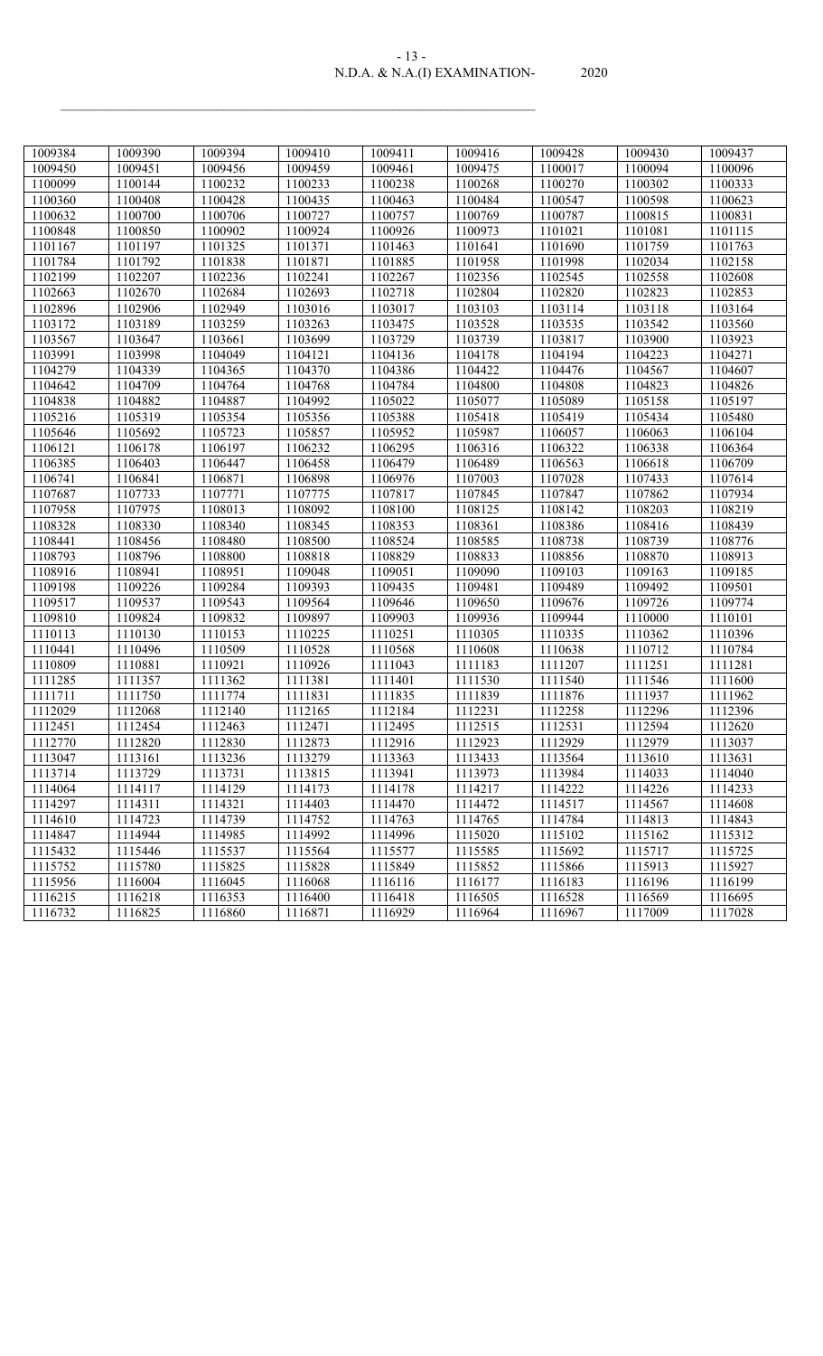| 1009384 | 1009390 | 1009394 | 1009410 | 1009411 | 1009416 | 1009428 | 1009430 | 1009437 |
|---|---|---|---|---|---|---|---|---|
| 1009450 | 1009451 | 1009456 | 1009459 | 1009461 | 1009475 | 1100017 | 1100094 | 1100096 |
| 1100099 | 1100144 | 1100232 | 1100233 | 1100238 | 1100268 | 1100270 | 1100302 | 1100333 |
| 1100360 | 1100408 | 1100428 | 1100435 | 1100463 | 1100484 | 1100547 | 1100598 | 1100623 |
| 1100632 | 1100700 | 1100706 | 1100727 | 1100757 | 1100769 | 1100787 | 1100815 | 1100831 |
| 1100848 | 1100850 | 1100902 | 1100924 | 1100926 | 1100973 | 1101021 | 1101081 | 1101115 |
| 1101167 | 1101197 | 1101325 | 1101371 | 1101463 | 1101641 | 1101690 | 1101759 | 1101763 |
| 1101784 | 1101792 | 1101838 | 1101871 | 1101885 | 1101958 | 1101998 | 1102034 | 1102158 |
| 1102199 | 1102207 | 1102236 | 1102241 | 1102267 | 1102356 | 1102545 | 1102558 | 1102608 |
| 1102663 | 1102670 | 1102684 | 1102693 | 1102718 | 1102804 | 1102820 | 1102823 | 1102853 |
| 1102896 | 1102906 | 1102949 | 1103016 | 1103017 | 1103103 | 1103114 | 1103118 | 1103164 |
| 1103172 | 1103189 | 1103259 | 1103263 | 1103475 | 1103528 | 1103535 | 1103542 | 1103560 |
| 1103567 | 1103647 | 1103661 | 1103699 | 1103729 | 1103739 | 1103817 | 1103900 | 1103923 |
| 1103991 | 1103998 | 1104049 | 1104121 | 1104136 | 1104178 | 1104194 | 1104223 | 1104271 |
| 1104279 | 1104339 | 1104365 | 1104370 | 1104386 | 1104422 | 1104476 | 1104567 | 1104607 |
| 1104642 | 1104709 | 1104764 | 1104768 | 1104784 | 1104800 | 1104808 | 1104823 | 1104826 |
| 1104838 | 1104882 | 1104887 | 1104992 | 1105022 | 1105077 | 1105089 | 1105158 | 1105197 |
| 1105216 | 1105319 | 1105354 | 1105356 | 1105388 | 1105418 | 1105419 | 1105434 | 1105480 |
| 1105646 | 1105692 | 1105723 | 1105857 | 1105952 | 1105987 | 1106057 | 1106063 | 1106104 |
| 1106121 | 1106178 | 1106197 | 1106232 | 1106295 | 1106316 | 1106322 | 1106338 | 1106364 |
| 1106385 | 1106403 | 1106447 | 1106458 | 1106479 | 1106489 | 1106563 | 1106618 | 1106709 |
| 1106741 | 1106841 | 1106871 | 1106898 | 1106976 | 1107003 | 1107028 | 1107433 | 1107614 |
| 1107687 | 1107733 | 1107771 | 1107775 | 1107817 | 1107845 | 1107847 | 1107862 | 1107934 |
| 1107958 | 1107975 | 1108013 | 1108092 | 1108100 | 1108125 | 1108142 | 1108203 | 1108219 |
| 1108328 | 1108330 | 1108340 | 1108345 | 1108353 | 1108361 | 1108386 | 1108416 | 1108439 |
| 1108441 | 1108456 | 1108480 | 1108500 | 1108524 | 1108585 | 1108738 | 1108739 | 1108776 |
| 1108793 | 1108796 | 1108800 | 1108818 | 1108829 | 1108833 | 1108856 | 1108870 | 1108913 |
| 1108916 | 1108941 | 1108951 | 1109048 | 1109051 | 1109090 | 1109103 | 1109163 | 1109185 |
| 1109198 | 1109226 | 1109284 | 1109393 | 1109435 | 1109481 | 1109489 | 1109492 | 1109501 |
| 1109517 | 1109537 | 1109543 | 1109564 | 1109646 | 1109650 | 1109676 | 1109726 | 1109774 |
| 1109810 | 1109824 | 1109832 | 1109897 | 1109903 | 1109936 | 1109944 | 1110000 | 1110101 |
| 1110113 | 1110130 | 1110153 | 1110225 | 1110251 | 1110305 | 1110335 | 1110362 | 1110396 |
| 1110441 | 1110496 | 1110509 | 1110528 | 1110568 | 1110608 | 1110638 | 1110712 | 1110784 |
| 1110809 | 1110881 | 1110921 | 1110926 | 1111043 | 1111183 | 1111207 | 1111251 | 1111281 |
| 1111285 | 1111357 | 1111362 | 1111381 | 1111401 | 1111530 | 1111540 | 1111546 | 1111600 |
| 1111711 | 1111750 | 1111774 | 1111831 | 1111835 | 1111839 | 1111876 | 1111937 | 1111962 |
| 1112029 | 1112068 | 1112140 | 1112165 | 1112184 | 1112231 | 1112258 | 1112296 | 1112396 |
| 1112451 | 1112454 | 1112463 | 1112471 | 1112495 | 1112515 | 1112531 | 1112594 | 1112620 |
| 1112770 | 1112820 | 1112830 | 1112873 | 1112916 | 1112923 | 1112929 | 1112979 | 1113037 |
| 1113047 | 1113161 | 1113236 | 1113279 | 1113363 | 1113433 | 1113564 | 1113610 | 1113631 |
| 1113714 | 1113729 | 1113731 | 1113815 | 1113941 | 1113973 | 1113984 | 1114033 | 1114040 |
| 1114064 | 1114117 | 1114129 | 1114173 | 1114178 | 1114217 | 1114222 | 1114226 | 1114233 |
| 1114297 | 1114311 | 1114321 | 1114403 | 1114470 | 1114472 | 1114517 | 1114567 | 1114608 |
| 1114610 | 1114723 | 1114739 | 1114752 | 1114763 | 1114765 | 1114784 | 1114813 | 1114843 |
| 1114847 | 1114944 | 1114985 | 1114992 | 1114996 | 1115020 | 1115102 | 1115162 | 1115312 |
| 1115432 | 1115446 | 1115537 | 1115564 | 1115577 | 1115585 | 1115692 | 1115717 | 1115725 |
| 1115752 | 1115780 | 1115825 | 1115828 | 1115849 | 1115852 | 1115866 | 1115913 | 1115927 |
| 1115956 | 1116004 | 1116045 | 1116068 | 1116116 | 1116177 | 1116183 | 1116196 | 1116199 |
| 1116215 | 1116218 | 1116353 | 1116400 | 1116418 | 1116505 | 1116528 | 1116569 | 1116695 |
| 1116732 | 1116825 | 1116860 | 1116871 | 1116929 | 1116964 | 1116967 | 1117009 | 1117028 |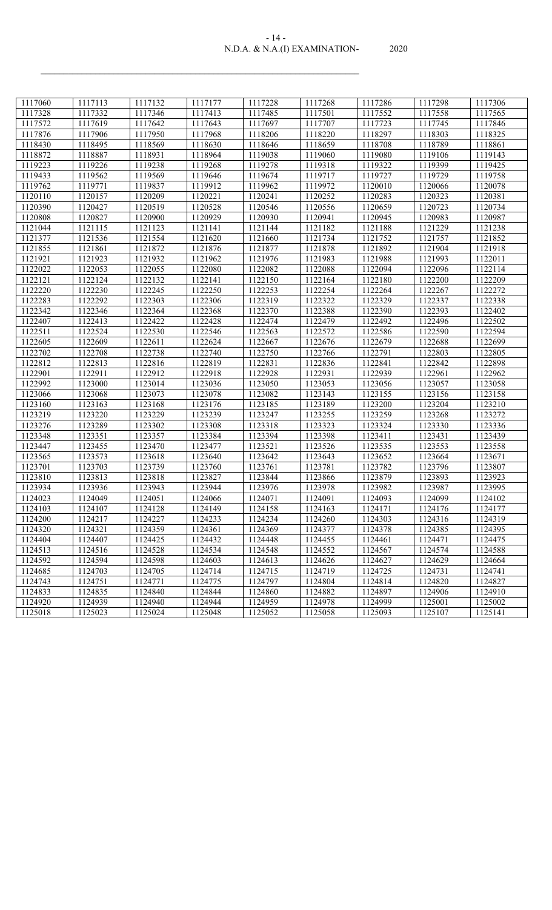| 1117060 | 1117113 | 1117132 | 1117177 | 1117228 | 1117268 | 1117286 | 1117298 | 1117306 |
|---|---|---|---|---|---|---|---|---|
| 1117328 | 1117332 | 1117346 | 1117413 | 1117485 | 1117501 | 1117552 | 1117558 | 1117565 |
| 1117572 | 1117619 | 1117642 | 1117643 | 1117697 | 1117707 | 1117723 | 1117745 | 1117846 |
| 1117876 | 1117906 | 1117950 | 1117968 | 1118206 | 1118220 | 1118297 | 1118303 | 1118325 |
| 1118430 | 1118495 | 1118569 | 1118630 | 1118646 | 1118659 | 1118708 | 1118789 | 1118861 |
| 1118872 | 1118887 | 1118931 | 1118964 | 1119038 | 1119060 | 1119080 | 1119106 | 1119143 |
| 1119223 | 1119226 | 1119238 | 1119268 | 1119278 | 1119318 | 1119322 | 1119399 | 1119425 |
| 1119433 | 1119562 | 1119569 | 1119646 | 1119674 | 1119717 | 1119727 | 1119729 | 1119758 |
| 1119762 | 1119771 | 1119837 | 1119912 | 1119962 | 1119972 | 1120010 | 1120066 | 1120078 |
| 1120110 | 1120157 | 1120209 | 1120221 | 1120241 | 1120252 | 1120283 | 1120323 | 1120381 |
| 1120390 | 1120427 | 1120519 | 1120528 | 1120546 | 1120556 | 1120659 | 1120723 | 1120734 |
| 1120808 | 1120827 | 1120900 | 1120929 | 1120930 | 1120941 | 1120945 | 1120983 | 1120987 |
| 1121044 | 1121115 | 1121123 | 1121141 | 1121144 | 1121182 | 1121188 | 1121229 | 1121238 |
| 1121377 | 1121536 | 1121554 | 1121620 | 1121660 | 1121734 | 1121752 | 1121757 | 1121852 |
| 1121855 | 1121861 | 1121872 | 1121876 | 1121877 | 1121878 | 1121892 | 1121904 | 1121918 |
| 1121921 | 1121923 | 1121932 | 1121962 | 1121976 | 1121983 | 1121988 | 1121993 | 1122011 |
| 1122022 | 1122053 | 1122055 | 1122080 | 1122082 | 1122088 | 1122094 | 1122096 | 1122114 |
| 1122121 | 1122124 | 1122132 | 1122141 | 1122150 | 1122164 | 1122180 | 1122200 | 1122209 |
| 1122220 | 1122230 | 1122245 | 1122250 | 1122253 | 1122254 | 1122264 | 1122267 | 1122272 |
| 1122283 | 1122292 | 1122303 | 1122306 | 1122319 | 1122322 | 1122329 | 1122337 | 1122338 |
| 1122342 | 1122346 | 1122364 | 1122368 | 1122370 | 1122388 | 1122390 | 1122393 | 1122402 |
| 1122407 | 1122413 | 1122422 | 1122428 | 1122474 | 1122479 | 1122492 | 1122496 | 1122502 |
| 1122511 | 1122524 | 1122530 | 1122546 | 1122563 | 1122572 | 1122586 | 1122590 | 1122594 |
| 1122605 | 1122609 | 1122611 | 1122624 | 1122667 | 1122676 | 1122679 | 1122688 | 1122699 |
| 1122702 | 1122708 | 1122738 | 1122740 | 1122750 | 1122766 | 1122791 | 1122803 | 1122805 |
| 1122812 | 1122813 | 1122816 | 1122819 | 1122831 | 1122836 | 1122841 | 1122842 | 1122898 |
| 1122901 | 1122911 | 1122912 | 1122918 | 1122928 | 1122931 | 1122939 | 1122961 | 1122962 |
| 1122992 | 1123000 | 1123014 | 1123036 | 1123050 | 1123053 | 1123056 | 1123057 | 1123058 |
| 1123066 | 1123068 | 1123073 | 1123078 | 1123082 | 1123143 | 1123155 | 1123156 | 1123158 |
| 1123160 | 1123163 | 1123168 | 1123176 | 1123185 | 1123189 | 1123200 | 1123204 | 1123210 |
| 1123219 | 1123220 | 1123229 | 1123239 | 1123247 | 1123255 | 1123259 | 1123268 | 1123272 |
| 1123276 | 1123289 | 1123302 | 1123308 | 1123318 | 1123323 | 1123324 | 1123330 | 1123336 |
| 1123348 | 1123351 | 1123357 | 1123384 | 1123394 | 1123398 | 1123411 | 1123431 | 1123439 |
| 1123447 | 1123455 | 1123470 | 1123477 | 1123521 | 1123526 | 1123535 | 1123553 | 1123558 |
| 1123565 | 1123573 | 1123618 | 1123640 | 1123642 | 1123643 | 1123652 | 1123664 | 1123671 |
| 1123701 | 1123703 | 1123739 | 1123760 | 1123761 | 1123781 | 1123782 | 1123796 | 1123807 |
| 1123810 | 1123813 | 1123818 | 1123827 | 1123844 | 1123866 | 1123879 | 1123893 | 1123923 |
| 1123934 | 1123936 | 1123943 | 1123944 | 1123976 | 1123978 | 1123982 | 1123987 | 1123995 |
| 1124023 | 1124049 | 1124051 | 1124066 | 1124071 | 1124091 | 1124093 | 1124099 | 1124102 |
| 1124103 | 1124107 | 1124128 | 1124149 | 1124158 | 1124163 | 1124171 | 1124176 | 1124177 |
| 1124200 | 1124217 | 1124227 | 1124233 | 1124234 | 1124260 | 1124303 | 1124316 | 1124319 |
| 1124320 | 1124321 | 1124359 | 1124361 | 1124369 | 1124377 | 1124378 | 1124385 | 1124395 |
| 1124404 | 1124407 | 1124425 | 1124432 | 1124448 | 1124455 | 1124461 | 1124471 | 1124475 |
| 1124513 | 1124516 | 1124528 | 1124534 | 1124548 | 1124552 | 1124567 | 1124574 | 1124588 |
| 1124592 | 1124594 | 1124598 | 1124603 | 1124613 | 1124626 | 1124627 | 1124629 | 1124664 |
| 1124685 | 1124703 | 1124705 | 1124714 | 1124715 | 1124719 | 1124725 | 1124731 | 1124741 |
| 1124743 | 1124751 | 1124771 | 1124775 | 1124797 | 1124804 | 1124814 | 1124820 | 1124827 |
| 1124833 | 1124835 | 1124840 | 1124844 | 1124860 | 1124882 | 1124897 | 1124906 | 1124910 |
| 1124920 | 1124939 | 1124940 | 1124944 | 1124959 | 1124978 | 1124999 | 1125001 | 1125002 |
| 1125018 | 1125023 | 1125024 | 1125048 | 1125052 | 1125058 | 1125093 | 1125107 | 1125141 |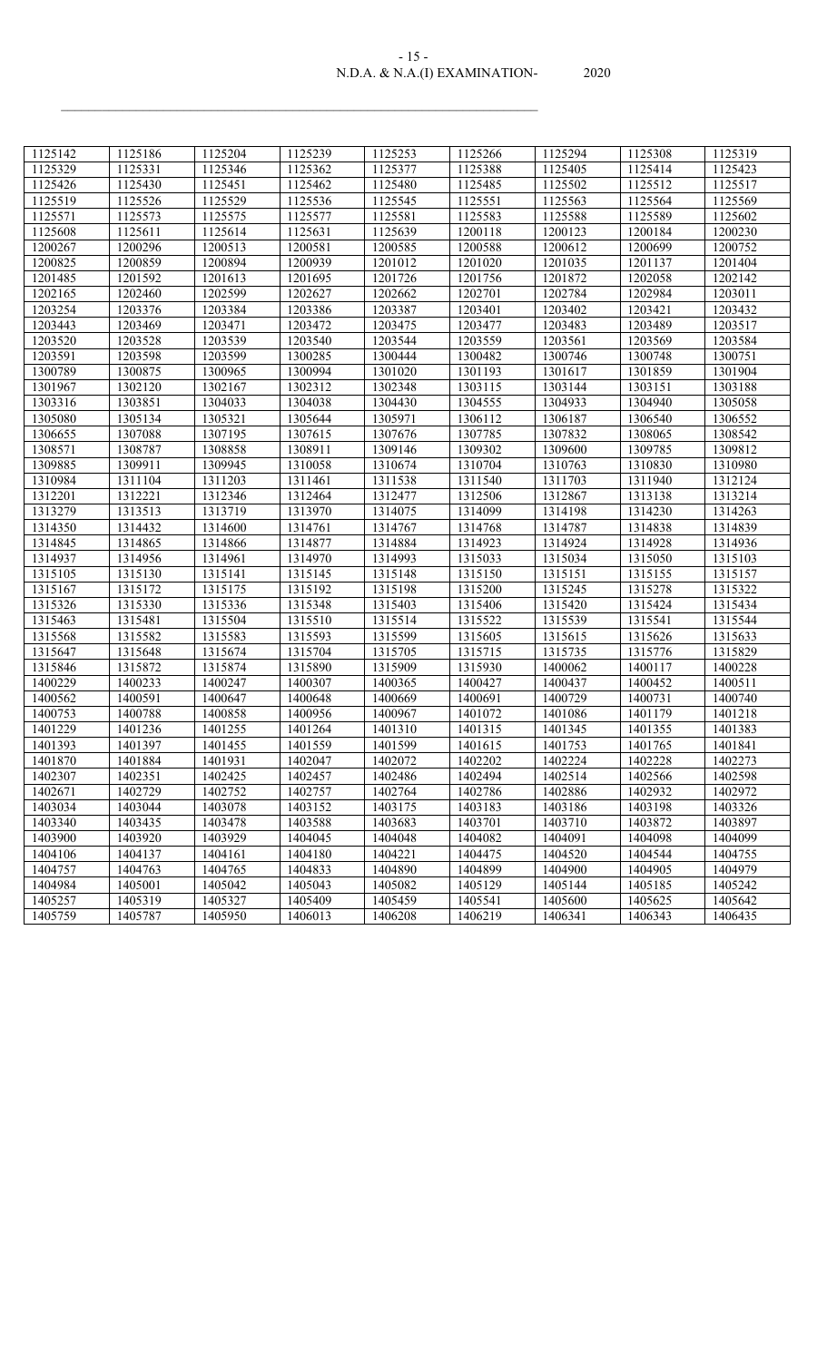| 1125142 | 1125186 | 1125204 | 1125239 | 1125253 | 1125266 | 1125294 | 1125308 | 1125319 |
|---|---|---|---|---|---|---|---|---|
| 1125329 | 1125331 | 1125346 | 1125362 | 1125377 | 1125388 | 1125405 | 1125414 | 1125423 |
| 1125426 | 1125430 | 1125451 | 1125462 | 1125480 | 1125485 | 1125502 | 1125512 | 1125517 |
| 1125519 | 1125526 | 1125529 | 1125536 | 1125545 | 1125551 | 1125563 | 1125564 | 1125569 |
| 1125571 | 1125573 | 1125575 | 1125577 | 1125581 | 1125583 | 1125588 | 1125589 | 1125602 |
| 1125608 | 1125611 | 1125614 | 1125631 | 1125639 | 1200118 | 1200123 | 1200184 | 1200230 |
| 1200267 | 1200296 | 1200513 | 1200581 | 1200585 | 1200588 | 1200612 | 1200699 | 1200752 |
| 1200825 | 1200859 | 1200894 | 1200939 | 1201012 | 1201020 | 1201035 | 1201137 | 1201404 |
| 1201485 | 1201592 | 1201613 | 1201695 | 1201726 | 1201756 | 1201872 | 1202058 | 1202142 |
| 1202165 | 1202460 | 1202599 | 1202627 | 1202662 | 1202701 | 1202784 | 1202984 | 1203011 |
| 1203254 | 1203376 | 1203384 | 1203386 | 1203387 | 1203401 | 1203402 | 1203421 | 1203432 |
| 1203443 | 1203469 | 1203471 | 1203472 | 1203475 | 1203477 | 1203483 | 1203489 | 1203517 |
| 1203520 | 1203528 | 1203539 | 1203540 | 1203544 | 1203559 | 1203561 | 1203569 | 1203584 |
| 1203591 | 1203598 | 1203599 | 1300285 | 1300444 | 1300482 | 1300746 | 1300748 | 1300751 |
| 1300789 | 1300875 | 1300965 | 1300994 | 1301020 | 1301193 | 1301617 | 1301859 | 1301904 |
| 1301967 | 1302120 | 1302167 | 1302312 | 1302348 | 1303115 | 1303144 | 1303151 | 1303188 |
| 1303316 | 1303851 | 1304033 | 1304038 | 1304430 | 1304555 | 1304933 | 1304940 | 1305058 |
| 1305080 | 1305134 | 1305321 | 1305644 | 1305971 | 1306112 | 1306187 | 1306540 | 1306552 |
| 1306655 | 1307088 | 1307195 | 1307615 | 1307676 | 1307785 | 1307832 | 1308065 | 1308542 |
| 1308571 | 1308787 | 1308858 | 1308911 | 1309146 | 1309302 | 1309600 | 1309785 | 1309812 |
| 1309885 | 1309911 | 1309945 | 1310058 | 1310674 | 1310704 | 1310763 | 1310830 | 1310980 |
| 1310984 | 1311104 | 1311203 | 1311461 | 1311538 | 1311540 | 1311703 | 1311940 | 1312124 |
| 1312201 | 1312221 | 1312346 | 1312464 | 1312477 | 1312506 | 1312867 | 1313138 | 1313214 |
| 1313279 | 1313513 | 1313719 | 1313970 | 1314075 | 1314099 | 1314198 | 1314230 | 1314263 |
| 1314350 | 1314432 | 1314600 | 1314761 | 1314767 | 1314768 | 1314787 | 1314838 | 1314839 |
| 1314845 | 1314865 | 1314866 | 1314877 | 1314884 | 1314923 | 1314924 | 1314928 | 1314936 |
| 1314937 | 1314956 | 1314961 | 1314970 | 1314993 | 1315033 | 1315034 | 1315050 | 1315103 |
| 1315105 | 1315130 | 1315141 | 1315145 | 1315148 | 1315150 | 1315151 | 1315155 | 1315157 |
| 1315167 | 1315172 | 1315175 | 1315192 | 1315198 | 1315200 | 1315245 | 1315278 | 1315322 |
| 1315326 | 1315330 | 1315336 | 1315348 | 1315403 | 1315406 | 1315420 | 1315424 | 1315434 |
| 1315463 | 1315481 | 1315504 | 1315510 | 1315514 | 1315522 | 1315539 | 1315541 | 1315544 |
| 1315568 | 1315582 | 1315583 | 1315593 | 1315599 | 1315605 | 1315615 | 1315626 | 1315633 |
| 1315647 | 1315648 | 1315674 | 1315704 | 1315705 | 1315715 | 1315735 | 1315776 | 1315829 |
| 1315846 | 1315872 | 1315874 | 1315890 | 1315909 | 1315930 | 1400062 | 1400117 | 1400228 |
| 1400229 | 1400233 | 1400247 | 1400307 | 1400365 | 1400427 | 1400437 | 1400452 | 1400511 |
| 1400562 | 1400591 | 1400647 | 1400648 | 1400669 | 1400691 | 1400729 | 1400731 | 1400740 |
| 1400753 | 1400788 | 1400858 | 1400956 | 1400967 | 1401072 | 1401086 | 1401179 | 1401218 |
| 1401229 | 1401236 | 1401255 | 1401264 | 1401310 | 1401315 | 1401345 | 1401355 | 1401383 |
| 1401393 | 1401397 | 1401455 | 1401559 | 1401599 | 1401615 | 1401753 | 1401765 | 1401841 |
| 1401870 | 1401884 | 1401931 | 1402047 | 1402072 | 1402202 | 1402224 | 1402228 | 1402273 |
| 1402307 | 1402351 | 1402425 | 1402457 | 1402486 | 1402494 | 1402514 | 1402566 | 1402598 |
| 1402671 | 1402729 | 1402752 | 1402757 | 1402764 | 1402786 | 1402886 | 1402932 | 1402972 |
| 1403034 | 1403044 | 1403078 | 1403152 | 1403175 | 1403183 | 1403186 | 1403198 | 1403326 |
| 1403340 | 1403435 | 1403478 | 1403588 | 1403683 | 1403701 | 1403710 | 1403872 | 1403897 |
| 1403900 | 1403920 | 1403929 | 1404045 | 1404048 | 1404082 | 1404091 | 1404098 | 1404099 |
| 1404106 | 1404137 | 1404161 | 1404180 | 1404221 | 1404475 | 1404520 | 1404544 | 1404755 |
| 1404757 | 1404763 | 1404765 | 1404833 | 1404890 | 1404899 | 1404900 | 1404905 | 1404979 |
| 1404984 | 1405001 | 1405042 | 1405043 | 1405082 | 1405129 | 1405144 | 1405185 | 1405242 |
| 1405257 | 1405319 | 1405327 | 1405409 | 1405459 | 1405541 | 1405600 | 1405625 | 1405642 |
| 1405759 | 1405787 | 1405950 | 1406013 | 1406208 | 1406219 | 1406341 | 1406343 | 1406435 |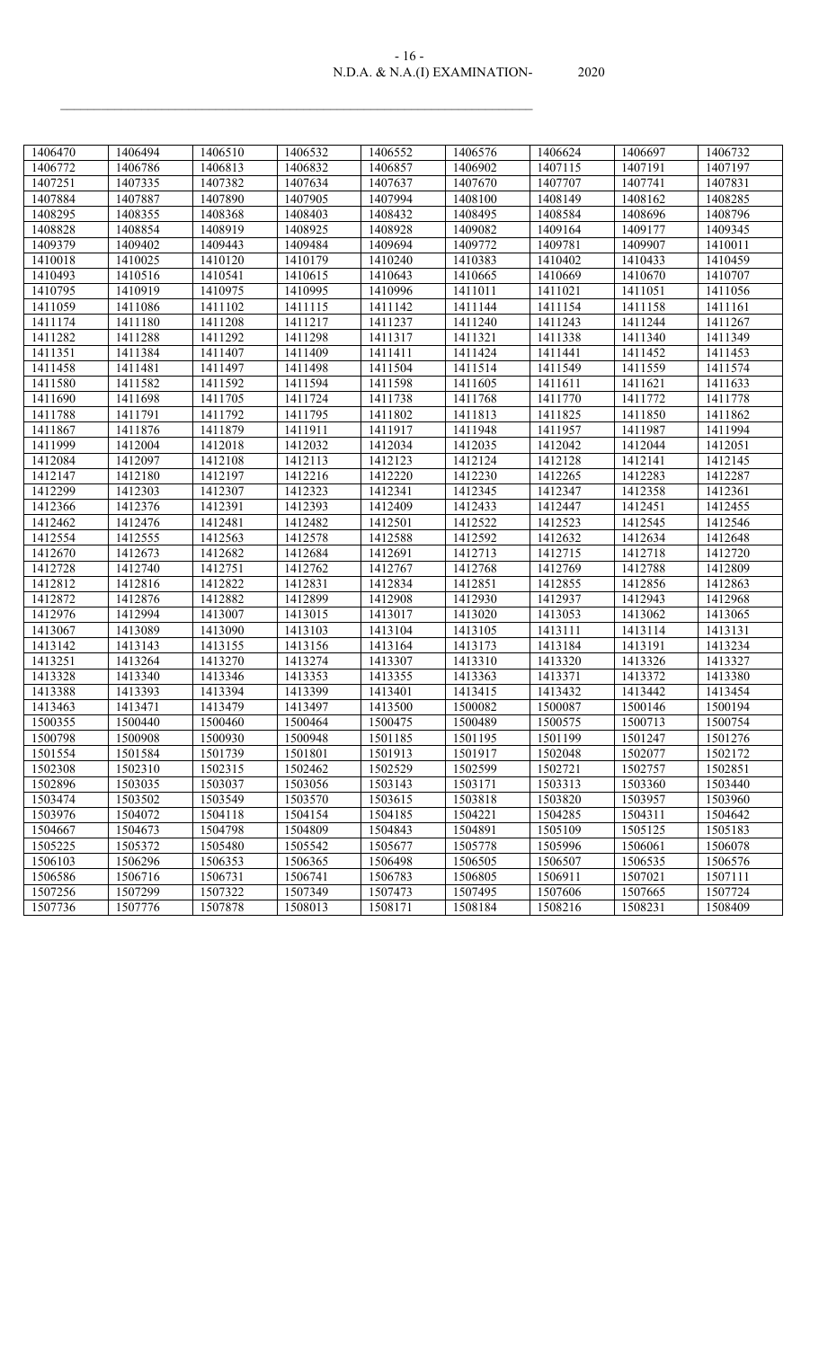| 1406470 | 1406494 | 1406510 | 1406532 | 1406552 | 1406576 | 1406624 | 1406697 | 1406732 |
|---|---|---|---|---|---|---|---|---|
| 1406772 | 1406786 | 1406813 | 1406832 | 1406857 | 1406902 | 1407115 | 1407191 | 1407197 |
| 1407251 | 1407335 | 1407382 | 1407634 | 1407637 | 1407670 | 1407707 | 1407741 | 1407831 |
| 1407884 | 1407887 | 1407890 | 1407905 | 1407994 | 1408100 | 1408149 | 1408162 | 1408285 |
| 1408295 | 1408355 | 1408368 | 1408403 | 1408432 | 1408495 | 1408584 | 1408696 | 1408796 |
| 1408828 | 1408854 | 1408919 | 1408925 | 1408928 | 1409082 | 1409164 | 1409177 | 1409345 |
| 1409379 | 1409402 | 1409443 | 1409484 | 1409694 | 1409772 | 1409781 | 1409907 | 1410011 |
| 1410018 | 1410025 | 1410120 | 1410179 | 1410240 | 1410383 | 1410402 | 1410433 | 1410459 |
| 1410493 | 1410516 | 1410541 | 1410615 | 1410643 | 1410665 | 1410669 | 1410670 | 1410707 |
| 1410795 | 1410919 | 1410975 | 1410995 | 1410996 | 1411011 | 1411021 | 1411051 | 1411056 |
| 1411059 | 1411086 | 1411102 | 1411115 | 1411142 | 1411144 | 1411154 | 1411158 | 1411161 |
| 1411174 | 1411180 | 1411208 | 1411217 | 1411237 | 1411240 | 1411243 | 1411244 | 1411267 |
| 1411282 | 1411288 | 1411292 | 1411298 | 1411317 | 1411321 | 1411338 | 1411340 | 1411349 |
| 1411351 | 1411384 | 1411407 | 1411409 | 1411411 | 1411424 | 1411441 | 1411452 | 1411453 |
| 1411458 | 1411481 | 1411497 | 1411498 | 1411504 | 1411514 | 1411549 | 1411559 | 1411574 |
| 1411580 | 1411582 | 1411592 | 1411594 | 1411598 | 1411605 | 1411611 | 1411621 | 1411633 |
| 1411690 | 1411698 | 1411705 | 1411724 | 1411738 | 1411768 | 1411770 | 1411772 | 1411778 |
| 1411788 | 1411791 | 1411792 | 1411795 | 1411802 | 1411813 | 1411825 | 1411850 | 1411862 |
| 1411867 | 1411876 | 1411879 | 1411911 | 1411917 | 1411948 | 1411957 | 1411987 | 1411994 |
| 1411999 | 1412004 | 1412018 | 1412032 | 1412034 | 1412035 | 1412042 | 1412044 | 1412051 |
| 1412084 | 1412097 | 1412108 | 1412113 | 1412123 | 1412124 | 1412128 | 1412141 | 1412145 |
| 1412147 | 1412180 | 1412197 | 1412216 | 1412220 | 1412230 | 1412265 | 1412283 | 1412287 |
| 1412299 | 1412303 | 1412307 | 1412323 | 1412341 | 1412345 | 1412347 | 1412358 | 1412361 |
| 1412366 | 1412376 | 1412391 | 1412393 | 1412409 | 1412433 | 1412447 | 1412451 | 1412455 |
| 1412462 | 1412476 | 1412481 | 1412482 | 1412501 | 1412522 | 1412523 | 1412545 | 1412546 |
| 1412554 | 1412555 | 1412563 | 1412578 | 1412588 | 1412592 | 1412632 | 1412634 | 1412648 |
| 1412670 | 1412673 | 1412682 | 1412684 | 1412691 | 1412713 | 1412715 | 1412718 | 1412720 |
| 1412728 | 1412740 | 1412751 | 1412762 | 1412767 | 1412768 | 1412769 | 1412788 | 1412809 |
| 1412812 | 1412816 | 1412822 | 1412831 | 1412834 | 1412851 | 1412855 | 1412856 | 1412863 |
| 1412872 | 1412876 | 1412882 | 1412899 | 1412908 | 1412930 | 1412937 | 1412943 | 1412968 |
| 1412976 | 1412994 | 1413007 | 1413015 | 1413017 | 1413020 | 1413053 | 1413062 | 1413065 |
| 1413067 | 1413089 | 1413090 | 1413103 | 1413104 | 1413105 | 1413111 | 1413114 | 1413131 |
| 1413142 | 1413143 | 1413155 | 1413156 | 1413164 | 1413173 | 1413184 | 1413191 | 1413234 |
| 1413251 | 1413264 | 1413270 | 1413274 | 1413307 | 1413310 | 1413320 | 1413326 | 1413327 |
| 1413328 | 1413340 | 1413346 | 1413353 | 1413355 | 1413363 | 1413371 | 1413372 | 1413380 |
| 1413388 | 1413393 | 1413394 | 1413399 | 1413401 | 1413415 | 1413432 | 1413442 | 1413454 |
| 1413463 | 1413471 | 1413479 | 1413497 | 1413500 | 1500082 | 1500087 | 1500146 | 1500194 |
| 1500355 | 1500440 | 1500460 | 1500464 | 1500475 | 1500489 | 1500575 | 1500713 | 1500754 |
| 1500798 | 1500908 | 1500930 | 1500948 | 1501185 | 1501195 | 1501199 | 1501247 | 1501276 |
| 1501554 | 1501584 | 1501739 | 1501801 | 1501913 | 1501917 | 1502048 | 1502077 | 1502172 |
| 1502308 | 1502310 | 1502315 | 1502462 | 1502529 | 1502599 | 1502721 | 1502757 | 1502851 |
| 1502896 | 1503035 | 1503037 | 1503056 | 1503143 | 1503171 | 1503313 | 1503360 | 1503440 |
| 1503474 | 1503502 | 1503549 | 1503570 | 1503615 | 1503818 | 1503820 | 1503957 | 1503960 |
| 1503976 | 1504072 | 1504118 | 1504154 | 1504185 | 1504221 | 1504285 | 1504311 | 1504642 |
| 1504667 | 1504673 | 1504798 | 1504809 | 1504843 | 1504891 | 1505109 | 1505125 | 1505183 |
| 1505225 | 1505372 | 1505480 | 1505542 | 1505677 | 1505778 | 1505996 | 1506061 | 1506078 |
| 1506103 | 1506296 | 1506353 | 1506365 | 1506498 | 1506505 | 1506507 | 1506535 | 1506576 |
| 1506586 | 1506716 | 1506731 | 1506741 | 1506783 | 1506805 | 1506911 | 1507021 | 1507111 |
| 1507256 | 1507299 | 1507322 | 1507349 | 1507473 | 1507495 | 1507606 | 1507665 | 1507724 |
| 1507736 | 1507776 | 1507878 | 1508013 | 1508171 | 1508184 | 1508216 | 1508231 | 1508409 |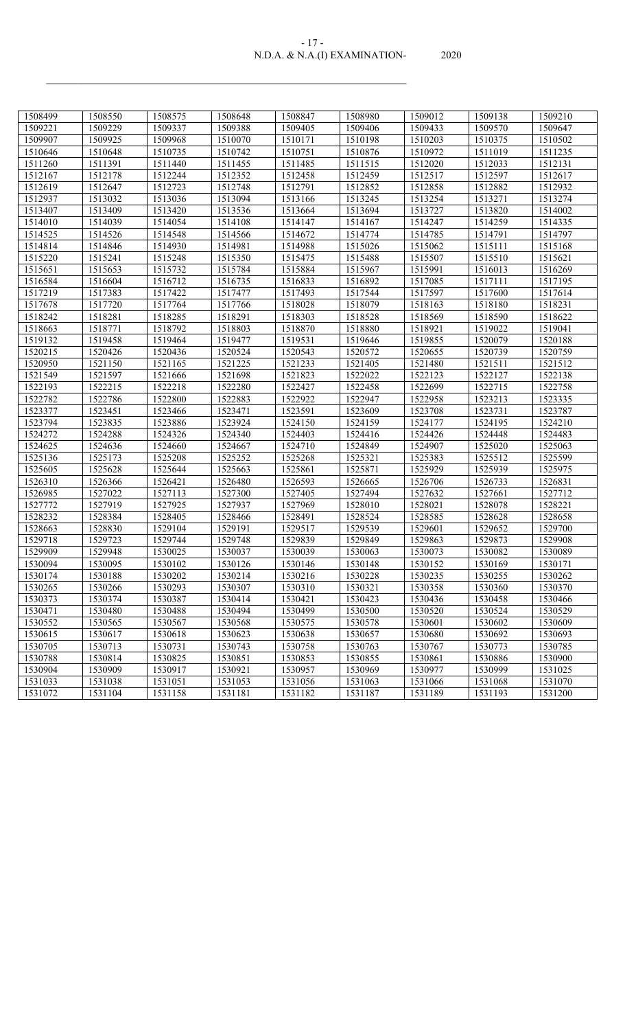| 1508499 | 1508550 | 1508575 | 1508648 | 1508847 | 1508980 | 1509012 | 1509138 | 1509210 |
|---|---|---|---|---|---|---|---|---|
| 1509221 | 1509229 | 1509337 | 1509388 | 1509405 | 1509406 | 1509433 | 1509570 | 1509647 |
| 1509907 | 1509925 | 1509968 | 1510070 | 1510171 | 1510198 | 1510203 | 1510375 | 1510502 |
| 1510646 | 1510648 | 1510735 | 1510742 | 1510751 | 1510876 | 1510972 | 1511019 | 1511235 |
| 1511260 | 1511391 | 1511440 | 1511455 | 1511485 | 1511515 | 1512020 | 1512033 | 1512131 |
| 1512167 | 1512178 | 1512244 | 1512352 | 1512458 | 1512459 | 1512517 | 1512597 | 1512617 |
| 1512619 | 1512647 | 1512723 | 1512748 | 1512791 | 1512852 | 1512858 | 1512882 | 1512932 |
| 1512937 | 1513032 | 1513036 | 1513094 | 1513166 | 1513245 | 1513254 | 1513271 | 1513274 |
| 1513407 | 1513409 | 1513420 | 1513536 | 1513664 | 1513694 | 1513727 | 1513820 | 1514002 |
| 1514010 | 1514039 | 1514054 | 1514108 | 1514147 | 1514167 | 1514247 | 1514259 | 1514335 |
| 1514525 | 1514526 | 1514548 | 1514566 | 1514672 | 1514774 | 1514785 | 1514791 | 1514797 |
| 1514814 | 1514846 | 1514930 | 1514981 | 1514988 | 1515026 | 1515062 | 1515111 | 1515168 |
| 1515220 | 1515241 | 1515248 | 1515350 | 1515475 | 1515488 | 1515507 | 1515510 | 1515621 |
| 1515651 | 1515653 | 1515732 | 1515784 | 1515884 | 1515967 | 1515991 | 1516013 | 1516269 |
| 1516584 | 1516604 | 1516712 | 1516735 | 1516833 | 1516892 | 1517085 | 1517111 | 1517195 |
| 1517219 | 1517383 | 1517422 | 1517477 | 1517493 | 1517544 | 1517597 | 1517600 | 1517614 |
| 1517678 | 1517720 | 1517764 | 1517766 | 1518028 | 1518079 | 1518163 | 1518180 | 1518231 |
| 1518242 | 1518281 | 1518285 | 1518291 | 1518303 | 1518528 | 1518569 | 1518590 | 1518622 |
| 1518663 | 1518771 | 1518792 | 1518803 | 1518870 | 1518880 | 1518921 | 1519022 | 1519041 |
| 1519132 | 1519458 | 1519464 | 1519477 | 1519531 | 1519646 | 1519855 | 1520079 | 1520188 |
| 1520215 | 1520426 | 1520436 | 1520524 | 1520543 | 1520572 | 1520655 | 1520739 | 1520759 |
| 1520950 | 1521150 | 1521165 | 1521225 | 1521233 | 1521405 | 1521480 | 1521511 | 1521512 |
| 1521549 | 1521597 | 1521666 | 1521698 | 1521823 | 1522022 | 1522123 | 1522127 | 1522138 |
| 1522193 | 1522215 | 1522218 | 1522280 | 1522427 | 1522458 | 1522699 | 1522715 | 1522758 |
| 1522782 | 1522786 | 1522800 | 1522883 | 1522922 | 1522947 | 1522958 | 1523213 | 1523335 |
| 1523377 | 1523451 | 1523466 | 1523471 | 1523591 | 1523609 | 1523708 | 1523731 | 1523787 |
| 1523794 | 1523835 | 1523886 | 1523924 | 1524150 | 1524159 | 1524177 | 1524195 | 1524210 |
| 1524272 | 1524288 | 1524326 | 1524340 | 1524403 | 1524416 | 1524426 | 1524448 | 1524483 |
| 1524625 | 1524636 | 1524660 | 1524667 | 1524710 | 1524849 | 1524907 | 1525020 | 1525063 |
| 1525136 | 1525173 | 1525208 | 1525252 | 1525268 | 1525321 | 1525383 | 1525512 | 1525599 |
| 1525605 | 1525628 | 1525644 | 1525663 | 1525861 | 1525871 | 1525929 | 1525939 | 1525975 |
| 1526310 | 1526366 | 1526421 | 1526480 | 1526593 | 1526665 | 1526706 | 1526733 | 1526831 |
| 1526985 | 1527022 | 1527113 | 1527300 | 1527405 | 1527494 | 1527632 | 1527661 | 1527712 |
| 1527772 | 1527919 | 1527925 | 1527937 | 1527969 | 1528010 | 1528021 | 1528078 | 1528221 |
| 1528232 | 1528384 | 1528405 | 1528466 | 1528491 | 1528524 | 1528585 | 1528628 | 1528658 |
| 1528663 | 1528830 | 1529104 | 1529191 | 1529517 | 1529539 | 1529601 | 1529652 | 1529700 |
| 1529718 | 1529723 | 1529744 | 1529748 | 1529839 | 1529849 | 1529863 | 1529873 | 1529908 |
| 1529909 | 1529948 | 1530025 | 1530037 | 1530039 | 1530063 | 1530073 | 1530082 | 1530089 |
| 1530094 | 1530095 | 1530102 | 1530126 | 1530146 | 1530148 | 1530152 | 1530169 | 1530171 |
| 1530174 | 1530188 | 1530202 | 1530214 | 1530216 | 1530228 | 1530235 | 1530255 | 1530262 |
| 1530265 | 1530266 | 1530293 | 1530307 | 1530310 | 1530321 | 1530358 | 1530360 | 1530370 |
| 1530373 | 1530374 | 1530387 | 1530414 | 1530421 | 1530423 | 1530436 | 1530458 | 1530466 |
| 1530471 | 1530480 | 1530488 | 1530494 | 1530499 | 1530500 | 1530520 | 1530524 | 1530529 |
| 1530552 | 1530565 | 1530567 | 1530568 | 1530575 | 1530578 | 1530601 | 1530602 | 1530609 |
| 1530615 | 1530617 | 1530618 | 1530623 | 1530638 | 1530657 | 1530680 | 1530692 | 1530693 |
| 1530705 | 1530713 | 1530731 | 1530743 | 1530758 | 1530763 | 1530767 | 1530773 | 1530785 |
| 1530788 | 1530814 | 1530825 | 1530851 | 1530853 | 1530855 | 1530861 | 1530886 | 1530900 |
| 1530904 | 1530909 | 1530917 | 1530921 | 1530957 | 1530969 | 1530977 | 1530999 | 1531025 |
| 1531033 | 1531038 | 1531051 | 1531053 | 1531056 | 1531063 | 1531066 | 1531068 | 1531070 |
| 1531072 | 1531104 | 1531158 | 1531181 | 1531182 | 1531187 | 1531189 | 1531193 | 1531200 |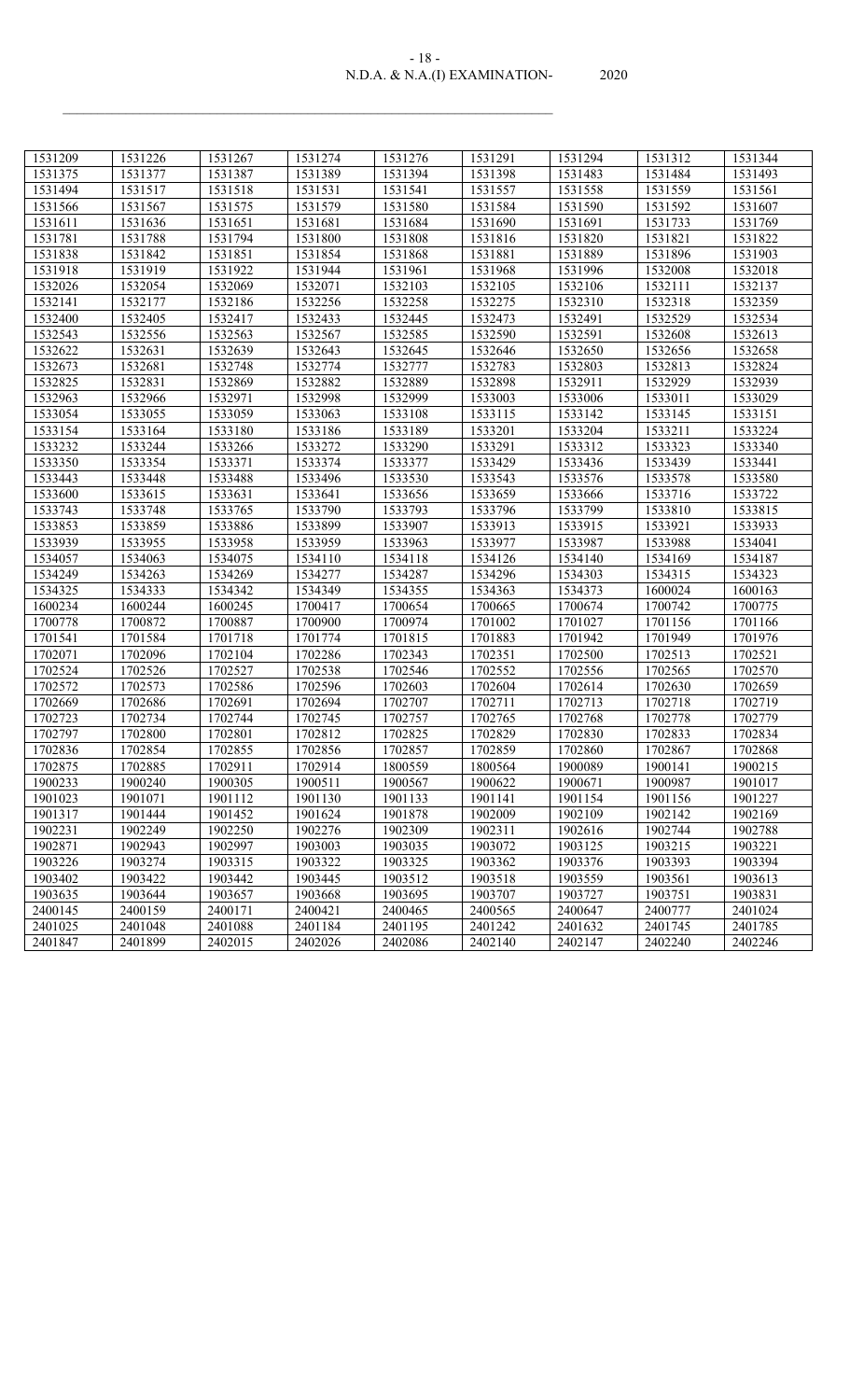| 1531209 | 1531226 | 1531267 | 1531274 | 1531276 | 1531291 | 1531294 | 1531312 | 1531344 |
|---|---|---|---|---|---|---|---|---|
| 1531375 | 1531377 | 1531387 | 1531389 | 1531394 | 1531398 | 1531483 | 1531484 | 1531493 |
| 1531494 | 1531517 | 1531518 | 1531531 | 1531541 | 1531557 | 1531558 | 1531559 | 1531561 |
| 1531566 | 1531567 | 1531575 | 1531579 | 1531580 | 1531584 | 1531590 | 1531592 | 1531607 |
| 1531611 | 1531636 | 1531651 | 1531681 | 1531684 | 1531690 | 1531691 | 1531733 | 1531769 |
| 1531781 | 1531788 | 1531794 | 1531800 | 1531808 | 1531816 | 1531820 | 1531821 | 1531822 |
| 1531838 | 1531842 | 1531851 | 1531854 | 1531868 | 1531881 | 1531889 | 1531896 | 1531903 |
| 1531918 | 1531919 | 1531922 | 1531944 | 1531961 | 1531968 | 1531996 | 1532008 | 1532018 |
| 1532026 | 1532054 | 1532069 | 1532071 | 1532103 | 1532105 | 1532106 | 1532111 | 1532137 |
| 1532141 | 1532177 | 1532186 | 1532256 | 1532258 | 1532275 | 1532310 | 1532318 | 1532359 |
| 1532400 | 1532405 | 1532417 | 1532433 | 1532445 | 1532473 | 1532491 | 1532529 | 1532534 |
| 1532543 | 1532556 | 1532563 | 1532567 | 1532585 | 1532590 | 1532591 | 1532608 | 1532613 |
| 1532622 | 1532631 | 1532639 | 1532643 | 1532645 | 1532646 | 1532650 | 1532656 | 1532658 |
| 1532673 | 1532681 | 1532748 | 1532774 | 1532777 | 1532783 | 1532803 | 1532813 | 1532824 |
| 1532825 | 1532831 | 1532869 | 1532882 | 1532889 | 1532898 | 1532911 | 1532929 | 1532939 |
| 1532963 | 1532966 | 1532971 | 1532998 | 1532999 | 1533003 | 1533006 | 1533011 | 1533029 |
| 1533054 | 1533055 | 1533059 | 1533063 | 1533108 | 1533115 | 1533142 | 1533145 | 1533151 |
| 1533154 | 1533164 | 1533180 | 1533186 | 1533189 | 1533201 | 1533204 | 1533211 | 1533224 |
| 1533232 | 1533244 | 1533266 | 1533272 | 1533290 | 1533291 | 1533312 | 1533323 | 1533340 |
| 1533350 | 1533354 | 1533371 | 1533374 | 1533377 | 1533429 | 1533436 | 1533439 | 1533441 |
| 1533443 | 1533448 | 1533488 | 1533496 | 1533530 | 1533543 | 1533576 | 1533578 | 1533580 |
| 1533600 | 1533615 | 1533631 | 1533641 | 1533656 | 1533659 | 1533666 | 1533716 | 1533722 |
| 1533743 | 1533748 | 1533765 | 1533790 | 1533793 | 1533796 | 1533799 | 1533810 | 1533815 |
| 1533853 | 1533859 | 1533886 | 1533899 | 1533907 | 1533913 | 1533915 | 1533921 | 1533933 |
| 1533939 | 1533955 | 1533958 | 1533959 | 1533963 | 1533977 | 1533987 | 1533988 | 1534041 |
| 1534057 | 1534063 | 1534075 | 1534110 | 1534118 | 1534126 | 1534140 | 1534169 | 1534187 |
| 1534249 | 1534263 | 1534269 | 1534277 | 1534287 | 1534296 | 1534303 | 1534315 | 1534323 |
| 1534325 | 1534333 | 1534342 | 1534349 | 1534355 | 1534363 | 1534373 | 1600024 | 1600163 |
| 1600234 | 1600244 | 1600245 | 1700417 | 1700654 | 1700665 | 1700674 | 1700742 | 1700775 |
| 1700778 | 1700872 | 1700887 | 1700900 | 1700974 | 1701002 | 1701027 | 1701156 | 1701166 |
| 1701541 | 1701584 | 1701718 | 1701774 | 1701815 | 1701883 | 1701942 | 1701949 | 1701976 |
| 1702071 | 1702096 | 1702104 | 1702286 | 1702343 | 1702351 | 1702500 | 1702513 | 1702521 |
| 1702524 | 1702526 | 1702527 | 1702538 | 1702546 | 1702552 | 1702556 | 1702565 | 1702570 |
| 1702572 | 1702573 | 1702586 | 1702596 | 1702603 | 1702604 | 1702614 | 1702630 | 1702659 |
| 1702669 | 1702686 | 1702691 | 1702694 | 1702707 | 1702711 | 1702713 | 1702718 | 1702719 |
| 1702723 | 1702734 | 1702744 | 1702745 | 1702757 | 1702765 | 1702768 | 1702778 | 1702779 |
| 1702797 | 1702800 | 1702801 | 1702812 | 1702825 | 1702829 | 1702830 | 1702833 | 1702834 |
| 1702836 | 1702854 | 1702855 | 1702856 | 1702857 | 1702859 | 1702860 | 1702867 | 1702868 |
| 1702875 | 1702885 | 1702911 | 1702914 | 1800559 | 1800564 | 1900089 | 1900141 | 1900215 |
| 1900233 | 1900240 | 1900305 | 1900511 | 1900567 | 1900622 | 1900671 | 1900987 | 1901017 |
| 1901023 | 1901071 | 1901112 | 1901130 | 1901133 | 1901141 | 1901154 | 1901156 | 1901227 |
| 1901317 | 1901444 | 1901452 | 1901624 | 1901878 | 1902009 | 1902109 | 1902142 | 1902169 |
| 1902231 | 1902249 | 1902250 | 1902276 | 1902309 | 1902311 | 1902616 | 1902744 | 1902788 |
| 1902871 | 1902943 | 1902997 | 1903003 | 1903035 | 1903072 | 1903125 | 1903215 | 1903221 |
| 1903226 | 1903274 | 1903315 | 1903322 | 1903325 | 1903362 | 1903376 | 1903393 | 1903394 |
| 1903402 | 1903422 | 1903442 | 1903445 | 1903512 | 1903518 | 1903559 | 1903561 | 1903613 |
| 1903635 | 1903644 | 1903657 | 1903668 | 1903695 | 1903707 | 1903727 | 1903751 | 1903831 |
| 2400145 | 2400159 | 2400171 | 2400421 | 2400465 | 2400565 | 2400647 | 2400777 | 2401024 |
| 2401025 | 2401048 | 2401088 | 2401184 | 2401195 | 2401242 | 2401632 | 2401745 | 2401785 |
| 2401847 | 2401899 | 2402015 | 2402026 | 2402086 | 2402140 | 2402147 | 2402240 | 2402246 |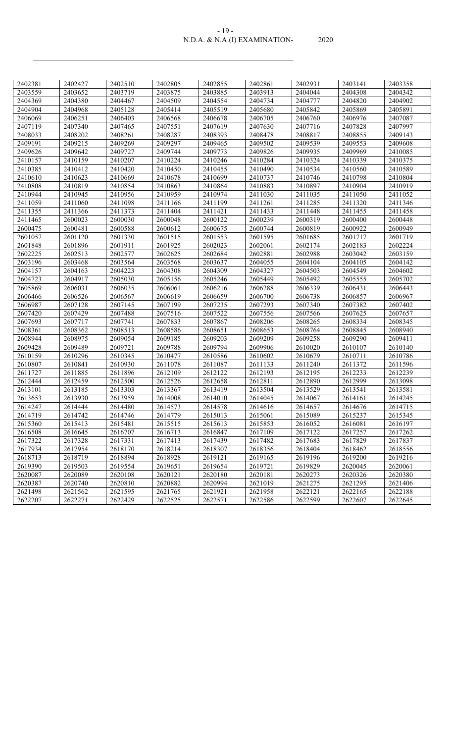| 2402381 | 2402427 | 2402510 | 2402805 | 2402855 | 2402861 | 2402931 | 2403141 | 2403358 |
|---|---|---|---|---|---|---|---|---|
| 2403559 | 2403652 | 2403719 | 2403875 | 2403885 | 2403913 | 2404044 | 2404308 | 2404342 |
| 2404369 | 2404380 | 2404467 | 2404509 | 2404554 | 2404734 | 2404777 | 2404820 | 2404902 |
| 2404904 | 2404968 | 2405128 | 2405414 | 2405519 | 2405680 | 2405842 | 2405869 | 2405891 |
| 2406069 | 2406251 | 2406403 | 2406568 | 2406678 | 2406705 | 2406760 | 2406976 | 2407087 |
| 2407119 | 2407340 | 2407465 | 2407551 | 2407619 | 2407630 | 2407716 | 2407828 | 2407997 |
| 2408033 | 2408202 | 2408261 | 2408287 | 2408393 | 2408478 | 2408817 | 2408855 | 2409143 |
| 2409191 | 2409215 | 2409269 | 2409297 | 2409465 | 2409502 | 2409539 | 2409553 | 2409608 |
| 2409626 | 2409642 | 2409727 | 2409744 | 2409773 | 2409826 | 2409935 | 2409969 | 2410085 |
| 2410157 | 2410159 | 2410207 | 2410224 | 2410246 | 2410284 | 2410324 | 2410339 | 2410375 |
| 2410385 | 2410412 | 2410420 | 2410450 | 2410455 | 2410490 | 2410534 | 2410560 | 2410589 |
| 2410610 | 2410623 | 2410669 | 2410678 | 2410699 | 2410737 | 2410746 | 2410798 | 2410804 |
| 2410808 | 2410819 | 2410854 | 2410863 | 2410864 | 2410883 | 2410897 | 2410904 | 2410919 |
| 2410944 | 2410945 | 2410956 | 2410959 | 2410974 | 2411030 | 2411035 | 2411050 | 2411052 |
| 2411059 | 2411060 | 2411098 | 2411166 | 2411199 | 2411261 | 2411285 | 2411320 | 2411346 |
| 2411355 | 2411366 | 2411373 | 2411404 | 2411421 | 2411433 | 2411448 | 2411455 | 2411458 |
| 2411465 | 2600023 | 2600030 | 2600048 | 2600122 | 2600239 | 2600319 | 2600400 | 2600448 |
| 2600475 | 2600481 | 2600588 | 2600612 | 2600675 | 2600744 | 2600819 | 2600922 | 2600949 |
| 2601057 | 2601120 | 2601330 | 2601515 | 2601553 | 2601595 | 2601685 | 2601717 | 2601719 |
| 2601848 | 2601896 | 2601911 | 2601925 | 2602023 | 2602061 | 2602174 | 2602183 | 2602224 |
| 2602225 | 2602513 | 2602577 | 2602625 | 2602684 | 2602881 | 2602988 | 2603042 | 2603159 |
| 2603196 | 2603468 | 2603564 | 2603568 | 2603637 | 2604055 | 2604104 | 2604105 | 2604142 |
| 2604157 | 2604163 | 2604223 | 2604308 | 2604309 | 2604327 | 2604503 | 2604549 | 2604602 |
| 2604723 | 2604917 | 2605030 | 2605156 | 2605246 | 2605449 | 2605492 | 2605555 | 2605702 |
| 2605869 | 2606031 | 2606035 | 2606061 | 2606216 | 2606288 | 2606339 | 2606431 | 2606443 |
| 2606466 | 2606526 | 2606567 | 2606619 | 2606659 | 2606700 | 2606738 | 2606857 | 2606967 |
| 2606987 | 2607128 | 2607145 | 2607199 | 2607235 | 2607293 | 2607340 | 2607382 | 2607402 |
| 2607420 | 2607429 | 2607488 | 2607516 | 2607522 | 2607556 | 2607566 | 2607625 | 2607657 |
| 2607693 | 2607717 | 2607741 | 2607833 | 2607867 | 2608206 | 2608265 | 2608334 | 2608345 |
| 2608361 | 2608362 | 2608513 | 2608586 | 2608651 | 2608653 | 2608764 | 2608845 | 2608940 |
| 2608944 | 2608975 | 2609054 | 2609185 | 2609203 | 2609209 | 2609258 | 2609290 | 2609411 |
| 2609428 | 2609489 | 2609721 | 2609788 | 2609794 | 2609906 | 2610020 | 2610107 | 2610140 |
| 2610159 | 2610296 | 2610345 | 2610477 | 2610586 | 2610602 | 2610679 | 2610711 | 2610786 |
| 2610807 | 2610841 | 2610930 | 2611078 | 2611087 | 2611133 | 2611240 | 2611372 | 2611596 |
| 2611727 | 2611885 | 2611896 | 2612109 | 2612122 | 2612193 | 2612195 | 2612233 | 2612239 |
| 2612444 | 2612459 | 2612500 | 2612526 | 2612658 | 2612811 | 2612890 | 2612999 | 2613098 |
| 2613101 | 2613185 | 2613303 | 2613367 | 2613419 | 2613504 | 2613529 | 2613541 | 2613581 |
| 2613653 | 2613930 | 2613959 | 2614008 | 2614010 | 2614045 | 2614067 | 2614161 | 2614245 |
| 2614247 | 2614444 | 2614480 | 2614573 | 2614578 | 2614616 | 2614657 | 2614676 | 2614715 |
| 2614719 | 2614742 | 2614746 | 2614779 | 2615013 | 2615061 | 2615089 | 2615237 | 2615345 |
| 2615360 | 2615413 | 2615481 | 2615515 | 2615613 | 2615853 | 2616052 | 2616081 | 2616197 |
| 2616508 | 2616645 | 2616707 | 2616713 | 2616847 | 2617109 | 2617122 | 2617257 | 2617262 |
| 2617322 | 2617328 | 2617331 | 2617413 | 2617439 | 2617482 | 2617683 | 2617829 | 2617837 |
| 2617934 | 2617954 | 2618170 | 2618214 | 2618307 | 2618356 | 2618404 | 2618462 | 2618556 |
| 2618713 | 2618719 | 2618894 | 2618928 | 2619121 | 2619165 | 2619196 | 2619200 | 2619216 |
| 2619390 | 2619503 | 2619554 | 2619651 | 2619654 | 2619721 | 2619829 | 2620045 | 2620061 |
| 2620087 | 2620089 | 2620108 | 2620121 | 2620180 | 2620181 | 2620273 | 2620326 | 2620380 |
| 2620387 | 2620740 | 2620810 | 2620882 | 2620994 | 2621019 | 2621275 | 2621295 | 2621406 |
| 2621498 | 2621562 | 2621595 | 2621765 | 2621921 | 2621958 | 2622121 | 2622165 | 2622188 |
| 2622207 | 2622271 | 2622429 | 2622525 | 2622571 | 2622586 | 2622599 | 2622607 | 2622645 |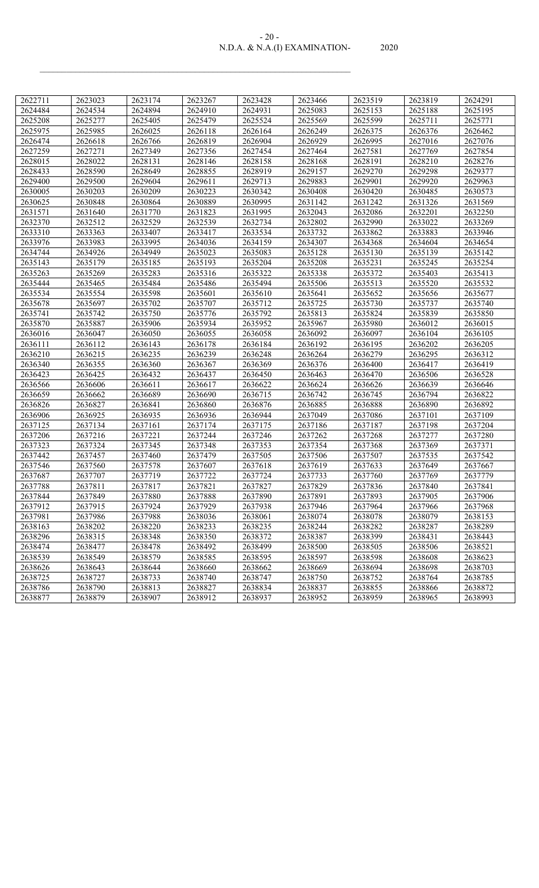| 2622711 | 2623023 | 2623174 | 2623267 | 2623428 | 2623466 | 2623519 | 2623819 | 2624291 |
|---|---|---|---|---|---|---|---|---|
| 2624484 | 2624534 | 2624894 | 2624910 | 2624931 | 2625083 | 2625153 | 2625188 | 2625195 |
| 2625208 | 2625277 | 2625405 | 2625479 | 2625524 | 2625569 | 2625599 | 2625711 | 2625771 |
| 2625975 | 2625985 | 2626025 | 2626118 | 2626164 | 2626249 | 2626375 | 2626376 | 2626462 |
| 2626474 | 2626618 | 2626766 | 2626819 | 2626904 | 2626929 | 2626995 | 2627016 | 2627076 |
| 2627259 | 2627271 | 2627349 | 2627356 | 2627454 | 2627464 | 2627581 | 2627769 | 2627854 |
| 2628015 | 2628022 | 2628131 | 2628146 | 2628158 | 2628168 | 2628191 | 2628210 | 2628276 |
| 2628433 | 2628590 | 2628649 | 2628855 | 2628919 | 2629157 | 2629270 | 2629298 | 2629377 |
| 2629400 | 2629500 | 2629604 | 2629611 | 2629713 | 2629883 | 2629901 | 2629920 | 2629963 |
| 2630005 | 2630203 | 2630209 | 2630223 | 2630342 | 2630408 | 2630420 | 2630485 | 2630573 |
| 2630625 | 2630848 | 2630864 | 2630889 | 2630995 | 2631142 | 2631242 | 2631326 | 2631569 |
| 2631571 | 2631640 | 2631770 | 2631823 | 2631995 | 2632043 | 2632086 | 2632201 | 2632250 |
| 2632370 | 2632512 | 2632529 | 2632539 | 2632734 | 2632802 | 2632990 | 2633022 | 2633269 |
| 2633310 | 2633363 | 2633407 | 2633417 | 2633534 | 2633732 | 2633862 | 2633883 | 2633946 |
| 2633976 | 2633983 | 2633995 | 2634036 | 2634159 | 2634307 | 2634368 | 2634604 | 2634654 |
| 2634744 | 2634926 | 2634949 | 2635023 | 2635083 | 2635128 | 2635130 | 2635139 | 2635142 |
| 2635143 | 2635179 | 2635185 | 2635193 | 2635204 | 2635208 | 2635231 | 2635245 | 2635254 |
| 2635263 | 2635269 | 2635283 | 2635316 | 2635322 | 2635338 | 2635372 | 2635403 | 2635413 |
| 2635444 | 2635465 | 2635484 | 2635486 | 2635494 | 2635506 | 2635513 | 2635520 | 2635532 |
| 2635534 | 2635554 | 2635598 | 2635601 | 2635610 | 2635641 | 2635652 | 2635656 | 2635677 |
| 2635678 | 2635697 | 2635702 | 2635707 | 2635712 | 2635725 | 2635730 | 2635737 | 2635740 |
| 2635741 | 2635742 | 2635750 | 2635776 | 2635792 | 2635813 | 2635824 | 2635839 | 2635850 |
| 2635870 | 2635887 | 2635906 | 2635934 | 2635952 | 2635967 | 2635980 | 2636012 | 2636015 |
| 2636016 | 2636047 | 2636050 | 2636055 | 2636058 | 2636092 | 2636097 | 2636104 | 2636105 |
| 2636111 | 2636112 | 2636143 | 2636178 | 2636184 | 2636192 | 2636195 | 2636202 | 2636205 |
| 2636210 | 2636215 | 2636235 | 2636239 | 2636248 | 2636264 | 2636279 | 2636295 | 2636312 |
| 2636340 | 2636355 | 2636360 | 2636367 | 2636369 | 2636376 | 2636400 | 2636417 | 2636419 |
| 2636423 | 2636425 | 2636432 | 2636437 | 2636450 | 2636463 | 2636470 | 2636506 | 2636528 |
| 2636566 | 2636606 | 2636611 | 2636617 | 2636622 | 2636624 | 2636626 | 2636639 | 2636646 |
| 2636659 | 2636662 | 2636689 | 2636690 | 2636715 | 2636742 | 2636745 | 2636794 | 2636822 |
| 2636826 | 2636827 | 2636841 | 2636860 | 2636876 | 2636885 | 2636888 | 2636890 | 2636892 |
| 2636906 | 2636925 | 2636935 | 2636936 | 2636944 | 2637049 | 2637086 | 2637101 | 2637109 |
| 2637125 | 2637134 | 2637161 | 2637174 | 2637175 | 2637186 | 2637187 | 2637198 | 2637204 |
| 2637206 | 2637216 | 2637221 | 2637244 | 2637246 | 2637262 | 2637268 | 2637277 | 2637280 |
| 2637323 | 2637324 | 2637345 | 2637348 | 2637353 | 2637354 | 2637368 | 2637369 | 2637371 |
| 2637442 | 2637457 | 2637460 | 2637479 | 2637505 | 2637506 | 2637507 | 2637535 | 2637542 |
| 2637546 | 2637560 | 2637578 | 2637607 | 2637618 | 2637619 | 2637633 | 2637649 | 2637667 |
| 2637687 | 2637707 | 2637719 | 2637722 | 2637724 | 2637733 | 2637760 | 2637769 | 2637779 |
| 2637788 | 2637811 | 2637817 | 2637821 | 2637827 | 2637829 | 2637836 | 2637840 | 2637841 |
| 2637844 | 2637849 | 2637880 | 2637888 | 2637890 | 2637891 | 2637893 | 2637905 | 2637906 |
| 2637912 | 2637915 | 2637924 | 2637929 | 2637938 | 2637946 | 2637964 | 2637966 | 2637968 |
| 2637981 | 2637986 | 2637988 | 2638036 | 2638061 | 2638074 | 2638078 | 2638079 | 2638153 |
| 2638163 | 2638202 | 2638220 | 2638233 | 2638235 | 2638244 | 2638282 | 2638287 | 2638289 |
| 2638296 | 2638315 | 2638348 | 2638350 | 2638372 | 2638387 | 2638399 | 2638431 | 2638443 |
| 2638474 | 2638477 | 2638478 | 2638492 | 2638499 | 2638500 | 2638505 | 2638506 | 2638521 |
| 2638539 | 2638549 | 2638579 | 2638585 | 2638595 | 2638597 | 2638598 | 2638608 | 2638623 |
| 2638626 | 2638643 | 2638644 | 2638660 | 2638662 | 2638669 | 2638694 | 2638698 | 2638703 |
| 2638725 | 2638727 | 2638733 | 2638740 | 2638747 | 2638750 | 2638752 | 2638764 | 2638785 |
| 2638786 | 2638790 | 2638813 | 2638827 | 2638834 | 2638837 | 2638855 | 2638866 | 2638872 |
| 2638877 | 2638879 | 2638907 | 2638912 | 2638937 | 2638952 | 2638959 | 2638965 | 2638993 |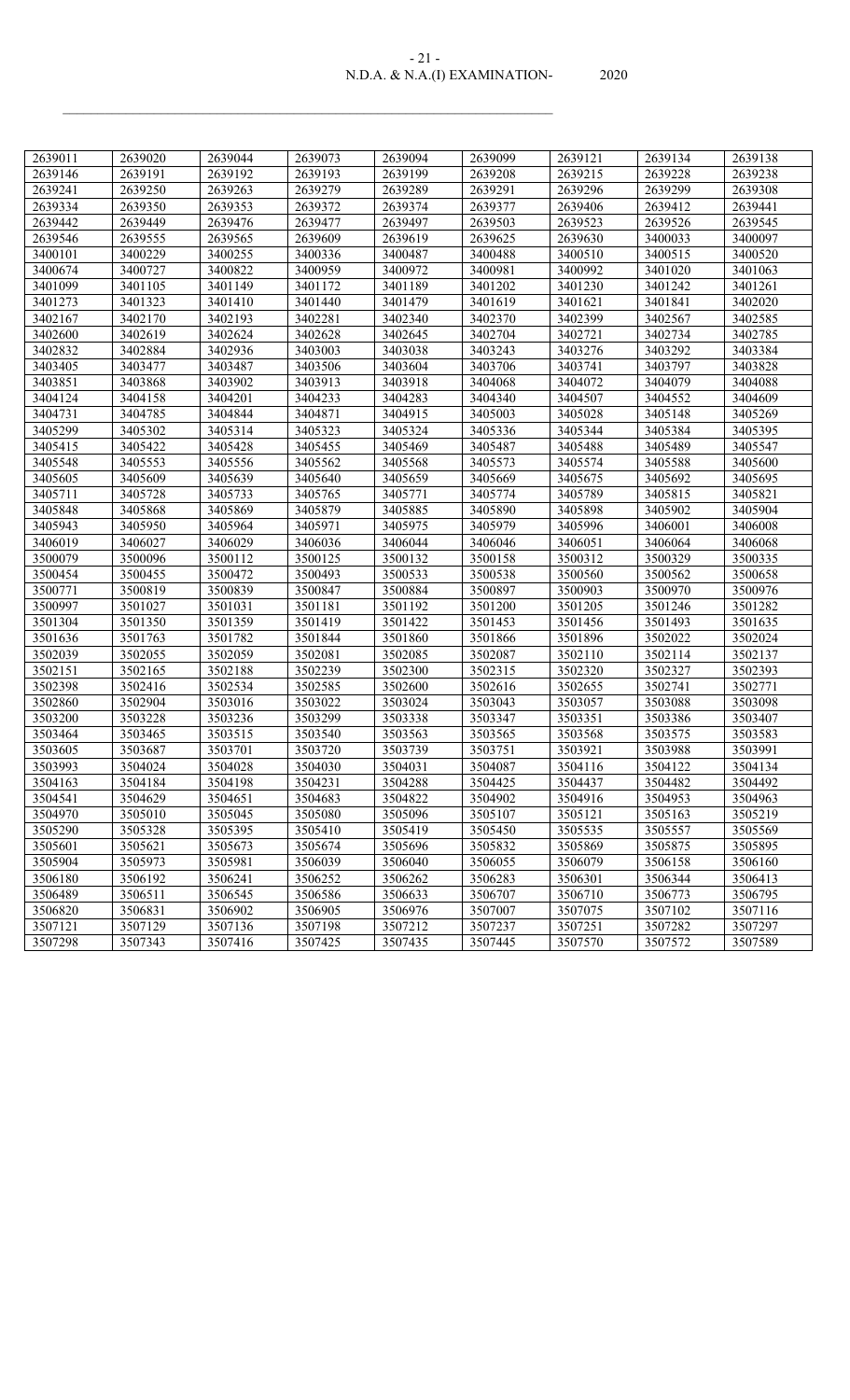| 2639011 | 2639020 | 2639044 | 2639073 | 2639094 | 2639099 | 2639121 | 2639134 | 2639138 |
|---|---|---|---|---|---|---|---|---|
| 2639146 | 2639191 | 2639192 | 2639193 | 2639199 | 2639208 | 2639215 | 2639228 | 2639238 |
| 2639241 | 2639250 | 2639263 | 2639279 | 2639289 | 2639291 | 2639296 | 2639299 | 2639308 |
| 2639334 | 2639350 | 2639353 | 2639372 | 2639374 | 2639377 | 2639406 | 2639412 | 2639441 |
| 2639442 | 2639449 | 2639476 | 2639477 | 2639497 | 2639503 | 2639523 | 2639526 | 2639545 |
| 2639546 | 2639555 | 2639565 | 2639609 | 2639619 | 2639625 | 2639630 | 3400033 | 3400097 |
| 3400101 | 3400229 | 3400255 | 3400336 | 3400487 | 3400488 | 3400510 | 3400515 | 3400520 |
| 3400674 | 3400727 | 3400822 | 3400959 | 3400972 | 3400981 | 3400992 | 3401020 | 3401063 |
| 3401099 | 3401105 | 3401149 | 3401172 | 3401189 | 3401202 | 3401230 | 3401242 | 3401261 |
| 3401273 | 3401323 | 3401410 | 3401440 | 3401479 | 3401619 | 3401621 | 3401841 | 3402020 |
| 3402167 | 3402170 | 3402193 | 3402281 | 3402340 | 3402370 | 3402399 | 3402567 | 3402585 |
| 3402600 | 3402619 | 3402624 | 3402628 | 3402645 | 3402704 | 3402721 | 3402734 | 3402785 |
| 3402832 | 3402884 | 3402936 | 3403003 | 3403038 | 3403243 | 3403276 | 3403292 | 3403384 |
| 3403405 | 3403477 | 3403487 | 3403506 | 3403604 | 3403706 | 3403741 | 3403797 | 3403828 |
| 3403851 | 3403868 | 3403902 | 3403913 | 3403918 | 3404068 | 3404072 | 3404079 | 3404088 |
| 3404124 | 3404158 | 3404201 | 3404233 | 3404283 | 3404340 | 3404507 | 3404552 | 3404609 |
| 3404731 | 3404785 | 3404844 | 3404871 | 3404915 | 3405003 | 3405028 | 3405148 | 3405269 |
| 3405299 | 3405302 | 3405314 | 3405323 | 3405324 | 3405336 | 3405344 | 3405384 | 3405395 |
| 3405415 | 3405422 | 3405428 | 3405455 | 3405469 | 3405487 | 3405488 | 3405489 | 3405547 |
| 3405548 | 3405553 | 3405556 | 3405562 | 3405568 | 3405573 | 3405574 | 3405588 | 3405600 |
| 3405605 | 3405609 | 3405639 | 3405640 | 3405659 | 3405669 | 3405675 | 3405692 | 3405695 |
| 3405711 | 3405728 | 3405733 | 3405765 | 3405771 | 3405774 | 3405789 | 3405815 | 3405821 |
| 3405848 | 3405868 | 3405869 | 3405879 | 3405885 | 3405890 | 3405898 | 3405902 | 3405904 |
| 3405943 | 3405950 | 3405964 | 3405971 | 3405975 | 3405979 | 3405996 | 3406001 | 3406008 |
| 3406019 | 3406027 | 3406029 | 3406036 | 3406044 | 3406046 | 3406051 | 3406064 | 3406068 |
| 3500079 | 3500096 | 3500112 | 3500125 | 3500132 | 3500158 | 3500312 | 3500329 | 3500335 |
| 3500454 | 3500455 | 3500472 | 3500493 | 3500533 | 3500538 | 3500560 | 3500562 | 3500658 |
| 3500771 | 3500819 | 3500839 | 3500847 | 3500884 | 3500897 | 3500903 | 3500970 | 3500976 |
| 3500997 | 3501027 | 3501031 | 3501181 | 3501192 | 3501200 | 3501205 | 3501246 | 3501282 |
| 3501304 | 3501350 | 3501359 | 3501419 | 3501422 | 3501453 | 3501456 | 3501493 | 3501635 |
| 3501636 | 3501763 | 3501782 | 3501844 | 3501860 | 3501866 | 3501896 | 3502022 | 3502024 |
| 3502039 | 3502055 | 3502059 | 3502081 | 3502085 | 3502087 | 3502110 | 3502114 | 3502137 |
| 3502151 | 3502165 | 3502188 | 3502239 | 3502300 | 3502315 | 3502320 | 3502327 | 3502393 |
| 3502398 | 3502416 | 3502534 | 3502585 | 3502600 | 3502616 | 3502655 | 3502741 | 3502771 |
| 3502860 | 3502904 | 3503016 | 3503022 | 3503024 | 3503043 | 3503057 | 3503088 | 3503098 |
| 3503200 | 3503228 | 3503236 | 3503299 | 3503338 | 3503347 | 3503351 | 3503386 | 3503407 |
| 3503464 | 3503465 | 3503515 | 3503540 | 3503563 | 3503565 | 3503568 | 3503575 | 3503583 |
| 3503605 | 3503687 | 3503701 | 3503720 | 3503739 | 3503751 | 3503921 | 3503988 | 3503991 |
| 3503993 | 3504024 | 3504028 | 3504030 | 3504031 | 3504087 | 3504116 | 3504122 | 3504134 |
| 3504163 | 3504184 | 3504198 | 3504231 | 3504288 | 3504425 | 3504437 | 3504482 | 3504492 |
| 3504541 | 3504629 | 3504651 | 3504683 | 3504822 | 3504902 | 3504916 | 3504953 | 3504963 |
| 3504970 | 3505010 | 3505045 | 3505080 | 3505096 | 3505107 | 3505121 | 3505163 | 3505219 |
| 3505290 | 3505328 | 3505395 | 3505410 | 3505419 | 3505450 | 3505535 | 3505557 | 3505569 |
| 3505601 | 3505621 | 3505673 | 3505674 | 3505696 | 3505832 | 3505869 | 3505875 | 3505895 |
| 3505904 | 3505973 | 3505981 | 3506039 | 3506040 | 3506055 | 3506079 | 3506158 | 3506160 |
| 3506180 | 3506192 | 3506241 | 3506252 | 3506262 | 3506283 | 3506301 | 3506344 | 3506413 |
| 3506489 | 3506511 | 3506545 | 3506586 | 3506633 | 3506707 | 3506710 | 3506773 | 3506795 |
| 3506820 | 3506831 | 3506902 | 3506905 | 3506976 | 3507007 | 3507075 | 3507102 | 3507116 |
| 3507121 | 3507129 | 3507136 | 3507198 | 3507212 | 3507237 | 3507251 | 3507282 | 3507297 |
| 3507298 | 3507343 | 3507416 | 3507425 | 3507435 | 3507445 | 3507570 | 3507572 | 3507589 |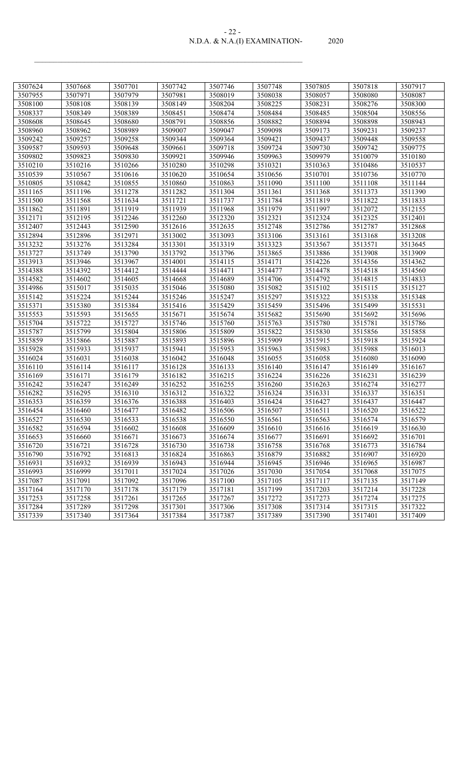| 3507624 | 3507668 | 3507701 | 3507742 | 3507746 | 3507748 | 3507805 | 3507818 | 3507917 |
|---|---|---|---|---|---|---|---|---|
| 3507955 | 3507971 | 3507979 | 3507981 | 3508019 | 3508038 | 3508057 | 3508080 | 3508087 |
| 3508100 | 3508108 | 3508139 | 3508149 | 3508204 | 3508225 | 3508231 | 3508276 | 3508300 |
| 3508337 | 3508349 | 3508389 | 3508451 | 3508474 | 3508484 | 3508485 | 3508504 | 3508556 |
| 3508608 | 3508645 | 3508680 | 3508791 | 3508856 | 3508882 | 3508894 | 3508898 | 3508943 |
| 3508960 | 3508962 | 3508989 | 3509007 | 3509047 | 3509098 | 3509173 | 3509231 | 3509237 |
| 3509242 | 3509257 | 3509258 | 3509344 | 3509364 | 3509421 | 3509437 | 3509448 | 3509558 |
| 3509587 | 3509593 | 3509648 | 3509661 | 3509718 | 3509724 | 3509730 | 3509742 | 3509775 |
| 3509802 | 3509823 | 3509830 | 3509921 | 3509946 | 3509963 | 3509979 | 3510079 | 3510180 |
| 3510210 | 3510216 | 3510266 | 3510280 | 3510298 | 3510321 | 3510363 | 3510486 | 3510537 |
| 3510539 | 3510567 | 3510616 | 3510620 | 3510654 | 3510656 | 3510701 | 3510736 | 3510770 |
| 3510805 | 3510842 | 3510855 | 3510860 | 3510863 | 3511090 | 3511100 | 3511108 | 3511144 |
| 3511165 | 3511196 | 3511278 | 3511282 | 3511304 | 3511361 | 3511368 | 3511373 | 3511390 |
| 3511500 | 3511568 | 3511634 | 3511721 | 3511737 | 3511784 | 3511819 | 3511822 | 3511833 |
| 3511862 | 3511891 | 3511919 | 3511939 | 3511968 | 3511979 | 3511997 | 3512072 | 3512155 |
| 3512171 | 3512195 | 3512246 | 3512260 | 3512320 | 3512321 | 3512324 | 3512325 | 3512401 |
| 3512407 | 3512443 | 3512590 | 3512616 | 3512635 | 3512748 | 3512786 | 3512787 | 3512868 |
| 3512894 | 3512896 | 3512971 | 3513002 | 3513093 | 3513106 | 3513161 | 3513168 | 3513208 |
| 3513232 | 3513276 | 3513284 | 3513301 | 3513319 | 3513323 | 3513567 | 3513571 | 3513645 |
| 3513727 | 3513749 | 3513790 | 3513792 | 3513796 | 3513865 | 3513886 | 3513908 | 3513909 |
| 3513913 | 3513946 | 3513967 | 3514001 | 3514115 | 3514171 | 3514226 | 3514356 | 3514362 |
| 3514388 | 3514392 | 3514412 | 3514444 | 3514471 | 3514477 | 3514478 | 3514518 | 3514560 |
| 3514582 | 3514602 | 3514605 | 3514668 | 3514689 | 3514706 | 3514792 | 3514815 | 3514833 |
| 3514986 | 3515017 | 3515035 | 3515046 | 3515080 | 3515082 | 3515102 | 3515115 | 3515127 |
| 3515142 | 3515224 | 3515244 | 3515246 | 3515247 | 3515297 | 3515322 | 3515338 | 3515348 |
| 3515371 | 3515380 | 3515384 | 3515416 | 3515429 | 3515459 | 3515496 | 3515499 | 3515531 |
| 3515553 | 3515593 | 3515655 | 3515671 | 3515674 | 3515682 | 3515690 | 3515692 | 3515696 |
| 3515704 | 3515722 | 3515727 | 3515746 | 3515760 | 3515763 | 3515780 | 3515781 | 3515786 |
| 3515787 | 3515799 | 3515804 | 3515806 | 3515809 | 3515822 | 3515830 | 3515856 | 3515858 |
| 3515859 | 3515866 | 3515887 | 3515893 | 3515896 | 3515909 | 3515915 | 3515918 | 3515924 |
| 3515928 | 3515933 | 3515937 | 3515941 | 3515953 | 3515963 | 3515983 | 3515988 | 3516013 |
| 3516024 | 3516031 | 3516038 | 3516042 | 3516048 | 3516055 | 3516058 | 3516080 | 3516090 |
| 3516110 | 3516114 | 3516117 | 3516128 | 3516133 | 3516140 | 3516147 | 3516149 | 3516167 |
| 3516169 | 3516171 | 3516179 | 3516182 | 3516215 | 3516224 | 3516226 | 3516231 | 3516239 |
| 3516242 | 3516247 | 3516249 | 3516252 | 3516255 | 3516260 | 3516263 | 3516274 | 3516277 |
| 3516282 | 3516295 | 3516310 | 3516312 | 3516322 | 3516324 | 3516331 | 3516337 | 3516351 |
| 3516353 | 3516359 | 3516376 | 3516388 | 3516403 | 3516424 | 3516427 | 3516437 | 3516447 |
| 3516454 | 3516460 | 3516477 | 3516482 | 3516506 | 3516507 | 3516511 | 3516520 | 3516522 |
| 3516527 | 3516530 | 3516533 | 3516538 | 3516550 | 3516561 | 3516563 | 3516574 | 3516579 |
| 3516582 | 3516594 | 3516602 | 3516608 | 3516609 | 3516610 | 3516616 | 3516619 | 3516630 |
| 3516653 | 3516660 | 3516671 | 3516673 | 3516674 | 3516677 | 3516691 | 3516692 | 3516701 |
| 3516720 | 3516721 | 3516728 | 3516730 | 3516738 | 3516758 | 3516768 | 3516773 | 3516784 |
| 3516790 | 3516792 | 3516813 | 3516824 | 3516863 | 3516879 | 3516882 | 3516907 | 3516920 |
| 3516931 | 3516932 | 3516939 | 3516943 | 3516944 | 3516945 | 3516946 | 3516965 | 3516987 |
| 3516993 | 3516999 | 3517011 | 3517024 | 3517026 | 3517030 | 3517054 | 3517068 | 3517075 |
| 3517087 | 3517091 | 3517092 | 3517096 | 3517100 | 3517105 | 3517117 | 3517135 | 3517149 |
| 3517164 | 3517170 | 3517178 | 3517179 | 3517181 | 3517199 | 3517203 | 3517214 | 3517228 |
| 3517253 | 3517258 | 3517261 | 3517265 | 3517267 | 3517272 | 3517273 | 3517274 | 3517275 |
| 3517284 | 3517289 | 3517298 | 3517301 | 3517306 | 3517308 | 3517314 | 3517315 | 3517322 |
| 3517339 | 3517340 | 3517364 | 3517384 | 3517387 | 3517389 | 3517390 | 3517401 | 3517409 |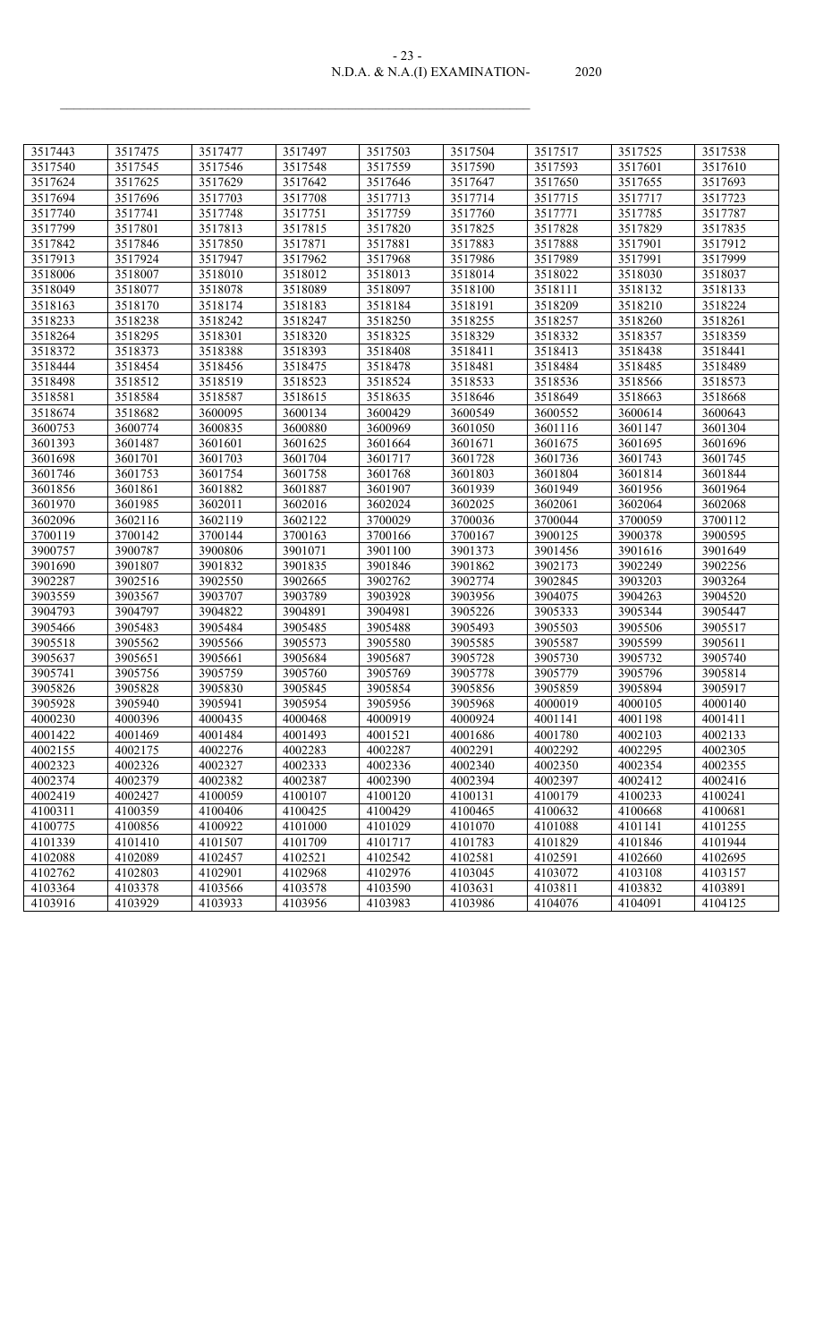| 3517443 | 3517475 | 3517477 | 3517497 | 3517503 | 3517504 | 3517517 | 3517525 | 3517538 |
|---|---|---|---|---|---|---|---|---|
| 3517540 | 3517545 | 3517546 | 3517548 | 3517559 | 3517590 | 3517593 | 3517601 | 3517610 |
| 3517624 | 3517625 | 3517629 | 3517642 | 3517646 | 3517647 | 3517650 | 3517655 | 3517693 |
| 3517694 | 3517696 | 3517703 | 3517708 | 3517713 | 3517714 | 3517715 | 3517717 | 3517723 |
| 3517740 | 3517741 | 3517748 | 3517751 | 3517759 | 3517760 | 3517771 | 3517785 | 3517787 |
| 3517799 | 3517801 | 3517813 | 3517815 | 3517820 | 3517825 | 3517828 | 3517829 | 3517835 |
| 3517842 | 3517846 | 3517850 | 3517871 | 3517881 | 3517883 | 3517888 | 3517901 | 3517912 |
| 3517913 | 3517924 | 3517947 | 3517962 | 3517968 | 3517986 | 3517989 | 3517991 | 3517999 |
| 3518006 | 3518007 | 3518010 | 3518012 | 3518013 | 3518014 | 3518022 | 3518030 | 3518037 |
| 3518049 | 3518077 | 3518078 | 3518089 | 3518097 | 3518100 | 3518111 | 3518132 | 3518133 |
| 3518163 | 3518170 | 3518174 | 3518183 | 3518184 | 3518191 | 3518209 | 3518210 | 3518224 |
| 3518233 | 3518238 | 3518242 | 3518247 | 3518250 | 3518255 | 3518257 | 3518260 | 3518261 |
| 3518264 | 3518295 | 3518301 | 3518320 | 3518325 | 3518329 | 3518332 | 3518357 | 3518359 |
| 3518372 | 3518373 | 3518388 | 3518393 | 3518408 | 3518411 | 3518413 | 3518438 | 3518441 |
| 3518444 | 3518454 | 3518456 | 3518475 | 3518478 | 3518481 | 3518484 | 3518485 | 3518489 |
| 3518498 | 3518512 | 3518519 | 3518523 | 3518524 | 3518533 | 3518536 | 3518566 | 3518573 |
| 3518581 | 3518584 | 3518587 | 3518615 | 3518635 | 3518646 | 3518649 | 3518663 | 3518668 |
| 3518674 | 3518682 | 3600095 | 3600134 | 3600429 | 3600549 | 3600552 | 3600614 | 3600643 |
| 3600753 | 3600774 | 3600835 | 3600880 | 3600969 | 3601050 | 3601116 | 3601147 | 3601304 |
| 3601393 | 3601487 | 3601601 | 3601625 | 3601664 | 3601671 | 3601675 | 3601695 | 3601696 |
| 3601698 | 3601701 | 3601703 | 3601704 | 3601717 | 3601728 | 3601736 | 3601743 | 3601745 |
| 3601746 | 3601753 | 3601754 | 3601758 | 3601768 | 3601803 | 3601804 | 3601814 | 3601844 |
| 3601856 | 3601861 | 3601882 | 3601887 | 3601907 | 3601939 | 3601949 | 3601956 | 3601964 |
| 3601970 | 3601985 | 3602011 | 3602016 | 3602024 | 3602025 | 3602061 | 3602064 | 3602068 |
| 3602096 | 3602116 | 3602119 | 3602122 | 3700029 | 3700036 | 3700044 | 3700059 | 3700112 |
| 3700119 | 3700142 | 3700144 | 3700163 | 3700166 | 3700167 | 3900125 | 3900378 | 3900595 |
| 3900757 | 3900787 | 3900806 | 3901071 | 3901100 | 3901373 | 3901456 | 3901616 | 3901649 |
| 3901690 | 3901807 | 3901832 | 3901835 | 3901846 | 3901862 | 3902173 | 3902249 | 3902256 |
| 3902287 | 3902516 | 3902550 | 3902665 | 3902762 | 3902774 | 3902845 | 3903203 | 3903264 |
| 3903559 | 3903567 | 3903707 | 3903789 | 3903928 | 3903956 | 3904075 | 3904263 | 3904520 |
| 3904793 | 3904797 | 3904822 | 3904891 | 3904981 | 3905226 | 3905333 | 3905344 | 3905447 |
| 3905466 | 3905483 | 3905484 | 3905485 | 3905488 | 3905493 | 3905503 | 3905506 | 3905517 |
| 3905518 | 3905562 | 3905566 | 3905573 | 3905580 | 3905585 | 3905587 | 3905599 | 3905611 |
| 3905637 | 3905651 | 3905661 | 3905684 | 3905687 | 3905728 | 3905730 | 3905732 | 3905740 |
| 3905741 | 3905756 | 3905759 | 3905760 | 3905769 | 3905778 | 3905779 | 3905796 | 3905814 |
| 3905826 | 3905828 | 3905830 | 3905845 | 3905854 | 3905856 | 3905859 | 3905894 | 3905917 |
| 3905928 | 3905940 | 3905941 | 3905954 | 3905956 | 3905968 | 4000019 | 4000105 | 4000140 |
| 4000230 | 4000396 | 4000435 | 4000468 | 4000919 | 4000924 | 4001141 | 4001198 | 4001411 |
| 4001422 | 4001469 | 4001484 | 4001493 | 4001521 | 4001686 | 4001780 | 4002103 | 4002133 |
| 4002155 | 4002175 | 4002276 | 4002283 | 4002287 | 4002291 | 4002292 | 4002295 | 4002305 |
| 4002323 | 4002326 | 4002327 | 4002333 | 4002336 | 4002340 | 4002350 | 4002354 | 4002355 |
| 4002374 | 4002379 | 4002382 | 4002387 | 4002390 | 4002394 | 4002397 | 4002412 | 4002416 |
| 4002419 | 4002427 | 4100059 | 4100107 | 4100120 | 4100131 | 4100179 | 4100233 | 4100241 |
| 4100311 | 4100359 | 4100406 | 4100425 | 4100429 | 4100465 | 4100632 | 4100668 | 4100681 |
| 4100775 | 4100856 | 4100922 | 4101000 | 4101029 | 4101070 | 4101088 | 4101141 | 4101255 |
| 4101339 | 4101410 | 4101507 | 4101709 | 4101717 | 4101783 | 4101829 | 4101846 | 4101944 |
| 4102088 | 4102089 | 4102457 | 4102521 | 4102542 | 4102581 | 4102591 | 4102660 | 4102695 |
| 4102762 | 4102803 | 4102901 | 4102968 | 4102976 | 4103045 | 4103072 | 4103108 | 4103157 |
| 4103364 | 4103378 | 4103566 | 4103578 | 4103590 | 4103631 | 4103811 | 4103832 | 4103891 |
| 4103916 | 4103929 | 4103933 | 4103956 | 4103983 | 4103986 | 4104076 | 4104091 | 4104125 |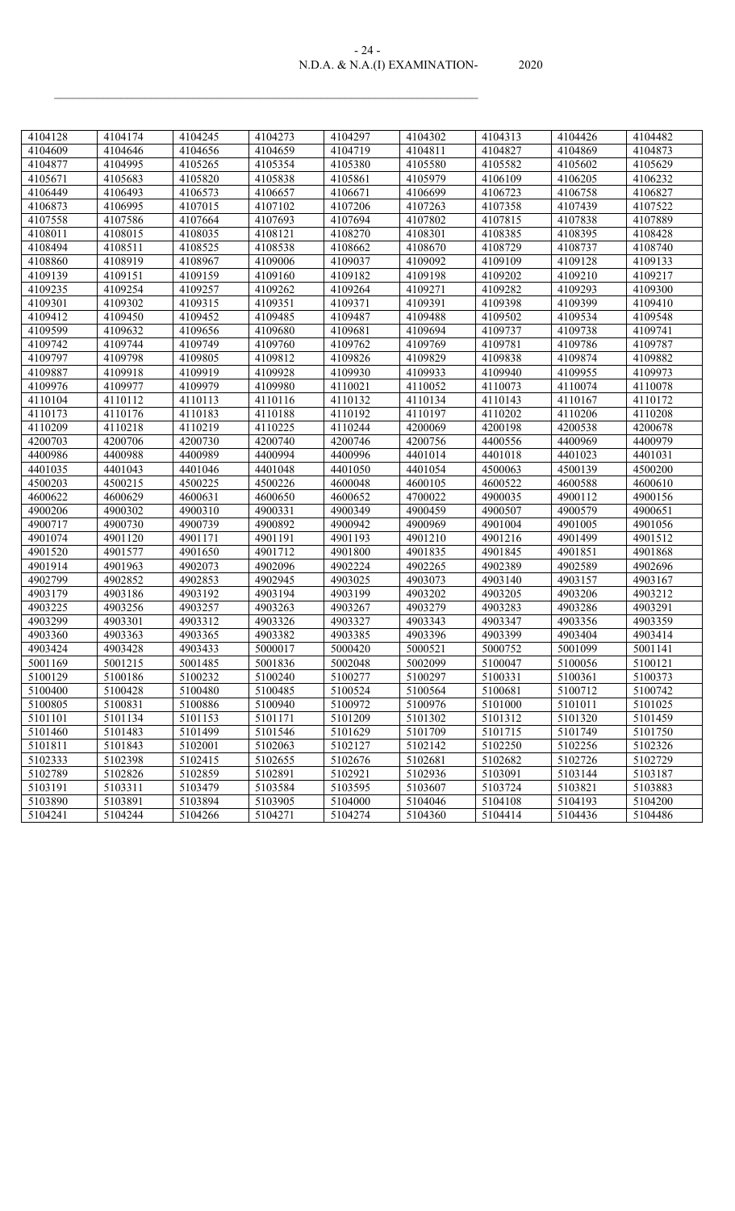| 4104128 | 4104174 | 4104245 | 4104273 | 4104297 | 4104302 | 4104313 | 4104426 | 4104482 |
|---|---|---|---|---|---|---|---|---|
| 4104609 | 4104646 | 4104656 | 4104659 | 4104719 | 4104811 | 4104827 | 4104869 | 4104873 |
| 4104877 | 4104995 | 4105265 | 4105354 | 4105380 | 4105580 | 4105582 | 4105602 | 4105629 |
| 4105671 | 4105683 | 4105820 | 4105838 | 4105861 | 4105979 | 4106109 | 4106205 | 4106232 |
| 4106449 | 4106493 | 4106573 | 4106657 | 4106671 | 4106699 | 4106723 | 4106758 | 4106827 |
| 4106873 | 4106995 | 4107015 | 4107102 | 4107206 | 4107263 | 4107358 | 4107439 | 4107522 |
| 4107558 | 4107586 | 4107664 | 4107693 | 4107694 | 4107802 | 4107815 | 4107838 | 4107889 |
| 4108011 | 4108015 | 4108035 | 4108121 | 4108270 | 4108301 | 4108385 | 4108395 | 4108428 |
| 4108494 | 4108511 | 4108525 | 4108538 | 4108662 | 4108670 | 4108729 | 4108737 | 4108740 |
| 4108860 | 4108919 | 4108967 | 4109006 | 4109037 | 4109092 | 4109109 | 4109128 | 4109133 |
| 4109139 | 4109151 | 4109159 | 4109160 | 4109182 | 4109198 | 4109202 | 4109210 | 4109217 |
| 4109235 | 4109254 | 4109257 | 4109262 | 4109264 | 4109271 | 4109282 | 4109293 | 4109300 |
| 4109301 | 4109302 | 4109315 | 4109351 | 4109371 | 4109391 | 4109398 | 4109399 | 4109410 |
| 4109412 | 4109450 | 4109452 | 4109485 | 4109487 | 4109488 | 4109502 | 4109534 | 4109548 |
| 4109599 | 4109632 | 4109656 | 4109680 | 4109681 | 4109694 | 4109737 | 4109738 | 4109741 |
| 4109742 | 4109744 | 4109749 | 4109760 | 4109762 | 4109769 | 4109781 | 4109786 | 4109787 |
| 4109797 | 4109798 | 4109805 | 4109812 | 4109826 | 4109829 | 4109838 | 4109874 | 4109882 |
| 4109887 | 4109918 | 4109919 | 4109928 | 4109930 | 4109933 | 4109940 | 4109955 | 4109973 |
| 4109976 | 4109977 | 4109979 | 4109980 | 4110021 | 4110052 | 4110073 | 4110074 | 4110078 |
| 4110104 | 4110112 | 4110113 | 4110116 | 4110132 | 4110134 | 4110143 | 4110167 | 4110172 |
| 4110173 | 4110176 | 4110183 | 4110188 | 4110192 | 4110197 | 4110202 | 4110206 | 4110208 |
| 4110209 | 4110218 | 4110219 | 4110225 | 4110244 | 4200069 | 4200198 | 4200538 | 4200678 |
| 4200703 | 4200706 | 4200730 | 4200740 | 4200746 | 4200756 | 4400556 | 4400969 | 4400979 |
| 4400986 | 4400988 | 4400989 | 4400994 | 4400996 | 4401014 | 4401018 | 4401023 | 4401031 |
| 4401035 | 4401043 | 4401046 | 4401048 | 4401050 | 4401054 | 4500063 | 4500139 | 4500200 |
| 4500203 | 4500215 | 4500225 | 4500226 | 4600048 | 4600105 | 4600522 | 4600588 | 4600610 |
| 4600622 | 4600629 | 4600631 | 4600650 | 4600652 | 4700022 | 4900035 | 4900112 | 4900156 |
| 4900206 | 4900302 | 4900310 | 4900331 | 4900349 | 4900459 | 4900507 | 4900579 | 4900651 |
| 4900717 | 4900730 | 4900739 | 4900892 | 4900942 | 4900969 | 4901004 | 4901005 | 4901056 |
| 4901074 | 4901120 | 4901171 | 4901191 | 4901193 | 4901210 | 4901216 | 4901499 | 4901512 |
| 4901520 | 4901577 | 4901650 | 4901712 | 4901800 | 4901835 | 4901845 | 4901851 | 4901868 |
| 4901914 | 4901963 | 4902073 | 4902096 | 4902224 | 4902265 | 4902389 | 4902589 | 4902696 |
| 4902799 | 4902852 | 4902853 | 4902945 | 4903025 | 4903073 | 4903140 | 4903157 | 4903167 |
| 4903179 | 4903186 | 4903192 | 4903194 | 4903199 | 4903202 | 4903205 | 4903206 | 4903212 |
| 4903225 | 4903256 | 4903257 | 4903263 | 4903267 | 4903279 | 4903283 | 4903286 | 4903291 |
| 4903299 | 4903301 | 4903312 | 4903326 | 4903327 | 4903343 | 4903347 | 4903356 | 4903359 |
| 4903360 | 4903363 | 4903365 | 4903382 | 4903385 | 4903396 | 4903399 | 4903404 | 4903414 |
| 4903424 | 4903428 | 4903433 | 5000017 | 5000420 | 5000521 | 5000752 | 5001099 | 5001141 |
| 5001169 | 5001215 | 5001485 | 5001836 | 5002048 | 5002099 | 5100047 | 5100056 | 5100121 |
| 5100129 | 5100186 | 5100232 | 5100240 | 5100277 | 5100297 | 5100331 | 5100361 | 5100373 |
| 5100400 | 5100428 | 5100480 | 5100485 | 5100524 | 5100564 | 5100681 | 5100712 | 5100742 |
| 5100805 | 5100831 | 5100886 | 5100940 | 5100972 | 5100976 | 5101000 | 5101011 | 5101025 |
| 5101101 | 5101134 | 5101153 | 5101171 | 5101209 | 5101302 | 5101312 | 5101320 | 5101459 |
| 5101460 | 5101483 | 5101499 | 5101546 | 5101629 | 5101709 | 5101715 | 5101749 | 5101750 |
| 5101811 | 5101843 | 5102001 | 5102063 | 5102127 | 5102142 | 5102250 | 5102256 | 5102326 |
| 5102333 | 5102398 | 5102415 | 5102655 | 5102676 | 5102681 | 5102682 | 5102726 | 5102729 |
| 5102789 | 5102826 | 5102859 | 5102891 | 5102921 | 5102936 | 5103091 | 5103144 | 5103187 |
| 5103191 | 5103311 | 5103479 | 5103584 | 5103595 | 5103607 | 5103724 | 5103821 | 5103883 |
| 5103890 | 5103891 | 5103894 | 5103905 | 5104000 | 5104046 | 5104108 | 5104193 | 5104200 |
| 5104241 | 5104244 | 5104266 | 5104271 | 5104274 | 5104360 | 5104414 | 5104436 | 5104486 |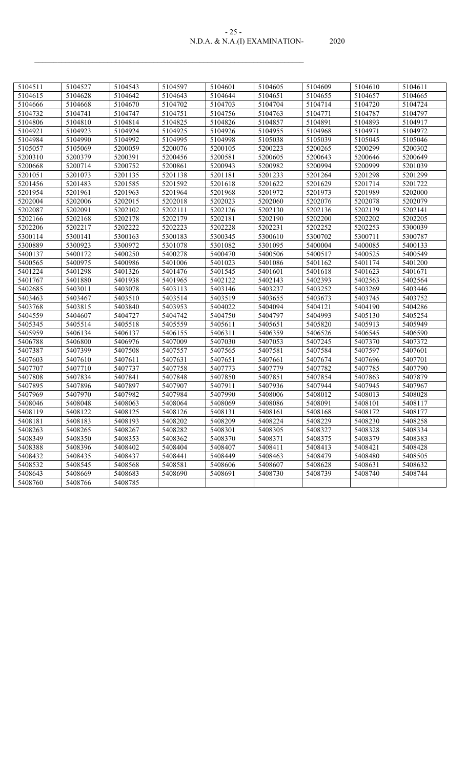| | | | | | | | | |
|---|---|---|---|---|---|---|---|---|
| 5104511 | 5104527 | 5104543 | 5104597 | 5104601 | 5104605 | 5104609 | 5104610 | 5104611 |
| 5104615 | 5104628 | 5104642 | 5104643 | 5104644 | 5104651 | 5104655 | 5104657 | 5104665 |
| 5104666 | 5104668 | 5104670 | 5104702 | 5104703 | 5104704 | 5104714 | 5104720 | 5104724 |
| 5104732 | 5104741 | 5104747 | 5104751 | 5104756 | 5104763 | 5104771 | 5104787 | 5104797 |
| 5104806 | 5104810 | 5104814 | 5104825 | 5104826 | 5104857 | 5104891 | 5104893 | 5104917 |
| 5104921 | 5104923 | 5104924 | 5104925 | 5104926 | 5104955 | 5104968 | 5104971 | 5104972 |
| 5104984 | 5104990 | 5104992 | 5104995 | 5104998 | 5105038 | 5105039 | 5105045 | 5105046 |
| 5105057 | 5105069 | 5200059 | 5200076 | 5200105 | 5200223 | 5200265 | 5200299 | 5200302 |
| 5200310 | 5200379 | 5200391 | 5200456 | 5200581 | 5200605 | 5200643 | 5200646 | 5200649 |
| 5200668 | 5200714 | 5200752 | 5200861 | 5200943 | 5200982 | 5200994 | 5200999 | 5201039 |
| 5201051 | 5201073 | 5201135 | 5201138 | 5201181 | 5201233 | 5201264 | 5201298 | 5201299 |
| 5201456 | 5201483 | 5201585 | 5201592 | 5201618 | 5201622 | 5201629 | 5201714 | 5201722 |
| 5201954 | 5201961 | 5201963 | 5201964 | 5201968 | 5201972 | 5201973 | 5201989 | 5202000 |
| 5202004 | 5202006 | 5202015 | 5202018 | 5202023 | 5202060 | 5202076 | 5202078 | 5202079 |
| 5202087 | 5202091 | 5202102 | 5202111 | 5202126 | 5202130 | 5202136 | 5202139 | 5202141 |
| 5202166 | 5202168 | 5202178 | 5202179 | 5202181 | 5202190 | 5202200 | 5202202 | 5202205 |
| 5202206 | 5202217 | 5202222 | 5202223 | 5202228 | 5202231 | 5202252 | 5202253 | 5300039 |
| 5300114 | 5300141 | 5300163 | 5300183 | 5300345 | 5300610 | 5300702 | 5300711 | 5300787 |
| 5300889 | 5300923 | 5300972 | 5301078 | 5301082 | 5301095 | 5400004 | 5400085 | 5400133 |
| 5400137 | 5400172 | 5400250 | 5400278 | 5400470 | 5400506 | 5400517 | 5400525 | 5400549 |
| 5400565 | 5400975 | 5400986 | 5401006 | 5401023 | 5401086 | 5401162 | 5401174 | 5401200 |
| 5401224 | 5401298 | 5401326 | 5401476 | 5401545 | 5401601 | 5401618 | 5401623 | 5401671 |
| 5401767 | 5401880 | 5401938 | 5401965 | 5402122 | 5402143 | 5402393 | 5402563 | 5402564 |
| 5402685 | 5403011 | 5403078 | 5403113 | 5403146 | 5403237 | 5403252 | 5403269 | 5403446 |
| 5403463 | 5403467 | 5403510 | 5403514 | 5403519 | 5403655 | 5403673 | 5403745 | 5403752 |
| 5403768 | 5403815 | 5403840 | 5403953 | 5404022 | 5404094 | 5404121 | 5404190 | 5404286 |
| 5404559 | 5404607 | 5404727 | 5404742 | 5404750 | 5404797 | 5404993 | 5405130 | 5405254 |
| 5405345 | 5405514 | 5405518 | 5405559 | 5405611 | 5405651 | 5405820 | 5405913 | 5405949 |
| 5405959 | 5406134 | 5406137 | 5406155 | 5406311 | 5406359 | 5406526 | 5406545 | 5406590 |
| 5406788 | 5406800 | 5406976 | 5407009 | 5407030 | 5407053 | 5407245 | 5407370 | 5407372 |
| 5407387 | 5407399 | 5407508 | 5407557 | 5407565 | 5407581 | 5407584 | 5407597 | 5407601 |
| 5407603 | 5407610 | 5407611 | 5407631 | 5407651 | 5407661 | 5407674 | 5407696 | 5407701 |
| 5407707 | 5407710 | 5407737 | 5407758 | 5407773 | 5407779 | 5407782 | 5407785 | 5407790 |
| 5407808 | 5407834 | 5407841 | 5407848 | 5407850 | 5407851 | 5407854 | 5407863 | 5407879 |
| 5407895 | 5407896 | 5407897 | 5407907 | 5407911 | 5407936 | 5407944 | 5407945 | 5407967 |
| 5407969 | 5407970 | 5407982 | 5407984 | 5407990 | 5408006 | 5408012 | 5408013 | 5408028 |
| 5408046 | 5408048 | 5408063 | 5408064 | 5408069 | 5408086 | 5408091 | 5408101 | 5408117 |
| 5408119 | 5408122 | 5408125 | 5408126 | 5408131 | 5408161 | 5408168 | 5408172 | 5408177 |
| 5408181 | 5408183 | 5408193 | 5408202 | 5408209 | 5408224 | 5408229 | 5408230 | 5408258 |
| 5408263 | 5408265 | 5408267 | 5408282 | 5408301 | 5408305 | 5408327 | 5408328 | 5408334 |
| 5408349 | 5408350 | 5408353 | 5408362 | 5408370 | 5408371 | 5408375 | 5408379 | 5408383 |
| 5408388 | 5408396 | 5408402 | 5408404 | 5408407 | 5408411 | 5408413 | 5408421 | 5408428 |
| 5408432 | 5408435 | 5408437 | 5408441 | 5408449 | 5408463 | 5408479 | 5408480 | 5408505 |
| 5408532 | 5408545 | 5408568 | 5408581 | 5408606 | 5408607 | 5408628 | 5408631 | 5408632 |
| 5408643 | 5408669 | 5408683 | 5408690 | 5408691 | 5408730 | 5408739 | 5408740 | 5408744 |
| 5408760 | 5408766 | 5408785 | | | | | | |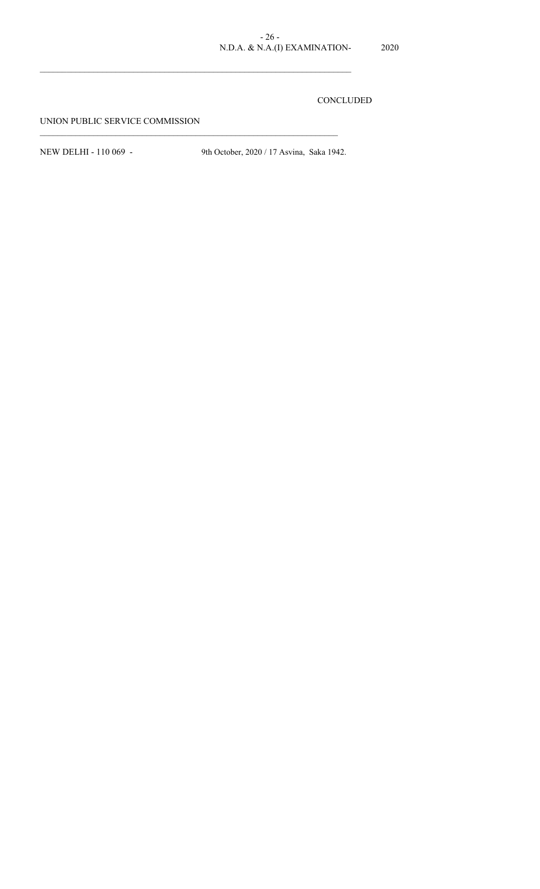CONCLUDED

UNION PUBLIC SERVICE COMMISSION

NEW DELHI - 110 069 - 9th October, 2020 / 17 Asvina, Saka 1942.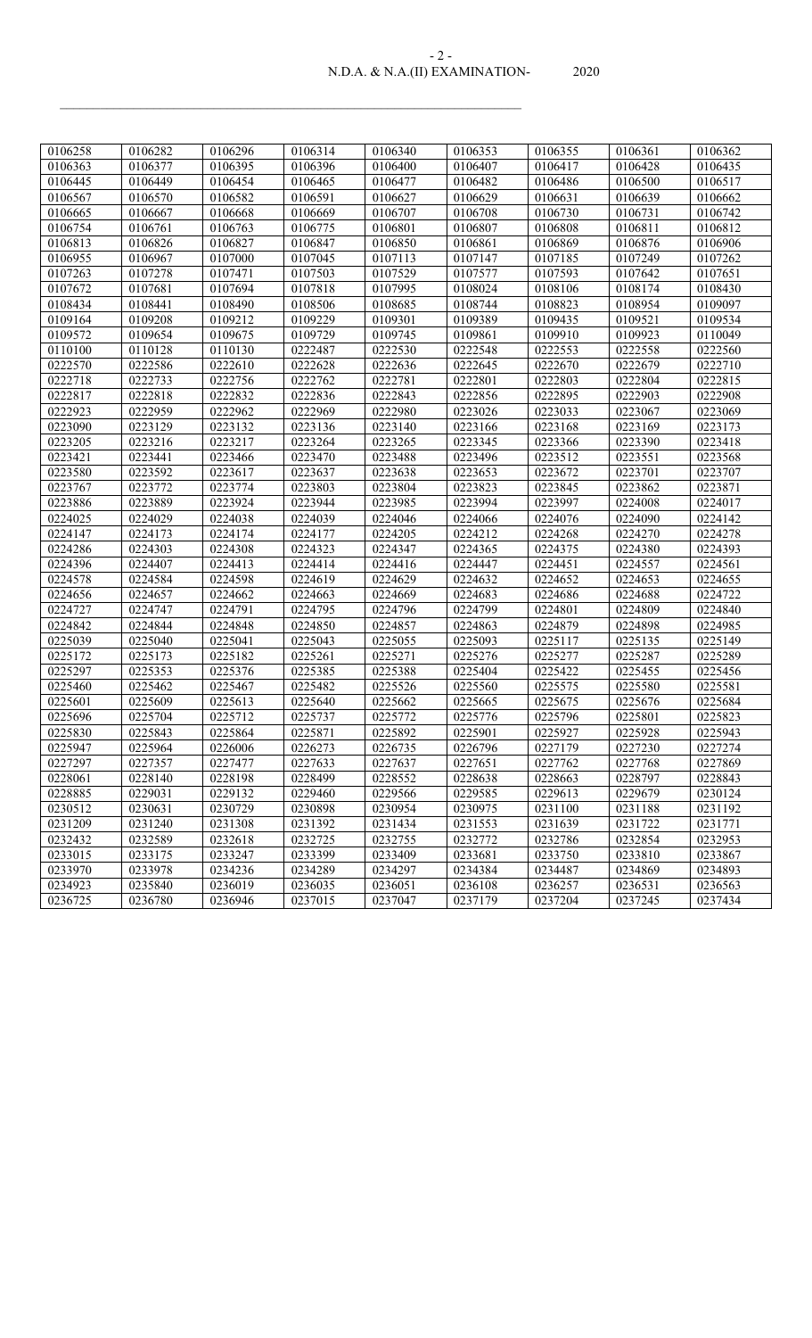| 0106258 | 0106282 | 0106296 | 0106314 | 0106340 | 0106353 | 0106355 | 0106361 | 0106362 |
|---|---|---|---|---|---|---|---|---|
| 0106363 | 0106377 | 0106395 | 0106396 | 0106400 | 0106407 | 0106417 | 0106428 | 0106435 |
| 0106445 | 0106449 | 0106454 | 0106465 | 0106477 | 0106482 | 0106486 | 0106500 | 0106517 |
| 0106567 | 0106570 | 0106582 | 0106591 | 0106627 | 0106629 | 0106631 | 0106639 | 0106662 |
| 0106665 | 0106667 | 0106668 | 0106669 | 0106707 | 0106708 | 0106730 | 0106731 | 0106742 |
| 0106754 | 0106761 | 0106763 | 0106775 | 0106801 | 0106807 | 0106808 | 0106811 | 0106812 |
| 0106813 | 0106826 | 0106827 | 0106847 | 0106850 | 0106861 | 0106869 | 0106876 | 0106906 |
| 0106955 | 0106967 | 0107000 | 0107045 | 0107113 | 0107147 | 0107185 | 0107249 | 0107262 |
| 0107263 | 0107278 | 0107471 | 0107503 | 0107529 | 0107577 | 0107593 | 0107642 | 0107651 |
| 0107672 | 0107681 | 0107694 | 0107818 | 0107995 | 0108024 | 0108106 | 0108174 | 0108430 |
| 0108434 | 0108441 | 0108490 | 0108506 | 0108685 | 0108744 | 0108823 | 0108954 | 0109097 |
| 0109164 | 0109208 | 0109212 | 0109229 | 0109301 | 0109389 | 0109435 | 0109521 | 0109534 |
| 0109572 | 0109654 | 0109675 | 0109729 | 0109745 | 0109861 | 0109910 | 0109923 | 0110049 |
| 0110100 | 0110128 | 0110130 | 0222487 | 0222530 | 0222548 | 0222553 | 0222558 | 0222560 |
| 0222570 | 0222586 | 0222610 | 0222628 | 0222636 | 0222645 | 0222670 | 0222679 | 0222710 |
| 0222718 | 0222733 | 0222756 | 0222762 | 0222781 | 0222801 | 0222803 | 0222804 | 0222815 |
| 0222817 | 0222818 | 0222832 | 0222836 | 0222843 | 0222856 | 0222895 | 0222903 | 0222908 |
| 0222923 | 0222959 | 0222962 | 0222969 | 0222980 | 0223026 | 0223033 | 0223067 | 0223069 |
| 0223090 | 0223129 | 0223132 | 0223136 | 0223140 | 0223166 | 0223168 | 0223169 | 0223173 |
| 0223205 | 0223216 | 0223217 | 0223264 | 0223265 | 0223345 | 0223366 | 0223390 | 0223418 |
| 0223421 | 0223441 | 0223466 | 0223470 | 0223488 | 0223496 | 0223512 | 0223551 | 0223568 |
| 0223580 | 0223592 | 0223617 | 0223637 | 0223638 | 0223653 | 0223672 | 0223701 | 0223707 |
| 0223767 | 0223772 | 0223774 | 0223803 | 0223804 | 0223823 | 0223845 | 0223862 | 0223871 |
| 0223886 | 0223889 | 0223924 | 0223944 | 0223985 | 0223994 | 0223997 | 0224008 | 0224017 |
| 0224025 | 0224029 | 0224038 | 0224039 | 0224046 | 0224066 | 0224076 | 0224090 | 0224142 |
| 0224147 | 0224173 | 0224174 | 0224177 | 0224205 | 0224212 | 0224268 | 0224270 | 0224278 |
| 0224286 | 0224303 | 0224308 | 0224323 | 0224347 | 0224365 | 0224375 | 0224380 | 0224393 |
| 0224396 | 0224407 | 0224413 | 0224414 | 0224416 | 0224447 | 0224451 | 0224557 | 0224561 |
| 0224578 | 0224584 | 0224598 | 0224619 | 0224629 | 0224632 | 0224652 | 0224653 | 0224655 |
| 0224656 | 0224657 | 0224662 | 0224663 | 0224669 | 0224683 | 0224686 | 0224688 | 0224722 |
| 0224727 | 0224747 | 0224791 | 0224795 | 0224796 | 0224799 | 0224801 | 0224809 | 0224840 |
| 0224842 | 0224844 | 0224848 | 0224850 | 0224857 | 0224863 | 0224879 | 0224898 | 0224985 |
| 0225039 | 0225040 | 0225041 | 0225043 | 0225055 | 0225093 | 0225117 | 0225135 | 0225149 |
| 0225172 | 0225173 | 0225182 | 0225261 | 0225271 | 0225276 | 0225277 | 0225287 | 0225289 |
| 0225297 | 0225353 | 0225376 | 0225385 | 0225388 | 0225404 | 0225422 | 0225455 | 0225456 |
| 0225460 | 0225462 | 0225467 | 0225482 | 0225526 | 0225560 | 0225575 | 0225580 | 0225581 |
| 0225601 | 0225609 | 0225613 | 0225640 | 0225662 | 0225665 | 0225675 | 0225676 | 0225684 |
| 0225696 | 0225704 | 0225712 | 0225737 | 0225772 | 0225776 | 0225796 | 0225801 | 0225823 |
| 0225830 | 0225843 | 0225864 | 0225871 | 0225892 | 0225901 | 0225927 | 0225928 | 0225943 |
| 0225947 | 0225964 | 0226006 | 0226273 | 0226735 | 0226796 | 0227179 | 0227230 | 0227274 |
| 0227297 | 0227357 | 0227477 | 0227633 | 0227637 | 0227651 | 0227762 | 0227768 | 0227869 |
| 0228061 | 0228140 | 0228198 | 0228499 | 0228552 | 0228638 | 0228663 | 0228797 | 0228843 |
| 0228885 | 0229031 | 0229132 | 0229460 | 0229566 | 0229585 | 0229613 | 0229679 | 0230124 |
| 0230512 | 0230631 | 0230729 | 0230898 | 0230954 | 0230975 | 0231100 | 0231188 | 0231192 |
| 0231209 | 0231240 | 0231308 | 0231392 | 0231434 | 0231553 | 0231639 | 0231722 | 0231771 |
| 0232432 | 0232589 | 0232618 | 0232725 | 0232755 | 0232772 | 0232786 | 0232854 | 0232953 |
| 0233015 | 0233175 | 0233247 | 0233399 | 0233409 | 0233681 | 0233750 | 0233810 | 0233867 |
| 0233970 | 0233978 | 0234236 | 0234289 | 0234297 | 0234384 | 0234487 | 0234869 | 0234893 |
| 0234923 | 0235840 | 0236019 | 0236035 | 0236051 | 0236108 | 0236257 | 0236531 | 0236563 |
| 0236725 | 0236780 | 0236946 | 0237015 | 0237047 | 0237179 | 0237204 | 0237245 | 0237434 |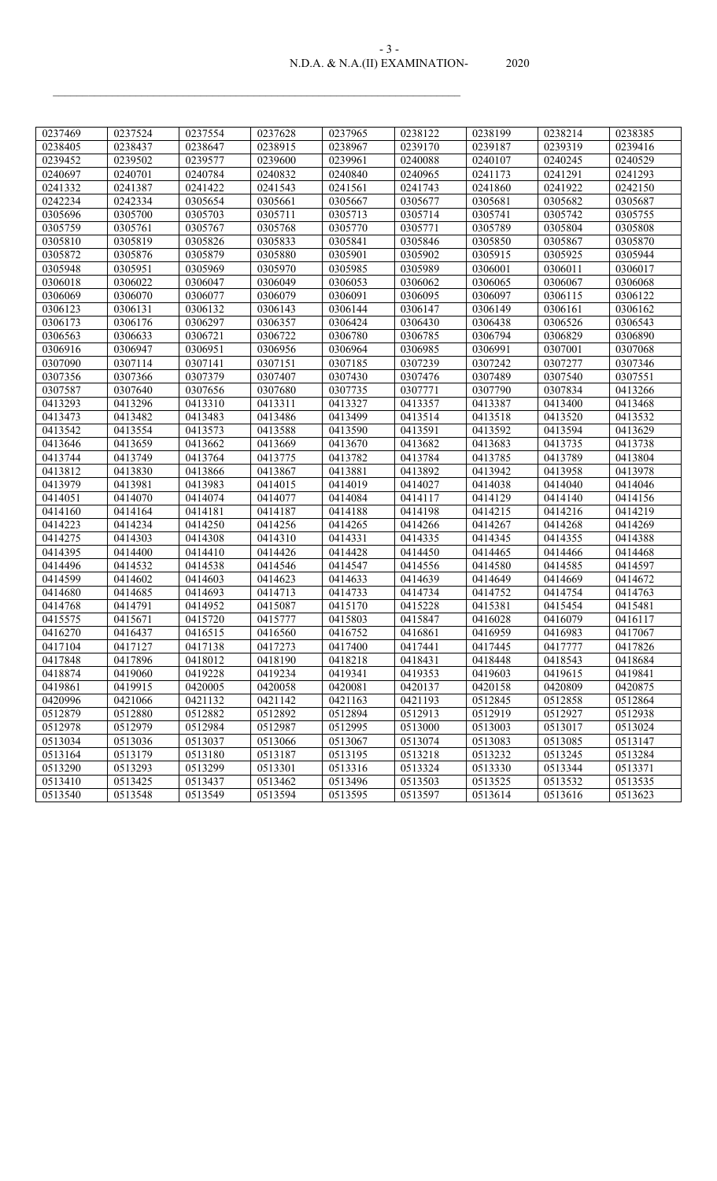| 0237469 | 0237524 | 0237554 | 0237628 | 0237965 | 0238122 | 0238199 | 0238214 | 0238385 |
|---|---|---|---|---|---|---|---|---|
| 0238405 | 0238437 | 0238647 | 0238915 | 0238967 | 0239170 | 0239187 | 0239319 | 0239416 |
| 0239452 | 0239502 | 0239577 | 0239600 | 0239961 | 0240088 | 0240107 | 0240245 | 0240529 |
| 0240697 | 0240701 | 0240784 | 0240832 | 0240840 | 0240965 | 0241173 | 0241291 | 0241293 |
| 0241332 | 0241387 | 0241422 | 0241543 | 0241561 | 0241743 | 0241860 | 0241922 | 0242150 |
| 0242234 | 0242334 | 0305654 | 0305661 | 0305667 | 0305677 | 0305681 | 0305682 | 0305687 |
| 0305696 | 0305700 | 0305703 | 0305711 | 0305713 | 0305714 | 0305741 | 0305742 | 0305755 |
| 0305759 | 0305761 | 0305767 | 0305768 | 0305770 | 0305771 | 0305789 | 0305804 | 0305808 |
| 0305810 | 0305819 | 0305826 | 0305833 | 0305841 | 0305846 | 0305850 | 0305867 | 0305870 |
| 0305872 | 0305876 | 0305879 | 0305880 | 0305901 | 0305902 | 0305915 | 0305925 | 0305944 |
| 0305948 | 0305951 | 0305969 | 0305970 | 0305985 | 0305989 | 0306001 | 0306011 | 0306017 |
| 0306018 | 0306022 | 0306047 | 0306049 | 0306053 | 0306062 | 0306065 | 0306067 | 0306068 |
| 0306069 | 0306070 | 0306077 | 0306079 | 0306091 | 0306095 | 0306097 | 0306115 | 0306122 |
| 0306123 | 0306131 | 0306132 | 0306143 | 0306144 | 0306147 | 0306149 | 0306161 | 0306162 |
| 0306173 | 0306176 | 0306297 | 0306357 | 0306424 | 0306430 | 0306438 | 0306526 | 0306543 |
| 0306563 | 0306633 | 0306721 | 0306722 | 0306780 | 0306785 | 0306794 | 0306829 | 0306890 |
| 0306916 | 0306947 | 0306951 | 0306956 | 0306964 | 0306985 | 0306991 | 0307001 | 0307068 |
| 0307090 | 0307114 | 0307141 | 0307151 | 0307185 | 0307239 | 0307242 | 0307277 | 0307346 |
| 0307356 | 0307366 | 0307379 | 0307407 | 0307430 | 0307476 | 0307489 | 0307540 | 0307551 |
| 0307587 | 0307640 | 0307656 | 0307680 | 0307735 | 0307771 | 0307790 | 0307834 | 0413266 |
| 0413293 | 0413296 | 0413310 | 0413311 | 0413327 | 0413357 | 0413387 | 0413400 | 0413468 |
| 0413473 | 0413482 | 0413483 | 0413486 | 0413499 | 0413514 | 0413518 | 0413520 | 0413532 |
| 0413542 | 0413554 | 0413573 | 0413588 | 0413590 | 0413591 | 0413592 | 0413594 | 0413629 |
| 0413646 | 0413659 | 0413662 | 0413669 | 0413670 | 0413682 | 0413683 | 0413735 | 0413738 |
| 0413744 | 0413749 | 0413764 | 0413775 | 0413782 | 0413784 | 0413785 | 0413789 | 0413804 |
| 0413812 | 0413830 | 0413866 | 0413867 | 0413881 | 0413892 | 0413942 | 0413958 | 0413978 |
| 0413979 | 0413981 | 0413983 | 0414015 | 0414019 | 0414027 | 0414038 | 0414040 | 0414046 |
| 0414051 | 0414070 | 0414074 | 0414077 | 0414084 | 0414117 | 0414129 | 0414140 | 0414156 |
| 0414160 | 0414164 | 0414181 | 0414187 | 0414188 | 0414198 | 0414215 | 0414216 | 0414219 |
| 0414223 | 0414234 | 0414250 | 0414256 | 0414265 | 0414266 | 0414267 | 0414268 | 0414269 |
| 0414275 | 0414303 | 0414308 | 0414310 | 0414331 | 0414335 | 0414345 | 0414355 | 0414388 |
| 0414395 | 0414400 | 0414410 | 0414426 | 0414428 | 0414450 | 0414465 | 0414466 | 0414468 |
| 0414496 | 0414532 | 0414538 | 0414546 | 0414547 | 0414556 | 0414580 | 0414585 | 0414597 |
| 0414599 | 0414602 | 0414603 | 0414623 | 0414633 | 0414639 | 0414649 | 0414669 | 0414672 |
| 0414680 | 0414685 | 0414693 | 0414713 | 0414733 | 0414734 | 0414752 | 0414754 | 0414763 |
| 0414768 | 0414791 | 0414952 | 0415087 | 0415170 | 0415228 | 0415381 | 0415454 | 0415481 |
| 0415575 | 0415671 | 0415720 | 0415777 | 0415803 | 0415847 | 0416028 | 0416079 | 0416117 |
| 0416270 | 0416437 | 0416515 | 0416560 | 0416752 | 0416861 | 0416959 | 0416983 | 0417067 |
| 0417104 | 0417127 | 0417138 | 0417273 | 0417400 | 0417441 | 0417445 | 0417777 | 0417826 |
| 0417848 | 0417896 | 0418012 | 0418190 | 0418218 | 0418431 | 0418448 | 0418543 | 0418684 |
| 0418874 | 0419060 | 0419228 | 0419234 | 0419341 | 0419353 | 0419603 | 0419615 | 0419841 |
| 0419861 | 0419915 | 0420005 | 0420058 | 0420081 | 0420137 | 0420158 | 0420809 | 0420875 |
| 0420996 | 0421066 | 0421132 | 0421142 | 0421163 | 0421193 | 0512845 | 0512858 | 0512864 |
| 0512879 | 0512880 | 0512882 | 0512892 | 0512894 | 0512913 | 0512919 | 0512927 | 0512938 |
| 0512978 | 0512979 | 0512984 | 0512987 | 0512995 | 0513000 | 0513003 | 0513017 | 0513024 |
| 0513034 | 0513036 | 0513037 | 0513066 | 0513067 | 0513074 | 0513083 | 0513085 | 0513147 |
| 0513164 | 0513179 | 0513180 | 0513187 | 0513195 | 0513218 | 0513232 | 0513245 | 0513284 |
| 0513290 | 0513293 | 0513299 | 0513301 | 0513316 | 0513324 | 0513330 | 0513344 | 0513371 |
| 0513410 | 0513425 | 0513437 | 0513462 | 0513496 | 0513503 | 0513525 | 0513532 | 0513535 |
| 0513540 | 0513548 | 0513549 | 0513594 | 0513595 | 0513597 | 0513614 | 0513616 | 0513623 |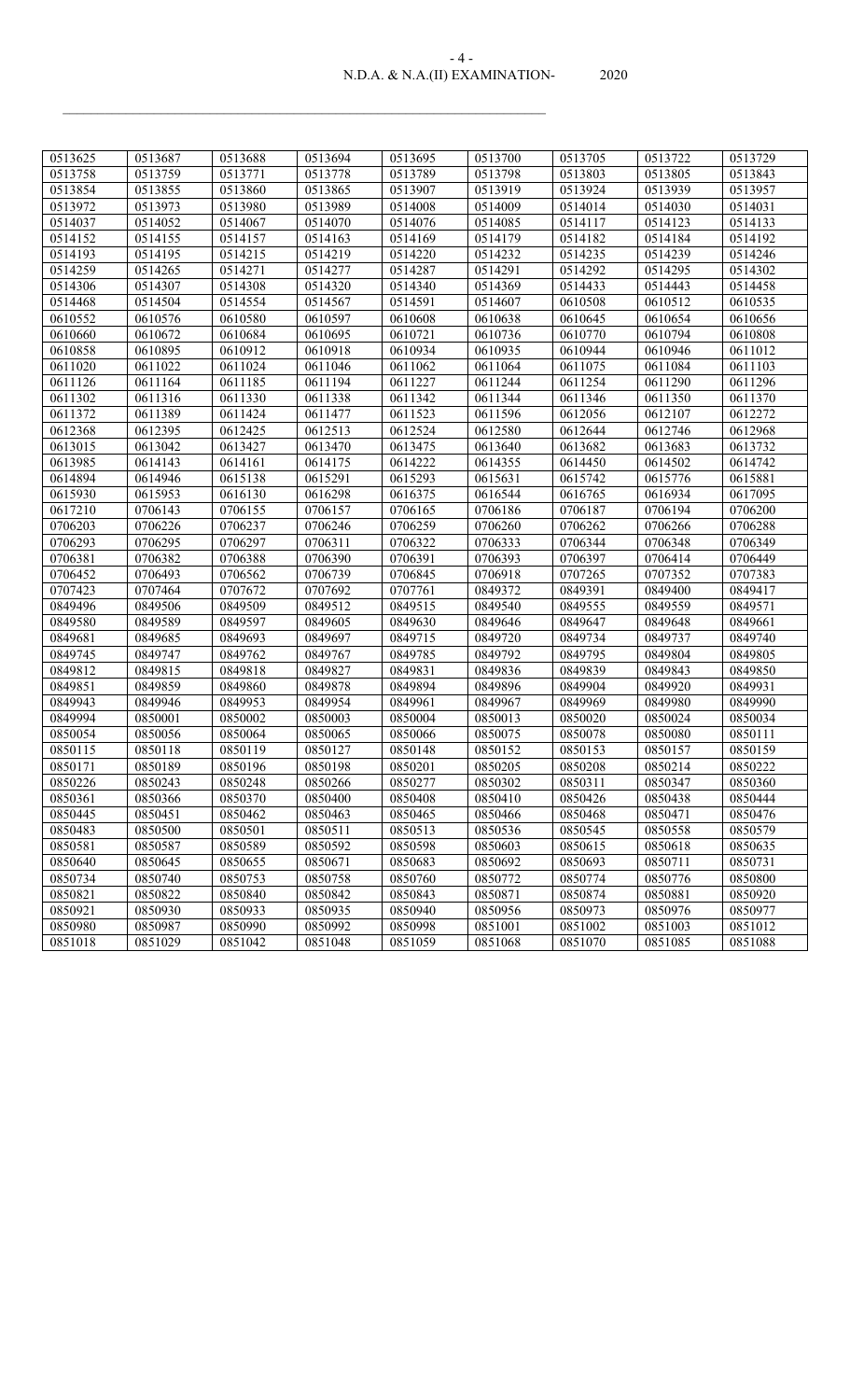| 0513625 | 0513687 | 0513688 | 0513694 | 0513695 | 0513700 | 0513705 | 0513722 | 0513729 |
|---|---|---|---|---|---|---|---|---|
| 0513758 | 0513759 | 0513771 | 0513778 | 0513789 | 0513798 | 0513803 | 0513805 | 0513843 |
| 0513854 | 0513855 | 0513860 | 0513865 | 0513907 | 0513919 | 0513924 | 0513939 | 0513957 |
| 0513972 | 0513973 | 0513980 | 0513989 | 0514008 | 0514009 | 0514014 | 0514030 | 0514031 |
| 0514037 | 0514052 | 0514067 | 0514070 | 0514076 | 0514085 | 0514117 | 0514123 | 0514133 |
| 0514152 | 0514155 | 0514157 | 0514163 | 0514169 | 0514179 | 0514182 | 0514184 | 0514192 |
| 0514193 | 0514195 | 0514215 | 0514219 | 0514220 | 0514232 | 0514235 | 0514239 | 0514246 |
| 0514259 | 0514265 | 0514271 | 0514277 | 0514287 | 0514291 | 0514292 | 0514295 | 0514302 |
| 0514306 | 0514307 | 0514308 | 0514320 | 0514340 | 0514369 | 0514433 | 0514443 | 0514458 |
| 0514468 | 0514504 | 0514554 | 0514567 | 0514591 | 0514607 | 0610508 | 0610512 | 0610535 |
| 0610552 | 0610576 | 0610580 | 0610597 | 0610608 | 0610638 | 0610645 | 0610654 | 0610656 |
| 0610660 | 0610672 | 0610684 | 0610695 | 0610721 | 0610736 | 0610770 | 0610794 | 0610808 |
| 0610858 | 0610895 | 0610912 | 0610918 | 0610934 | 0610935 | 0610944 | 0610946 | 0611012 |
| 0611020 | 0611022 | 0611024 | 0611046 | 0611062 | 0611064 | 0611075 | 0611084 | 0611103 |
| 0611126 | 0611164 | 0611185 | 0611194 | 0611227 | 0611244 | 0611254 | 0611290 | 0611296 |
| 0611302 | 0611316 | 0611330 | 0611338 | 0611342 | 0611344 | 0611346 | 0611350 | 0611370 |
| 0611372 | 0611389 | 0611424 | 0611477 | 0611523 | 0611596 | 0612056 | 0612107 | 0612272 |
| 0612368 | 0612395 | 0612425 | 0612513 | 0612524 | 0612580 | 0612644 | 0612746 | 0612968 |
| 0613015 | 0613042 | 0613427 | 0613470 | 0613475 | 0613640 | 0613682 | 0613683 | 0613732 |
| 0613985 | 0614143 | 0614161 | 0614175 | 0614222 | 0614355 | 0614450 | 0614502 | 0614742 |
| 0614894 | 0614946 | 0615138 | 0615291 | 0615293 | 0615631 | 0615742 | 0615776 | 0615881 |
| 0615930 | 0615953 | 0616130 | 0616298 | 0616375 | 0616544 | 0616765 | 0616934 | 0617095 |
| 0617210 | 0706143 | 0706155 | 0706157 | 0706165 | 0706186 | 0706187 | 0706194 | 0706200 |
| 0706203 | 0706226 | 0706237 | 0706246 | 0706259 | 0706260 | 0706262 | 0706266 | 0706288 |
| 0706293 | 0706295 | 0706297 | 0706311 | 0706322 | 0706333 | 0706344 | 0706348 | 0706349 |
| 0706381 | 0706382 | 0706388 | 0706390 | 0706391 | 0706393 | 0706397 | 0706414 | 0706449 |
| 0706452 | 0706493 | 0706562 | 0706739 | 0706845 | 0706918 | 0707265 | 0707352 | 0707383 |
| 0707423 | 0707464 | 0707672 | 0707692 | 0707761 | 0849372 | 0849391 | 0849400 | 0849417 |
| 0849496 | 0849506 | 0849509 | 0849512 | 0849515 | 0849540 | 0849555 | 0849559 | 0849571 |
| 0849580 | 0849589 | 0849597 | 0849605 | 0849630 | 0849646 | 0849647 | 0849648 | 0849661 |
| 0849681 | 0849685 | 0849693 | 0849697 | 0849715 | 0849720 | 0849734 | 0849737 | 0849740 |
| 0849745 | 0849747 | 0849762 | 0849767 | 0849785 | 0849792 | 0849795 | 0849804 | 0849805 |
| 0849812 | 0849815 | 0849818 | 0849827 | 0849831 | 0849836 | 0849839 | 0849843 | 0849850 |
| 0849851 | 0849859 | 0849860 | 0849878 | 0849894 | 0849896 | 0849904 | 0849920 | 0849931 |
| 0849943 | 0849946 | 0849953 | 0849954 | 0849961 | 0849967 | 0849969 | 0849980 | 0849990 |
| 0849994 | 0850001 | 0850002 | 0850003 | 0850004 | 0850013 | 0850020 | 0850024 | 0850034 |
| 0850054 | 0850056 | 0850064 | 0850065 | 0850066 | 0850075 | 0850078 | 0850080 | 0850111 |
| 0850115 | 0850118 | 0850119 | 0850127 | 0850148 | 0850152 | 0850153 | 0850157 | 0850159 |
| 0850171 | 0850189 | 0850196 | 0850198 | 0850201 | 0850205 | 0850208 | 0850214 | 0850222 |
| 0850226 | 0850243 | 0850248 | 0850266 | 0850277 | 0850302 | 0850311 | 0850347 | 0850360 |
| 0850361 | 0850366 | 0850370 | 0850400 | 0850408 | 0850410 | 0850426 | 0850438 | 0850444 |
| 0850445 | 0850451 | 0850462 | 0850463 | 0850465 | 0850466 | 0850468 | 0850471 | 0850476 |
| 0850483 | 0850500 | 0850501 | 0850511 | 0850513 | 0850536 | 0850545 | 0850558 | 0850579 |
| 0850581 | 0850587 | 0850589 | 0850592 | 0850598 | 0850603 | 0850615 | 0850618 | 0850635 |
| 0850640 | 0850645 | 0850655 | 0850671 | 0850683 | 0850692 | 0850693 | 0850711 | 0850731 |
| 0850734 | 0850740 | 0850753 | 0850758 | 0850760 | 0850772 | 0850774 | 0850776 | 0850800 |
| 0850821 | 0850822 | 0850840 | 0850842 | 0850843 | 0850871 | 0850874 | 0850881 | 0850920 |
| 0850921 | 0850930 | 0850933 | 0850935 | 0850940 | 0850956 | 0850973 | 0850976 | 0850977 |
| 0850980 | 0850987 | 0850990 | 0850992 | 0850998 | 0851001 | 0851002 | 0851003 | 0851012 |
| 0851018 | 0851029 | 0851042 | 0851048 | 0851059 | 0851068 | 0851070 | 0851085 | 0851088 |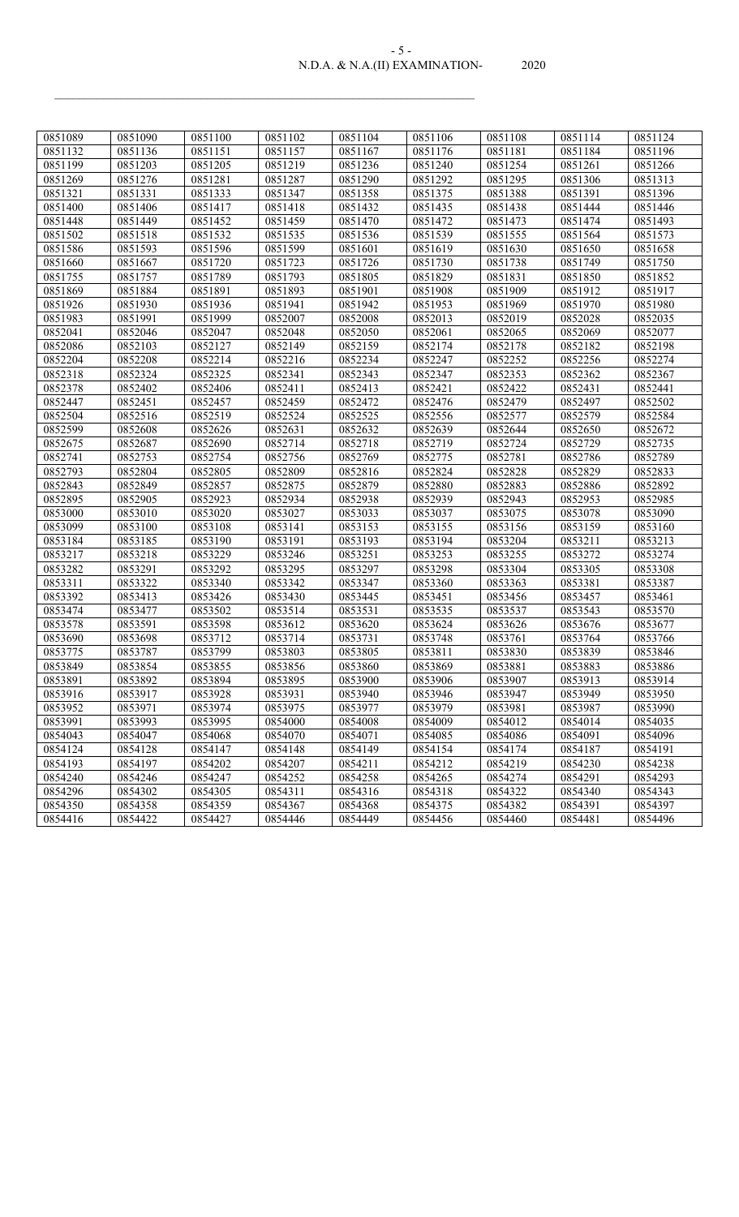| 0851089 | 0851090 | 0851100 | 0851102 | 0851104 | 0851106 | 0851108 | 0851114 | 0851124 |
|---|---|---|---|---|---|---|---|---|
| 0851132 | 0851136 | 0851151 | 0851157 | 0851167 | 0851176 | 0851181 | 0851184 | 0851196 |
| 0851199 | 0851203 | 0851205 | 0851219 | 0851236 | 0851240 | 0851254 | 0851261 | 0851266 |
| 0851269 | 0851276 | 0851281 | 0851287 | 0851290 | 0851292 | 0851295 | 0851306 | 0851313 |
| 0851321 | 0851331 | 0851333 | 0851347 | 0851358 | 0851375 | 0851388 | 0851391 | 0851396 |
| 0851400 | 0851406 | 0851417 | 0851418 | 0851432 | 0851435 | 0851438 | 0851444 | 0851446 |
| 0851448 | 0851449 | 0851452 | 0851459 | 0851470 | 0851472 | 0851473 | 0851474 | 0851493 |
| 0851502 | 0851518 | 0851532 | 0851535 | 0851536 | 0851539 | 0851555 | 0851564 | 0851573 |
| 0851586 | 0851593 | 0851596 | 0851599 | 0851601 | 0851619 | 0851630 | 0851650 | 0851658 |
| 0851660 | 0851667 | 0851720 | 0851723 | 0851726 | 0851730 | 0851738 | 0851749 | 0851750 |
| 0851755 | 0851757 | 0851789 | 0851793 | 0851805 | 0851829 | 0851831 | 0851850 | 0851852 |
| 0851869 | 0851884 | 0851891 | 0851893 | 0851901 | 0851908 | 0851909 | 0851912 | 0851917 |
| 0851926 | 0851930 | 0851936 | 0851941 | 0851942 | 0851953 | 0851969 | 0851970 | 0851980 |
| 0851983 | 0851991 | 0851999 | 0852007 | 0852008 | 0852013 | 0852019 | 0852028 | 0852035 |
| 0852041 | 0852046 | 0852047 | 0852048 | 0852050 | 0852061 | 0852065 | 0852069 | 0852077 |
| 0852086 | 0852103 | 0852127 | 0852149 | 0852159 | 0852174 | 0852178 | 0852182 | 0852198 |
| 0852204 | 0852208 | 0852214 | 0852216 | 0852234 | 0852247 | 0852252 | 0852256 | 0852274 |
| 0852318 | 0852324 | 0852325 | 0852341 | 0852343 | 0852347 | 0852353 | 0852362 | 0852367 |
| 0852378 | 0852402 | 0852406 | 0852411 | 0852413 | 0852421 | 0852422 | 0852431 | 0852441 |
| 0852447 | 0852451 | 0852457 | 0852459 | 0852472 | 0852476 | 0852479 | 0852497 | 0852502 |
| 0852504 | 0852516 | 0852519 | 0852524 | 0852525 | 0852556 | 0852577 | 0852579 | 0852584 |
| 0852599 | 0852608 | 0852626 | 0852631 | 0852632 | 0852639 | 0852644 | 0852650 | 0852672 |
| 0852675 | 0852687 | 0852690 | 0852714 | 0852718 | 0852719 | 0852724 | 0852729 | 0852735 |
| 0852741 | 0852753 | 0852754 | 0852756 | 0852769 | 0852775 | 0852781 | 0852786 | 0852789 |
| 0852793 | 0852804 | 0852805 | 0852809 | 0852816 | 0852824 | 0852828 | 0852829 | 0852833 |
| 0852843 | 0852849 | 0852857 | 0852875 | 0852879 | 0852880 | 0852883 | 0852886 | 0852892 |
| 0852895 | 0852905 | 0852923 | 0852934 | 0852938 | 0852939 | 0852943 | 0852953 | 0852985 |
| 0853000 | 0853010 | 0853020 | 0853027 | 0853033 | 0853037 | 0853075 | 0853078 | 0853090 |
| 0853099 | 0853100 | 0853108 | 0853141 | 0853153 | 0853155 | 0853156 | 0853159 | 0853160 |
| 0853184 | 0853185 | 0853190 | 0853191 | 0853193 | 0853194 | 0853204 | 0853211 | 0853213 |
| 0853217 | 0853218 | 0853229 | 0853246 | 0853251 | 0853253 | 0853255 | 0853272 | 0853274 |
| 0853282 | 0853291 | 0853292 | 0853295 | 0853297 | 0853298 | 0853304 | 0853305 | 0853308 |
| 0853311 | 0853322 | 0853340 | 0853342 | 0853347 | 0853360 | 0853363 | 0853381 | 0853387 |
| 0853392 | 0853413 | 0853426 | 0853430 | 0853445 | 0853451 | 0853456 | 0853457 | 0853461 |
| 0853474 | 0853477 | 0853502 | 0853514 | 0853531 | 0853535 | 0853537 | 0853543 | 0853570 |
| 0853578 | 0853591 | 0853598 | 0853612 | 0853620 | 0853624 | 0853626 | 0853676 | 0853677 |
| 0853690 | 0853698 | 0853712 | 0853714 | 0853731 | 0853748 | 0853761 | 0853764 | 0853766 |
| 0853775 | 0853787 | 0853799 | 0853803 | 0853805 | 0853811 | 0853830 | 0853839 | 0853846 |
| 0853849 | 0853854 | 0853855 | 0853856 | 0853860 | 0853869 | 0853881 | 0853883 | 0853886 |
| 0853891 | 0853892 | 0853894 | 0853895 | 0853900 | 0853906 | 0853907 | 0853913 | 0853914 |
| 0853916 | 0853917 | 0853928 | 0853931 | 0853940 | 0853946 | 0853947 | 0853949 | 0853950 |
| 0853952 | 0853971 | 0853974 | 0853975 | 0853977 | 0853979 | 0853981 | 0853987 | 0853990 |
| 0853991 | 0853993 | 0853995 | 0854000 | 0854008 | 0854009 | 0854012 | 0854014 | 0854035 |
| 0854043 | 0854047 | 0854068 | 0854070 | 0854071 | 0854085 | 0854086 | 0854091 | 0854096 |
| 0854124 | 0854128 | 0854147 | 0854148 | 0854149 | 0854154 | 0854174 | 0854187 | 0854191 |
| 0854193 | 0854197 | 0854202 | 0854207 | 0854211 | 0854212 | 0854219 | 0854230 | 0854238 |
| 0854240 | 0854246 | 0854247 | 0854252 | 0854258 | 0854265 | 0854274 | 0854291 | 0854293 |
| 0854296 | 0854302 | 0854305 | 0854311 | 0854316 | 0854318 | 0854322 | 0854340 | 0854343 |
| 0854350 | 0854358 | 0854359 | 0854367 | 0854368 | 0854375 | 0854382 | 0854391 | 0854397 |
| 0854416 | 0854422 | 0854427 | 0854446 | 0854449 | 0854456 | 0854460 | 0854481 | 0854496 |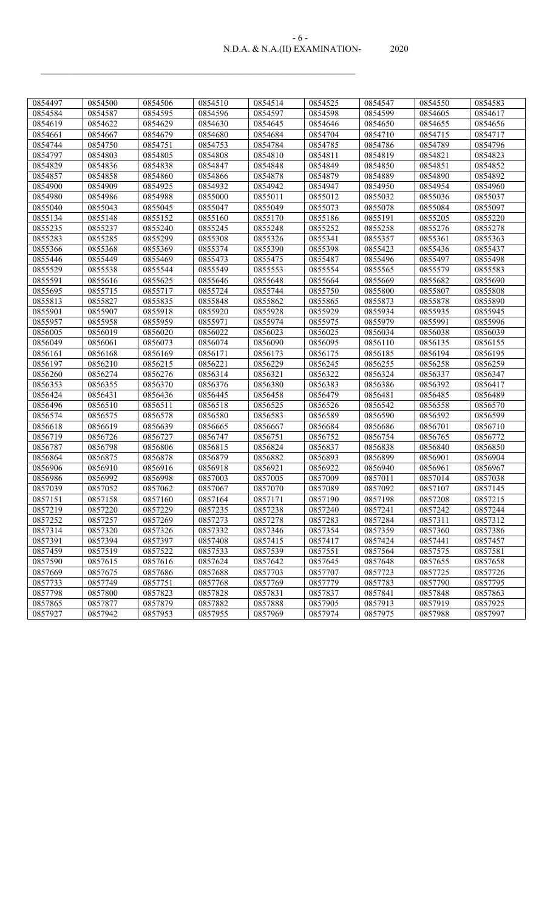| 0854497 | 0854500 | 0854506 | 0854510 | 0854514 | 0854525 | 0854547 | 0854550 | 0854583 |
|---|---|---|---|---|---|---|---|---|
| 0854584 | 0854587 | 0854595 | 0854596 | 0854597 | 0854598 | 0854599 | 0854605 | 0854617 |
| 0854619 | 0854622 | 0854629 | 0854630 | 0854645 | 0854646 | 0854650 | 0854655 | 0854656 |
| 0854661 | 0854667 | 0854679 | 0854680 | 0854684 | 0854704 | 0854710 | 0854715 | 0854717 |
| 0854744 | 0854750 | 0854751 | 0854753 | 0854784 | 0854785 | 0854786 | 0854789 | 0854796 |
| 0854797 | 0854803 | 0854805 | 0854808 | 0854810 | 0854811 | 0854819 | 0854821 | 0854823 |
| 0854829 | 0854836 | 0854838 | 0854847 | 0854848 | 0854849 | 0854850 | 0854851 | 0854852 |
| 0854857 | 0854858 | 0854860 | 0854866 | 0854878 | 0854879 | 0854889 | 0854890 | 0854892 |
| 0854900 | 0854909 | 0854925 | 0854932 | 0854942 | 0854947 | 0854950 | 0854954 | 0854960 |
| 0854980 | 0854986 | 0854988 | 0855000 | 0855011 | 0855012 | 0855032 | 0855036 | 0855037 |
| 0855040 | 0855043 | 0855045 | 0855047 | 0855049 | 0855073 | 0855078 | 0855084 | 0855097 |
| 0855134 | 0855148 | 0855152 | 0855160 | 0855170 | 0855186 | 0855191 | 0855205 | 0855220 |
| 0855235 | 0855237 | 0855240 | 0855245 | 0855248 | 0855252 | 0855258 | 0855276 | 0855278 |
| 0855283 | 0855285 | 0855299 | 0855308 | 0855326 | 0855341 | 0855357 | 0855361 | 0855363 |
| 0855366 | 0855368 | 0855369 | 0855374 | 0855390 | 0855398 | 0855423 | 0855436 | 0855437 |
| 0855446 | 0855449 | 0855469 | 0855473 | 0855475 | 0855487 | 0855496 | 0855497 | 0855498 |
| 0855529 | 0855538 | 0855544 | 0855549 | 0855553 | 0855554 | 0855565 | 0855579 | 0855583 |
| 0855591 | 0855616 | 0855625 | 0855646 | 0855648 | 0855664 | 0855669 | 0855682 | 0855690 |
| 0855695 | 0855715 | 0855717 | 0855724 | 0855744 | 0855750 | 0855800 | 0855807 | 0855808 |
| 0855813 | 0855827 | 0855835 | 0855848 | 0855862 | 0855865 | 0855873 | 0855878 | 0855890 |
| 0855901 | 0855907 | 0855918 | 0855920 | 0855928 | 0855929 | 0855934 | 0855935 | 0855945 |
| 0855957 | 0855958 | 0855959 | 0855971 | 0855974 | 0855975 | 0855979 | 0855991 | 0855996 |
| 0856005 | 0856019 | 0856020 | 0856022 | 0856023 | 0856025 | 0856034 | 0856038 | 0856039 |
| 0856049 | 0856061 | 0856073 | 0856074 | 0856090 | 0856095 | 0856110 | 0856135 | 0856155 |
| 0856161 | 0856168 | 0856169 | 0856171 | 0856173 | 0856175 | 0856185 | 0856194 | 0856195 |
| 0856197 | 0856210 | 0856215 | 0856221 | 0856229 | 0856245 | 0856255 | 0856258 | 0856259 |
| 0856260 | 0856274 | 0856276 | 0856314 | 0856321 | 0856322 | 0856324 | 0856337 | 0856347 |
| 0856353 | 0856355 | 0856370 | 0856376 | 0856380 | 0856383 | 0856386 | 0856392 | 0856417 |
| 0856424 | 0856431 | 0856436 | 0856445 | 0856458 | 0856479 | 0856481 | 0856485 | 0856489 |
| 0856496 | 0856510 | 0856511 | 0856518 | 0856525 | 0856526 | 0856542 | 0856558 | 0856570 |
| 0856574 | 0856575 | 0856578 | 0856580 | 0856583 | 0856589 | 0856590 | 0856592 | 0856599 |
| 0856618 | 0856619 | 0856639 | 0856665 | 0856667 | 0856684 | 0856686 | 0856701 | 0856710 |
| 0856719 | 0856726 | 0856727 | 0856747 | 0856751 | 0856752 | 0856754 | 0856765 | 0856772 |
| 0856787 | 0856798 | 0856806 | 0856815 | 0856824 | 0856837 | 0856838 | 0856840 | 0856850 |
| 0856864 | 0856875 | 0856878 | 0856879 | 0856882 | 0856893 | 0856899 | 0856901 | 0856904 |
| 0856906 | 0856910 | 0856916 | 0856918 | 0856921 | 0856922 | 0856940 | 0856961 | 0856967 |
| 0856986 | 0856992 | 0856998 | 0857003 | 0857005 | 0857009 | 0857011 | 0857014 | 0857038 |
| 0857039 | 0857052 | 0857062 | 0857067 | 0857070 | 0857089 | 0857092 | 0857107 | 0857145 |
| 0857151 | 0857158 | 0857160 | 0857164 | 0857171 | 0857190 | 0857198 | 0857208 | 0857215 |
| 0857219 | 0857220 | 0857229 | 0857235 | 0857238 | 0857240 | 0857241 | 0857242 | 0857244 |
| 0857252 | 0857257 | 0857269 | 0857273 | 0857278 | 0857283 | 0857284 | 0857311 | 0857312 |
| 0857314 | 0857320 | 0857326 | 0857332 | 0857346 | 0857354 | 0857359 | 0857360 | 0857386 |
| 0857391 | 0857394 | 0857397 | 0857408 | 0857415 | 0857417 | 0857424 | 0857441 | 0857457 |
| 0857459 | 0857519 | 0857522 | 0857533 | 0857539 | 0857551 | 0857564 | 0857575 | 0857581 |
| 0857590 | 0857615 | 0857616 | 0857624 | 0857642 | 0857645 | 0857648 | 0857655 | 0857658 |
| 0857669 | 0857675 | 0857686 | 0857688 | 0857703 | 0857707 | 0857723 | 0857725 | 0857726 |
| 0857733 | 0857749 | 0857751 | 0857768 | 0857769 | 0857779 | 0857783 | 0857790 | 0857795 |
| 0857798 | 0857800 | 0857823 | 0857828 | 0857831 | 0857837 | 0857841 | 0857848 | 0857863 |
| 0857865 | 0857877 | 0857879 | 0857882 | 0857888 | 0857905 | 0857913 | 0857919 | 0857925 |
| 0857927 | 0857942 | 0857953 | 0857955 | 0857969 | 0857974 | 0857975 | 0857988 | 0857997 |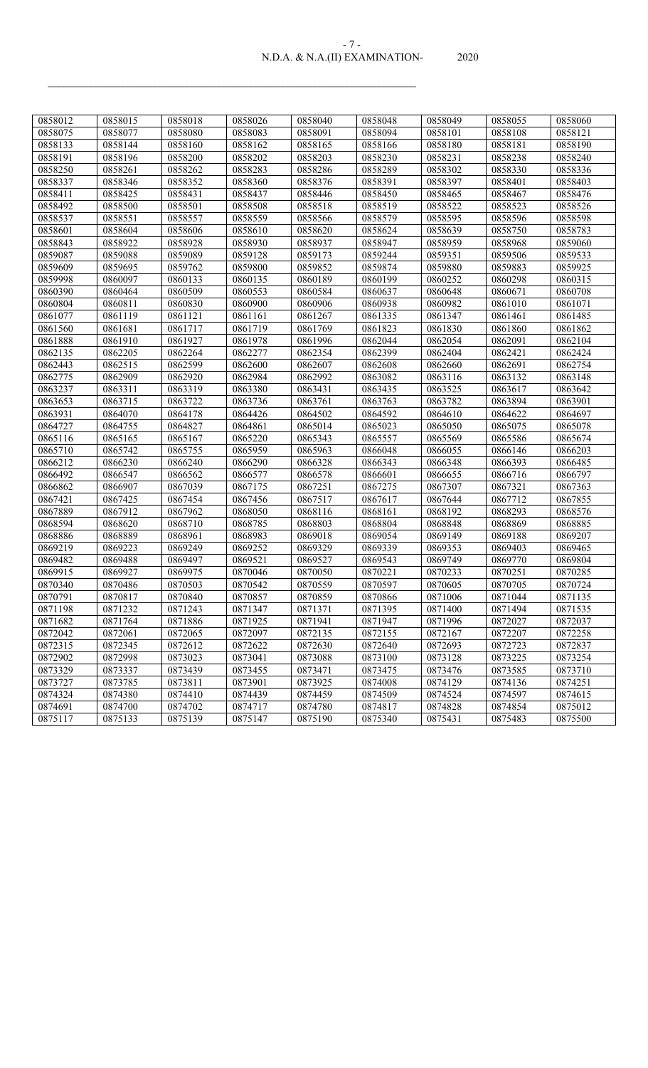| 0858012 | 0858015 | 0858018 | 0858026 | 0858040 | 0858048 | 0858049 | 0858055 | 0858060 |
|---|---|---|---|---|---|---|---|---|
| 0858075 | 0858077 | 0858080 | 0858083 | 0858091 | 0858094 | 0858101 | 0858108 | 0858121 |
| 0858133 | 0858144 | 0858160 | 0858162 | 0858165 | 0858166 | 0858180 | 0858181 | 0858190 |
| 0858191 | 0858196 | 0858200 | 0858202 | 0858203 | 0858230 | 0858231 | 0858238 | 0858240 |
| 0858250 | 0858261 | 0858262 | 0858283 | 0858286 | 0858289 | 0858302 | 0858330 | 0858336 |
| 0858337 | 0858346 | 0858352 | 0858360 | 0858376 | 0858391 | 0858397 | 0858401 | 0858403 |
| 0858411 | 0858425 | 0858431 | 0858437 | 0858446 | 0858450 | 0858465 | 0858467 | 0858476 |
| 0858492 | 0858500 | 0858501 | 0858508 | 0858518 | 0858519 | 0858522 | 0858523 | 0858526 |
| 0858537 | 0858551 | 0858557 | 0858559 | 0858566 | 0858579 | 0858595 | 0858596 | 0858598 |
| 0858601 | 0858604 | 0858606 | 0858610 | 0858620 | 0858624 | 0858639 | 0858750 | 0858783 |
| 0858843 | 0858922 | 0858928 | 0858930 | 0858937 | 0858947 | 0858959 | 0858968 | 0859060 |
| 0859087 | 0859088 | 0859089 | 0859128 | 0859173 | 0859244 | 0859351 | 0859506 | 0859533 |
| 0859609 | 0859695 | 0859762 | 0859800 | 0859852 | 0859874 | 0859880 | 0859883 | 0859925 |
| 0859998 | 0860097 | 0860133 | 0860135 | 0860189 | 0860199 | 0860252 | 0860298 | 0860315 |
| 0860390 | 0860464 | 0860509 | 0860553 | 0860584 | 0860637 | 0860648 | 0860671 | 0860708 |
| 0860804 | 0860811 | 0860830 | 0860900 | 0860906 | 0860938 | 0860982 | 0861010 | 0861071 |
| 0861077 | 0861119 | 0861121 | 0861161 | 0861267 | 0861335 | 0861347 | 0861461 | 0861485 |
| 0861560 | 0861681 | 0861717 | 0861719 | 0861769 | 0861823 | 0861830 | 0861860 | 0861862 |
| 0861888 | 0861910 | 0861927 | 0861978 | 0861996 | 0862044 | 0862054 | 0862091 | 0862104 |
| 0862135 | 0862205 | 0862264 | 0862277 | 0862354 | 0862399 | 0862404 | 0862421 | 0862424 |
| 0862443 | 0862515 | 0862599 | 0862600 | 0862607 | 0862608 | 0862660 | 0862691 | 0862754 |
| 0862775 | 0862909 | 0862920 | 0862984 | 0862992 | 0863082 | 0863116 | 0863132 | 0863148 |
| 0863237 | 0863311 | 0863319 | 0863380 | 0863431 | 0863435 | 0863525 | 0863617 | 0863642 |
| 0863653 | 0863715 | 0863722 | 0863736 | 0863761 | 0863763 | 0863782 | 0863894 | 0863901 |
| 0863931 | 0864070 | 0864178 | 0864426 | 0864502 | 0864592 | 0864610 | 0864622 | 0864697 |
| 0864727 | 0864755 | 0864827 | 0864861 | 0865014 | 0865023 | 0865050 | 0865075 | 0865078 |
| 0865116 | 0865165 | 0865167 | 0865220 | 0865343 | 0865557 | 0865569 | 0865586 | 0865674 |
| 0865710 | 0865742 | 0865755 | 0865959 | 0865963 | 0866048 | 0866055 | 0866146 | 0866203 |
| 0866212 | 0866230 | 0866240 | 0866290 | 0866328 | 0866343 | 0866348 | 0866393 | 0866485 |
| 0866492 | 0866547 | 0866562 | 0866577 | 0866578 | 0866601 | 0866655 | 0866716 | 0866797 |
| 0866862 | 0866907 | 0867039 | 0867175 | 0867251 | 0867275 | 0867307 | 0867321 | 0867363 |
| 0867421 | 0867425 | 0867454 | 0867456 | 0867517 | 0867617 | 0867644 | 0867712 | 0867855 |
| 0867889 | 0867912 | 0867962 | 0868050 | 0868116 | 0868161 | 0868192 | 0868293 | 0868576 |
| 0868594 | 0868620 | 0868710 | 0868785 | 0868803 | 0868804 | 0868848 | 0868869 | 0868885 |
| 0868886 | 0868889 | 0868961 | 0868983 | 0869018 | 0869054 | 0869149 | 0869188 | 0869207 |
| 0869219 | 0869223 | 0869249 | 0869252 | 0869329 | 0869339 | 0869353 | 0869403 | 0869465 |
| 0869482 | 0869488 | 0869497 | 0869521 | 0869527 | 0869543 | 0869749 | 0869770 | 0869804 |
| 0869915 | 0869927 | 0869975 | 0870046 | 0870050 | 0870221 | 0870233 | 0870251 | 0870285 |
| 0870340 | 0870486 | 0870503 | 0870542 | 0870559 | 0870597 | 0870605 | 0870705 | 0870724 |
| 0870791 | 0870817 | 0870840 | 0870857 | 0870859 | 0870866 | 0871006 | 0871044 | 0871135 |
| 0871198 | 0871232 | 0871243 | 0871347 | 0871371 | 0871395 | 0871400 | 0871494 | 0871535 |
| 0871682 | 0871764 | 0871886 | 0871925 | 0871941 | 0871947 | 0871996 | 0872027 | 0872037 |
| 0872042 | 0872061 | 0872065 | 0872097 | 0872135 | 0872155 | 0872167 | 0872207 | 0872258 |
| 0872315 | 0872345 | 0872612 | 0872622 | 0872630 | 0872640 | 0872693 | 0872723 | 0872837 |
| 0872902 | 0872998 | 0873023 | 0873041 | 0873088 | 0873100 | 0873128 | 0873225 | 0873254 |
| 0873329 | 0873337 | 0873439 | 0873455 | 0873471 | 0873475 | 0873476 | 0873585 | 0873710 |
| 0873727 | 0873785 | 0873811 | 0873901 | 0873925 | 0874008 | 0874129 | 0874136 | 0874251 |
| 0874324 | 0874380 | 0874410 | 0874439 | 0874459 | 0874509 | 0874524 | 0874597 | 0874615 |
| 0874691 | 0874700 | 0874702 | 0874717 | 0874780 | 0874817 | 0874828 | 0874854 | 0875012 |
| 0875117 | 0875133 | 0875139 | 0875147 | 0875190 | 0875340 | 0875431 | 0875483 | 0875500 |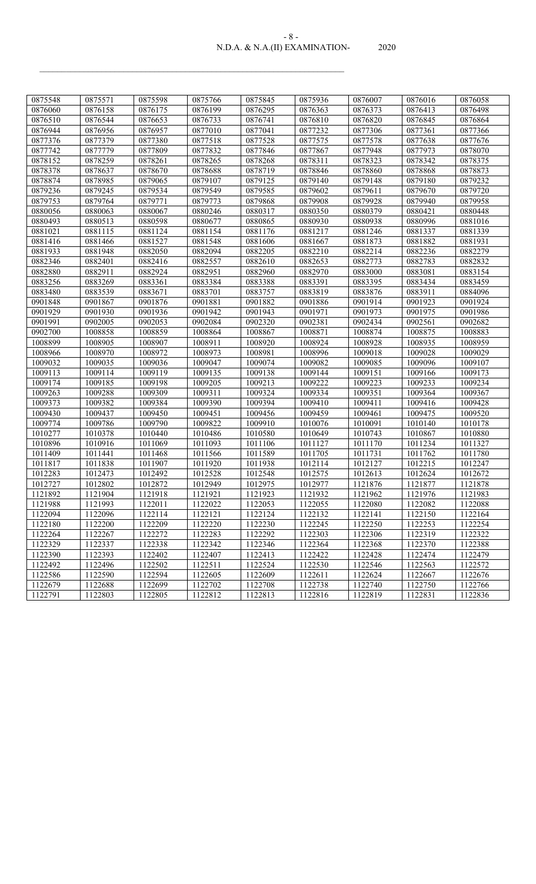| 0875548 | 0875571 | 0875598 | 0875766 | 0875845 | 0875936 | 0876007 | 0876016 | 0876058 |
|---|---|---|---|---|---|---|---|---|
| 0876060 | 0876158 | 0876175 | 0876199 | 0876295 | 0876363 | 0876373 | 0876413 | 0876498 |
| 0876510 | 0876544 | 0876653 | 0876733 | 0876741 | 0876810 | 0876820 | 0876845 | 0876864 |
| 0876944 | 0876956 | 0876957 | 0877010 | 0877041 | 0877232 | 0877306 | 0877361 | 0877366 |
| 0877376 | 0877379 | 0877380 | 0877518 | 0877528 | 0877575 | 0877578 | 0877638 | 0877676 |
| 0877742 | 0877779 | 0877809 | 0877832 | 0877846 | 0877867 | 0877948 | 0877973 | 0878070 |
| 0878152 | 0878259 | 0878261 | 0878265 | 0878268 | 0878311 | 0878323 | 0878342 | 0878375 |
| 0878378 | 0878637 | 0878670 | 0878688 | 0878719 | 0878846 | 0878860 | 0878868 | 0878873 |
| 0878874 | 0878985 | 0879065 | 0879107 | 0879125 | 0879140 | 0879148 | 0879180 | 0879232 |
| 0879236 | 0879245 | 0879534 | 0879549 | 0879585 | 0879602 | 0879611 | 0879670 | 0879720 |
| 0879753 | 0879764 | 0879771 | 0879773 | 0879868 | 0879908 | 0879928 | 0879940 | 0879958 |
| 0880056 | 0880063 | 0880067 | 0880246 | 0880317 | 0880350 | 0880379 | 0880421 | 0880448 |
| 0880493 | 0880513 | 0880598 | 0880677 | 0880865 | 0880930 | 0880938 | 0880996 | 0881016 |
| 0881021 | 0881115 | 0881124 | 0881154 | 0881176 | 0881217 | 0881246 | 0881337 | 0881339 |
| 0881416 | 0881466 | 0881527 | 0881548 | 0881606 | 0881667 | 0881873 | 0881882 | 0881931 |
| 0881933 | 0881948 | 0882050 | 0882094 | 0882205 | 0882210 | 0882214 | 0882236 | 0882279 |
| 0882346 | 0882401 | 0882416 | 0882557 | 0882610 | 0882653 | 0882773 | 0882783 | 0882832 |
| 0882880 | 0882911 | 0882924 | 0882951 | 0882960 | 0882970 | 0883000 | 0883081 | 0883154 |
| 0883256 | 0883269 | 0883361 | 0883384 | 0883388 | 0883391 | 0883395 | 0883434 | 0883459 |
| 0883480 | 0883539 | 0883671 | 0883701 | 0883757 | 0883819 | 0883876 | 0883911 | 0884096 |
| 0901848 | 0901867 | 0901876 | 0901881 | 0901882 | 0901886 | 0901914 | 0901923 | 0901924 |
| 0901929 | 0901930 | 0901936 | 0901942 | 0901943 | 0901971 | 0901973 | 0901975 | 0901986 |
| 0901991 | 0902005 | 0902053 | 0902084 | 0902320 | 0902381 | 0902434 | 0902561 | 0902682 |
| 0902700 | 1008858 | 1008859 | 1008864 | 1008867 | 1008871 | 1008874 | 1008875 | 1008883 |
| 1008899 | 1008905 | 1008907 | 1008911 | 1008920 | 1008924 | 1008928 | 1008935 | 1008959 |
| 1008966 | 1008970 | 1008972 | 1008973 | 1008981 | 1008996 | 1009018 | 1009028 | 1009029 |
| 1009032 | 1009035 | 1009036 | 1009047 | 1009074 | 1009082 | 1009085 | 1009096 | 1009107 |
| 1009113 | 1009114 | 1009119 | 1009135 | 1009138 | 1009144 | 1009151 | 1009166 | 1009173 |
| 1009174 | 1009185 | 1009198 | 1009205 | 1009213 | 1009222 | 1009223 | 1009233 | 1009234 |
| 1009263 | 1009288 | 1009309 | 1009311 | 1009324 | 1009334 | 1009351 | 1009364 | 1009367 |
| 1009373 | 1009382 | 1009384 | 1009390 | 1009394 | 1009410 | 1009411 | 1009416 | 1009428 |
| 1009430 | 1009437 | 1009450 | 1009451 | 1009456 | 1009459 | 1009461 | 1009475 | 1009520 |
| 1009774 | 1009786 | 1009790 | 1009822 | 1009910 | 1010076 | 1010091 | 1010140 | 1010178 |
| 1010277 | 1010378 | 1010440 | 1010486 | 1010580 | 1010649 | 1010743 | 1010867 | 1010880 |
| 1010896 | 1010916 | 1011069 | 1011093 | 1011106 | 1011127 | 1011170 | 1011234 | 1011327 |
| 1011409 | 1011441 | 1011468 | 1011566 | 1011589 | 1011705 | 1011731 | 1011762 | 1011780 |
| 1011817 | 1011838 | 1011907 | 1011920 | 1011938 | 1012114 | 1012127 | 1012215 | 1012247 |
| 1012283 | 1012473 | 1012492 | 1012528 | 1012548 | 1012575 | 1012613 | 1012624 | 1012672 |
| 1012727 | 1012802 | 1012872 | 1012949 | 1012975 | 1012977 | 1121876 | 1121877 | 1121878 |
| 1121892 | 1121904 | 1121918 | 1121921 | 1121923 | 1121932 | 1121962 | 1121976 | 1121983 |
| 1121988 | 1121993 | 1122011 | 1122022 | 1122053 | 1122055 | 1122080 | 1122082 | 1122088 |
| 1122094 | 1122096 | 1122114 | 1122121 | 1122124 | 1122132 | 1122141 | 1122150 | 1122164 |
| 1122180 | 1122200 | 1122209 | 1122220 | 1122230 | 1122245 | 1122250 | 1122253 | 1122254 |
| 1122264 | 1122267 | 1122272 | 1122283 | 1122292 | 1122303 | 1122306 | 1122319 | 1122322 |
| 1122329 | 1122337 | 1122338 | 1122342 | 1122346 | 1122364 | 1122368 | 1122370 | 1122388 |
| 1122390 | 1122393 | 1122402 | 1122407 | 1122413 | 1122422 | 1122428 | 1122474 | 1122479 |
| 1122492 | 1122496 | 1122502 | 1122511 | 1122524 | 1122530 | 1122546 | 1122563 | 1122572 |
| 1122586 | 1122590 | 1122594 | 1122605 | 1122609 | 1122611 | 1122624 | 1122667 | 1122676 |
| 1122679 | 1122688 | 1122699 | 1122702 | 1122708 | 1122738 | 1122740 | 1122750 | 1122766 |
| 1122791 | 1122803 | 1122805 | 1122812 | 1122813 | 1122816 | 1122819 | 1122831 | 1122836 |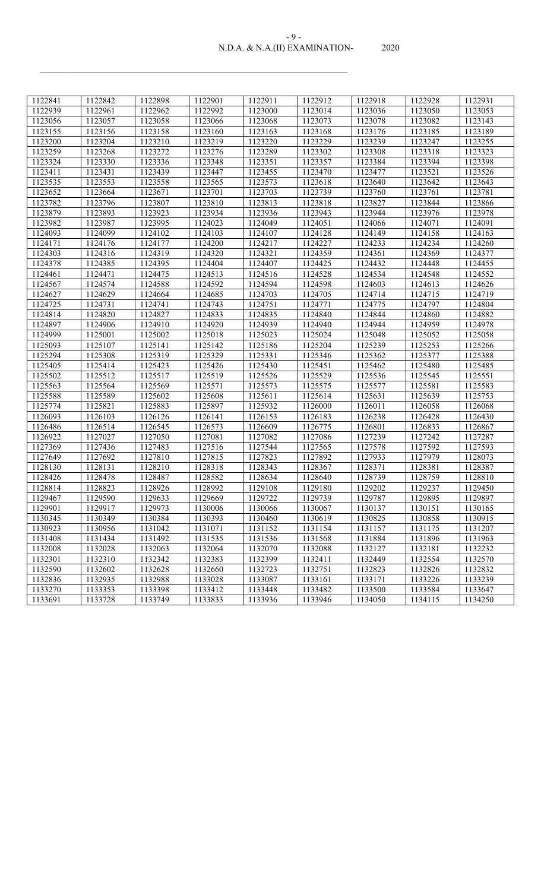| 1122841 | 1122842 | 1122898 | 1122901 | 1122911 | 1122912 | 1122918 | 1122928 | 1122931 |
|---|---|---|---|---|---|---|---|---|
| 1122939 | 1122961 | 1122962 | 1122992 | 1123000 | 1123014 | 1123036 | 1123050 | 1123053 |
| 1123056 | 1123057 | 1123058 | 1123066 | 1123068 | 1123073 | 1123078 | 1123082 | 1123143 |
| 1123155 | 1123156 | 1123158 | 1123160 | 1123163 | 1123168 | 1123176 | 1123185 | 1123189 |
| 1123200 | 1123204 | 1123210 | 1123219 | 1123220 | 1123229 | 1123239 | 1123247 | 1123255 |
| 1123259 | 1123268 | 1123272 | 1123276 | 1123289 | 1123302 | 1123308 | 1123318 | 1123323 |
| 1123324 | 1123330 | 1123336 | 1123348 | 1123351 | 1123357 | 1123384 | 1123394 | 1123398 |
| 1123411 | 1123431 | 1123439 | 1123447 | 1123455 | 1123470 | 1123477 | 1123521 | 1123526 |
| 1123535 | 1123553 | 1123558 | 1123565 | 1123573 | 1123618 | 1123640 | 1123642 | 1123643 |
| 1123652 | 1123664 | 1123671 | 1123701 | 1123703 | 1123739 | 1123760 | 1123761 | 1123781 |
| 1123782 | 1123796 | 1123807 | 1123810 | 1123813 | 1123818 | 1123827 | 1123844 | 1123866 |
| 1123879 | 1123893 | 1123923 | 1123934 | 1123936 | 1123943 | 1123944 | 1123976 | 1123978 |
| 1123982 | 1123987 | 1123995 | 1124023 | 1124049 | 1124051 | 1124066 | 1124071 | 1124091 |
| 1124093 | 1124099 | 1124102 | 1124103 | 1124107 | 1124128 | 1124149 | 1124158 | 1124163 |
| 1124171 | 1124176 | 1124177 | 1124200 | 1124217 | 1124227 | 1124233 | 1124234 | 1124260 |
| 1124303 | 1124316 | 1124319 | 1124320 | 1124321 | 1124359 | 1124361 | 1124369 | 1124377 |
| 1124378 | 1124385 | 1124395 | 1124404 | 1124407 | 1124425 | 1124432 | 1124448 | 1124455 |
| 1124461 | 1124471 | 1124475 | 1124513 | 1124516 | 1124528 | 1124534 | 1124548 | 1124552 |
| 1124567 | 1124574 | 1124588 | 1124592 | 1124594 | 1124598 | 1124603 | 1124613 | 1124626 |
| 1124627 | 1124629 | 1124664 | 1124685 | 1124703 | 1124705 | 1124714 | 1124715 | 1124719 |
| 1124725 | 1124731 | 1124741 | 1124743 | 1124751 | 1124771 | 1124775 | 1124797 | 1124804 |
| 1124814 | 1124820 | 1124827 | 1124833 | 1124835 | 1124840 | 1124844 | 1124860 | 1124882 |
| 1124897 | 1124906 | 1124910 | 1124920 | 1124939 | 1124940 | 1124944 | 1124959 | 1124978 |
| 1124999 | 1125001 | 1125002 | 1125018 | 1125023 | 1125024 | 1125048 | 1125052 | 1125058 |
| 1125093 | 1125107 | 1125141 | 1125142 | 1125186 | 1125204 | 1125239 | 1125253 | 1125266 |
| 1125294 | 1125308 | 1125319 | 1125329 | 1125331 | 1125346 | 1125362 | 1125377 | 1125388 |
| 1125405 | 1125414 | 1125423 | 1125426 | 1125430 | 1125451 | 1125462 | 1125480 | 1125485 |
| 1125502 | 1125512 | 1125517 | 1125519 | 1125526 | 1125529 | 1125536 | 1125545 | 1125551 |
| 1125563 | 1125564 | 1125569 | 1125571 | 1125573 | 1125575 | 1125577 | 1125581 | 1125583 |
| 1125588 | 1125589 | 1125602 | 1125608 | 1125611 | 1125614 | 1125631 | 1125639 | 1125753 |
| 1125774 | 1125821 | 1125883 | 1125897 | 1125932 | 1126000 | 1126011 | 1126058 | 1126068 |
| 1126093 | 1126103 | 1126126 | 1126141 | 1126153 | 1126183 | 1126238 | 1126428 | 1126430 |
| 1126486 | 1126514 | 1126545 | 1126573 | 1126609 | 1126775 | 1126801 | 1126833 | 1126867 |
| 1126922 | 1127027 | 1127050 | 1127081 | 1127082 | 1127086 | 1127239 | 1127242 | 1127287 |
| 1127369 | 1127436 | 1127483 | 1127516 | 1127544 | 1127565 | 1127578 | 1127592 | 1127593 |
| 1127649 | 1127692 | 1127810 | 1127815 | 1127823 | 1127892 | 1127933 | 1127979 | 1128073 |
| 1128130 | 1128131 | 1128210 | 1128318 | 1128343 | 1128367 | 1128371 | 1128381 | 1128387 |
| 1128426 | 1128478 | 1128487 | 1128582 | 1128634 | 1128640 | 1128739 | 1128759 | 1128810 |
| 1128814 | 1128823 | 1128926 | 1128992 | 1129108 | 1129180 | 1129202 | 1129237 | 1129450 |
| 1129467 | 1129590 | 1129633 | 1129669 | 1129722 | 1129739 | 1129787 | 1129895 | 1129897 |
| 1129901 | 1129917 | 1129973 | 1130006 | 1130066 | 1130067 | 1130137 | 1130151 | 1130165 |
| 1130345 | 1130349 | 1130384 | 1130393 | 1130460 | 1130619 | 1130825 | 1130858 | 1130915 |
| 1130923 | 1130956 | 1131042 | 1131071 | 1131152 | 1131154 | 1131157 | 1131175 | 1131207 |
| 1131408 | 1131434 | 1131492 | 1131535 | 1131536 | 1131568 | 1131884 | 1131896 | 1131963 |
| 1132008 | 1132028 | 1132063 | 1132064 | 1132070 | 1132088 | 1132127 | 1132181 | 1132232 |
| 1132301 | 1132310 | 1132342 | 1132383 | 1132399 | 1132411 | 1132449 | 1132554 | 1132570 |
| 1132590 | 1132602 | 1132628 | 1132660 | 1132723 | 1132751 | 1132823 | 1132826 | 1132832 |
| 1132836 | 1132935 | 1132988 | 1133028 | 1133087 | 1133161 | 1133171 | 1133226 | 1133239 |
| 1133270 | 1133353 | 1133398 | 1133412 | 1133448 | 1133482 | 1133500 | 1133584 | 1133647 |
| 1133691 | 1133728 | 1133749 | 1133833 | 1133936 | 1133946 | 1134050 | 1134115 | 1134250 |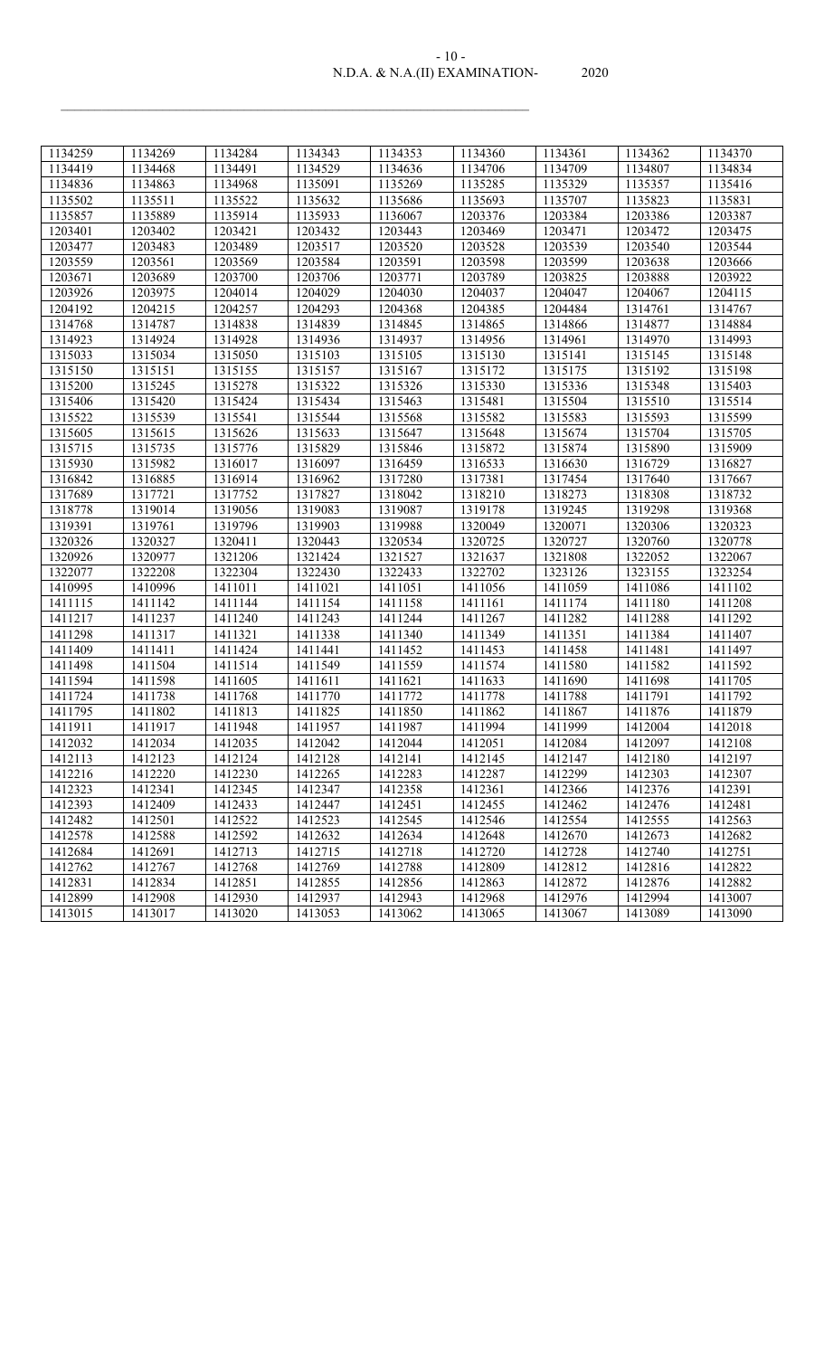| 1134259 | 1134269 | 1134284 | 1134343 | 1134353 | 1134360 | 1134361 | 1134362 | 1134370 |
|---|---|---|---|---|---|---|---|---|
| 1134419 | 1134468 | 1134491 | 1134529 | 1134636 | 1134706 | 1134709 | 1134807 | 1134834 |
| 1134836 | 1134863 | 1134968 | 1135091 | 1135269 | 1135285 | 1135329 | 1135357 | 1135416 |
| 1135502 | 1135511 | 1135522 | 1135632 | 1135686 | 1135693 | 1135707 | 1135823 | 1135831 |
| 1135857 | 1135889 | 1135914 | 1135933 | 1136067 | 1203376 | 1203384 | 1203386 | 1203387 |
| 1203401 | 1203402 | 1203421 | 1203432 | 1203443 | 1203469 | 1203471 | 1203472 | 1203475 |
| 1203477 | 1203483 | 1203489 | 1203517 | 1203520 | 1203528 | 1203539 | 1203540 | 1203544 |
| 1203559 | 1203561 | 1203569 | 1203584 | 1203591 | 1203598 | 1203599 | 1203638 | 1203666 |
| 1203671 | 1203689 | 1203700 | 1203706 | 1203771 | 1203789 | 1203825 | 1203888 | 1203922 |
| 1203926 | 1203975 | 1204014 | 1204029 | 1204030 | 1204037 | 1204047 | 1204067 | 1204115 |
| 1204192 | 1204215 | 1204257 | 1204293 | 1204368 | 1204385 | 1204484 | 1314761 | 1314767 |
| 1314768 | 1314787 | 1314838 | 1314839 | 1314845 | 1314865 | 1314866 | 1314877 | 1314884 |
| 1314923 | 1314924 | 1314928 | 1314936 | 1314937 | 1314956 | 1314961 | 1314970 | 1314993 |
| 1315033 | 1315034 | 1315050 | 1315103 | 1315105 | 1315130 | 1315141 | 1315145 | 1315148 |
| 1315150 | 1315151 | 1315155 | 1315157 | 1315167 | 1315172 | 1315175 | 1315192 | 1315198 |
| 1315200 | 1315245 | 1315278 | 1315322 | 1315326 | 1315330 | 1315336 | 1315348 | 1315403 |
| 1315406 | 1315420 | 1315424 | 1315434 | 1315463 | 1315481 | 1315504 | 1315510 | 1315514 |
| 1315522 | 1315539 | 1315541 | 1315544 | 1315568 | 1315582 | 1315583 | 1315593 | 1315599 |
| 1315605 | 1315615 | 1315626 | 1315633 | 1315647 | 1315648 | 1315674 | 1315704 | 1315705 |
| 1315715 | 1315735 | 1315776 | 1315829 | 1315846 | 1315872 | 1315874 | 1315890 | 1315909 |
| 1315930 | 1315982 | 1316017 | 1316097 | 1316459 | 1316533 | 1316630 | 1316729 | 1316827 |
| 1316842 | 1316885 | 1316914 | 1316962 | 1317280 | 1317381 | 1317454 | 1317640 | 1317667 |
| 1317689 | 1317721 | 1317752 | 1317827 | 1318042 | 1318210 | 1318273 | 1318308 | 1318732 |
| 1318778 | 1319014 | 1319056 | 1319083 | 1319087 | 1319178 | 1319245 | 1319298 | 1319368 |
| 1319391 | 1319761 | 1319796 | 1319903 | 1319988 | 1320049 | 1320071 | 1320306 | 1320323 |
| 1320326 | 1320327 | 1320411 | 1320443 | 1320534 | 1320725 | 1320727 | 1320760 | 1320778 |
| 1320926 | 1320977 | 1321206 | 1321424 | 1321527 | 1321637 | 1321808 | 1322052 | 1322067 |
| 1322077 | 1322208 | 1322304 | 1322430 | 1322433 | 1322702 | 1323126 | 1323155 | 1323254 |
| 1410995 | 1410996 | 1411011 | 1411021 | 1411051 | 1411056 | 1411059 | 1411086 | 1411102 |
| 1411115 | 1411142 | 1411144 | 1411154 | 1411158 | 1411161 | 1411174 | 1411180 | 1411208 |
| 1411217 | 1411237 | 1411240 | 1411243 | 1411244 | 1411267 | 1411282 | 1411288 | 1411292 |
| 1411298 | 1411317 | 1411321 | 1411338 | 1411340 | 1411349 | 1411351 | 1411384 | 1411407 |
| 1411409 | 1411411 | 1411424 | 1411441 | 1411452 | 1411453 | 1411458 | 1411481 | 1411497 |
| 1411498 | 1411504 | 1411514 | 1411549 | 1411559 | 1411574 | 1411580 | 1411582 | 1411592 |
| 1411594 | 1411598 | 1411605 | 1411611 | 1411621 | 1411633 | 1411690 | 1411698 | 1411705 |
| 1411724 | 1411738 | 1411768 | 1411770 | 1411772 | 1411778 | 1411788 | 1411791 | 1411792 |
| 1411795 | 1411802 | 1411813 | 1411825 | 1411850 | 1411862 | 1411867 | 1411876 | 1411879 |
| 1411911 | 1411917 | 1411948 | 1411957 | 1411987 | 1411994 | 1411999 | 1412004 | 1412018 |
| 1412032 | 1412034 | 1412035 | 1412042 | 1412044 | 1412051 | 1412084 | 1412097 | 1412108 |
| 1412113 | 1412123 | 1412124 | 1412128 | 1412141 | 1412145 | 1412147 | 1412180 | 1412197 |
| 1412216 | 1412220 | 1412230 | 1412265 | 1412283 | 1412287 | 1412299 | 1412303 | 1412307 |
| 1412323 | 1412341 | 1412345 | 1412347 | 1412358 | 1412361 | 1412366 | 1412376 | 1412391 |
| 1412393 | 1412409 | 1412433 | 1412447 | 1412451 | 1412455 | 1412462 | 1412476 | 1412481 |
| 1412482 | 1412501 | 1412522 | 1412523 | 1412545 | 1412546 | 1412554 | 1412555 | 1412563 |
| 1412578 | 1412588 | 1412592 | 1412632 | 1412634 | 1412648 | 1412670 | 1412673 | 1412682 |
| 1412684 | 1412691 | 1412713 | 1412715 | 1412718 | 1412720 | 1412728 | 1412740 | 1412751 |
| 1412762 | 1412767 | 1412768 | 1412769 | 1412788 | 1412809 | 1412812 | 1412816 | 1412822 |
| 1412831 | 1412834 | 1412851 | 1412855 | 1412856 | 1412863 | 1412872 | 1412876 | 1412882 |
| 1412899 | 1412908 | 1412930 | 1412937 | 1412943 | 1412968 | 1412976 | 1412994 | 1413007 |
| 1413015 | 1413017 | 1413020 | 1413053 | 1413062 | 1413065 | 1413067 | 1413089 | 1413090 |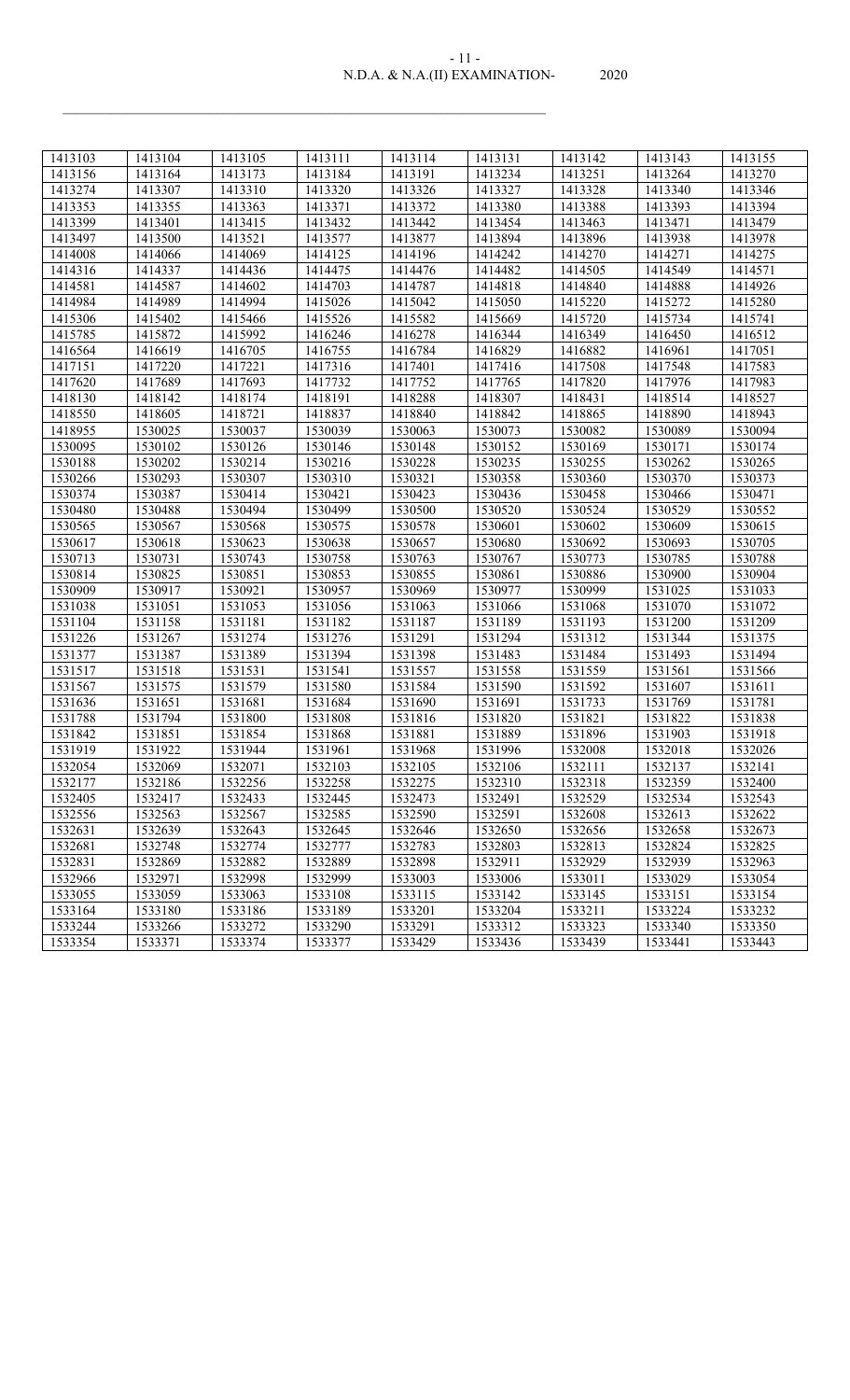| 1413103 | 1413104 | 1413105 | 1413111 | 1413114 | 1413131 | 1413142 | 1413143 | 1413155 |
|---|---|---|---|---|---|---|---|---|
| 1413156 | 1413164 | 1413173 | 1413184 | 1413191 | 1413234 | 1413251 | 1413264 | 1413270 |
| 1413274 | 1413307 | 1413310 | 1413320 | 1413326 | 1413327 | 1413328 | 1413340 | 1413346 |
| 1413353 | 1413355 | 1413363 | 1413371 | 1413372 | 1413380 | 1413388 | 1413393 | 1413394 |
| 1413399 | 1413401 | 1413415 | 1413432 | 1413442 | 1413454 | 1413463 | 1413471 | 1413479 |
| 1413497 | 1413500 | 1413521 | 1413577 | 1413877 | 1413894 | 1413896 | 1413938 | 1413978 |
| 1414008 | 1414066 | 1414069 | 1414125 | 1414196 | 1414242 | 1414270 | 1414271 | 1414275 |
| 1414316 | 1414337 | 1414436 | 1414475 | 1414476 | 1414482 | 1414505 | 1414549 | 1414571 |
| 1414581 | 1414587 | 1414602 | 1414703 | 1414787 | 1414818 | 1414840 | 1414888 | 1414926 |
| 1414984 | 1414989 | 1414994 | 1415026 | 1415042 | 1415050 | 1415220 | 1415272 | 1415280 |
| 1415306 | 1415402 | 1415466 | 1415526 | 1415582 | 1415669 | 1415720 | 1415734 | 1415741 |
| 1415785 | 1415872 | 1415992 | 1416246 | 1416278 | 1416344 | 1416349 | 1416450 | 1416512 |
| 1416564 | 1416619 | 1416705 | 1416755 | 1416784 | 1416829 | 1416882 | 1416961 | 1417051 |
| 1417151 | 1417220 | 1417221 | 1417316 | 1417401 | 1417416 | 1417508 | 1417548 | 1417583 |
| 1417620 | 1417689 | 1417693 | 1417732 | 1417752 | 1417765 | 1417820 | 1417976 | 1417983 |
| 1418130 | 1418142 | 1418174 | 1418191 | 1418288 | 1418307 | 1418431 | 1418514 | 1418527 |
| 1418550 | 1418605 | 1418721 | 1418837 | 1418840 | 1418842 | 1418865 | 1418890 | 1418943 |
| 1418955 | 1530025 | 1530037 | 1530039 | 1530063 | 1530073 | 1530082 | 1530089 | 1530094 |
| 1530095 | 1530102 | 1530126 | 1530146 | 1530148 | 1530152 | 1530169 | 1530171 | 1530174 |
| 1530188 | 1530202 | 1530214 | 1530216 | 1530228 | 1530235 | 1530255 | 1530262 | 1530265 |
| 1530266 | 1530293 | 1530307 | 1530310 | 1530321 | 1530358 | 1530360 | 1530370 | 1530373 |
| 1530374 | 1530387 | 1530414 | 1530421 | 1530423 | 1530436 | 1530458 | 1530466 | 1530471 |
| 1530480 | 1530488 | 1530494 | 1530499 | 1530500 | 1530520 | 1530524 | 1530529 | 1530552 |
| 1530565 | 1530567 | 1530568 | 1530575 | 1530578 | 1530601 | 1530602 | 1530609 | 1530615 |
| 1530617 | 1530618 | 1530623 | 1530638 | 1530657 | 1530680 | 1530692 | 1530693 | 1530705 |
| 1530713 | 1530731 | 1530743 | 1530758 | 1530763 | 1530767 | 1530773 | 1530785 | 1530788 |
| 1530814 | 1530825 | 1530851 | 1530853 | 1530855 | 1530861 | 1530886 | 1530900 | 1530904 |
| 1530909 | 1530917 | 1530921 | 1530957 | 1530969 | 1530977 | 1530999 | 1531025 | 1531033 |
| 1531038 | 1531051 | 1531053 | 1531056 | 1531063 | 1531066 | 1531068 | 1531070 | 1531072 |
| 1531104 | 1531158 | 1531181 | 1531182 | 1531187 | 1531189 | 1531193 | 1531200 | 1531209 |
| 1531226 | 1531267 | 1531274 | 1531276 | 1531291 | 1531294 | 1531312 | 1531344 | 1531375 |
| 1531377 | 1531387 | 1531389 | 1531394 | 1531398 | 1531483 | 1531484 | 1531493 | 1531494 |
| 1531517 | 1531518 | 1531531 | 1531541 | 1531557 | 1531558 | 1531559 | 1531561 | 1531566 |
| 1531567 | 1531575 | 1531579 | 1531580 | 1531584 | 1531590 | 1531592 | 1531607 | 1531611 |
| 1531636 | 1531651 | 1531681 | 1531684 | 1531690 | 1531691 | 1531733 | 1531769 | 1531781 |
| 1531788 | 1531794 | 1531800 | 1531808 | 1531816 | 1531820 | 1531821 | 1531822 | 1531838 |
| 1531842 | 1531851 | 1531854 | 1531868 | 1531881 | 1531889 | 1531896 | 1531903 | 1531918 |
| 1531919 | 1531922 | 1531944 | 1531961 | 1531968 | 1531996 | 1532008 | 1532018 | 1532026 |
| 1532054 | 1532069 | 1532071 | 1532103 | 1532105 | 1532106 | 1532111 | 1532137 | 1532141 |
| 1532177 | 1532186 | 1532256 | 1532258 | 1532275 | 1532310 | 1532318 | 1532359 | 1532400 |
| 1532405 | 1532417 | 1532433 | 1532445 | 1532473 | 1532491 | 1532529 | 1532534 | 1532543 |
| 1532556 | 1532563 | 1532567 | 1532585 | 1532590 | 1532591 | 1532608 | 1532613 | 1532622 |
| 1532631 | 1532639 | 1532643 | 1532645 | 1532646 | 1532650 | 1532656 | 1532658 | 1532673 |
| 1532681 | 1532748 | 1532774 | 1532777 | 1532783 | 1532803 | 1532813 | 1532824 | 1532825 |
| 1532831 | 1532869 | 1532882 | 1532889 | 1532898 | 1532911 | 1532929 | 1532939 | 1532963 |
| 1532966 | 1532971 | 1532998 | 1532999 | 1533003 | 1533006 | 1533011 | 1533029 | 1533054 |
| 1533055 | 1533059 | 1533063 | 1533108 | 1533115 | 1533142 | 1533145 | 1533151 | 1533154 |
| 1533164 | 1533180 | 1533186 | 1533189 | 1533201 | 1533204 | 1533211 | 1533224 | 1533232 |
| 1533244 | 1533266 | 1533272 | 1533290 | 1533291 | 1533312 | 1533323 | 1533340 | 1533350 |
| 1533354 | 1533371 | 1533374 | 1533377 | 1533429 | 1533436 | 1533439 | 1533441 | 1533443 |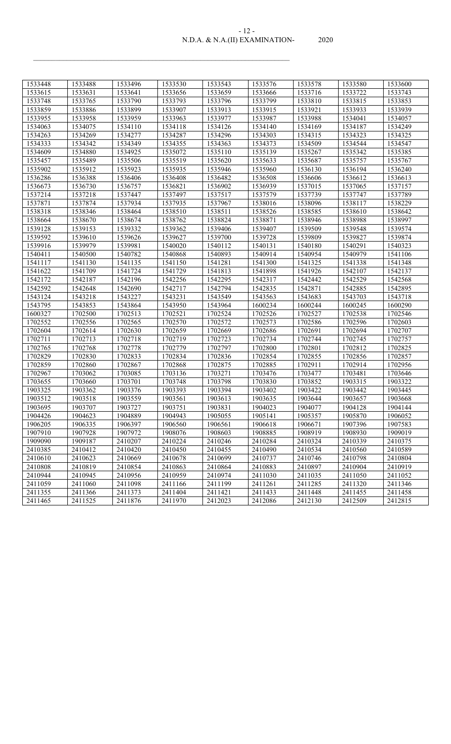| 1533448 | 1533488 | 1533496 | 1533530 | 1533543 | 1533576 | 1533578 | 1533580 | 1533600 |
|---|---|---|---|---|---|---|---|---|
| 1533615 | 1533631 | 1533641 | 1533656 | 1533659 | 1533666 | 1533716 | 1533722 | 1533743 |
| 1533748 | 1533765 | 1533790 | 1533793 | 1533796 | 1533799 | 1533810 | 1533815 | 1533853 |
| 1533859 | 1533886 | 1533899 | 1533907 | 1533913 | 1533915 | 1533921 | 1533933 | 1533939 |
| 1533955 | 1533958 | 1533959 | 1533963 | 1533977 | 1533987 | 1533988 | 1534041 | 1534057 |
| 1534063 | 1534075 | 1534110 | 1534118 | 1534126 | 1534140 | 1534169 | 1534187 | 1534249 |
| 1534263 | 1534269 | 1534277 | 1534287 | 1534296 | 1534303 | 1534315 | 1534323 | 1534325 |
| 1534333 | 1534342 | 1534349 | 1534355 | 1534363 | 1534373 | 1534509 | 1534544 | 1534547 |
| 1534609 | 1534880 | 1534925 | 1535072 | 1535110 | 1535139 | 1535267 | 1535342 | 1535385 |
| 1535457 | 1535489 | 1535506 | 1535519 | 1535620 | 1535633 | 1535687 | 1535757 | 1535767 |
| 1535902 | 1535912 | 1535923 | 1535935 | 1535946 | 1535960 | 1536130 | 1536194 | 1536240 |
| 1536286 | 1536388 | 1536406 | 1536408 | 1536482 | 1536508 | 1536606 | 1536612 | 1536613 |
| 1536673 | 1536730 | 1536757 | 1536821 | 1536902 | 1536939 | 1537015 | 1537065 | 1537157 |
| 1537214 | 1537218 | 1537447 | 1537497 | 1537517 | 1537579 | 1537739 | 1537747 | 1537789 |
| 1537871 | 1537874 | 1537934 | 1537935 | 1537967 | 1538016 | 1538096 | 1538117 | 1538229 |
| 1538318 | 1538346 | 1538464 | 1538510 | 1538511 | 1538526 | 1538585 | 1538610 | 1538642 |
| 1538664 | 1538670 | 1538674 | 1538762 | 1538824 | 1538871 | 1538946 | 1538988 | 1538997 |
| 1539128 | 1539153 | 1539332 | 1539362 | 1539406 | 1539407 | 1539509 | 1539548 | 1539574 |
| 1539592 | 1539610 | 1539626 | 1539627 | 1539700 | 1539728 | 1539809 | 1539827 | 1539874 |
| 1539916 | 1539979 | 1539981 | 1540020 | 1540112 | 1540131 | 1540180 | 1540291 | 1540323 |
| 1540411 | 1540500 | 1540782 | 1540868 | 1540893 | 1540914 | 1540954 | 1540979 | 1541106 |
| 1541117 | 1541130 | 1541135 | 1541150 | 1541281 | 1541300 | 1541325 | 1541338 | 1541348 |
| 1541622 | 1541709 | 1541724 | 1541729 | 1541813 | 1541898 | 1541926 | 1542107 | 1542137 |
| 1542172 | 1542187 | 1542196 | 1542256 | 1542295 | 1542317 | 1542442 | 1542529 | 1542568 |
| 1542592 | 1542648 | 1542690 | 1542717 | 1542794 | 1542835 | 1542871 | 1542885 | 1542895 |
| 1543124 | 1543218 | 1543227 | 1543231 | 1543549 | 1543563 | 1543683 | 1543703 | 1543718 |
| 1543795 | 1543853 | 1543864 | 1543950 | 1543964 | 1600234 | 1600244 | 1600245 | 1600290 |
| 1600327 | 1702500 | 1702513 | 1702521 | 1702524 | 1702526 | 1702527 | 1702538 | 1702546 |
| 1702552 | 1702556 | 1702565 | 1702570 | 1702572 | 1702573 | 1702586 | 1702596 | 1702603 |
| 1702604 | 1702614 | 1702630 | 1702659 | 1702669 | 1702686 | 1702691 | 1702694 | 1702707 |
| 1702711 | 1702713 | 1702718 | 1702719 | 1702723 | 1702734 | 1702744 | 1702745 | 1702757 |
| 1702765 | 1702768 | 1702778 | 1702779 | 1702797 | 1702800 | 1702801 | 1702812 | 1702825 |
| 1702829 | 1702830 | 1702833 | 1702834 | 1702836 | 1702854 | 1702855 | 1702856 | 1702857 |
| 1702859 | 1702860 | 1702867 | 1702868 | 1702875 | 1702885 | 1702911 | 1702914 | 1702956 |
| 1702967 | 1703062 | 1703085 | 1703136 | 1703271 | 1703476 | 1703477 | 1703481 | 1703646 |
| 1703655 | 1703660 | 1703701 | 1703748 | 1703798 | 1703830 | 1703852 | 1903315 | 1903322 |
| 1903325 | 1903362 | 1903376 | 1903393 | 1903394 | 1903402 | 1903422 | 1903442 | 1903445 |
| 1903512 | 1903518 | 1903559 | 1903561 | 1903613 | 1903635 | 1903644 | 1903657 | 1903668 |
| 1903695 | 1903707 | 1903727 | 1903751 | 1903831 | 1904023 | 1904077 | 1904128 | 1904144 |
| 1904426 | 1904623 | 1904889 | 1904943 | 1905055 | 1905141 | 1905357 | 1905870 | 1906052 |
| 1906205 | 1906335 | 1906397 | 1906560 | 1906561 | 1906618 | 1906671 | 1907396 | 1907583 |
| 1907910 | 1907928 | 1907972 | 1908076 | 1908603 | 1908885 | 1908919 | 1908930 | 1909019 |
| 1909090 | 1909187 | 2410207 | 2410224 | 2410246 | 2410284 | 2410324 | 2410339 | 2410375 |
| 2410385 | 2410412 | 2410420 | 2410450 | 2410455 | 2410490 | 2410534 | 2410560 | 2410589 |
| 2410610 | 2410623 | 2410669 | 2410678 | 2410699 | 2410737 | 2410746 | 2410798 | 2410804 |
| 2410808 | 2410819 | 2410854 | 2410863 | 2410864 | 2410883 | 2410897 | 2410904 | 2410919 |
| 2410944 | 2410945 | 2410956 | 2410959 | 2410974 | 2411030 | 2411035 | 2411050 | 2411052 |
| 2411059 | 2411060 | 2411098 | 2411166 | 2411199 | 2411261 | 2411285 | 2411320 | 2411346 |
| 2411355 | 2411366 | 2411373 | 2411404 | 2411421 | 2411433 | 2411448 | 2411455 | 2411458 |
| 2411465 | 2411525 | 2411876 | 2411970 | 2412023 | 2412086 | 2412130 | 2412509 | 2412815 |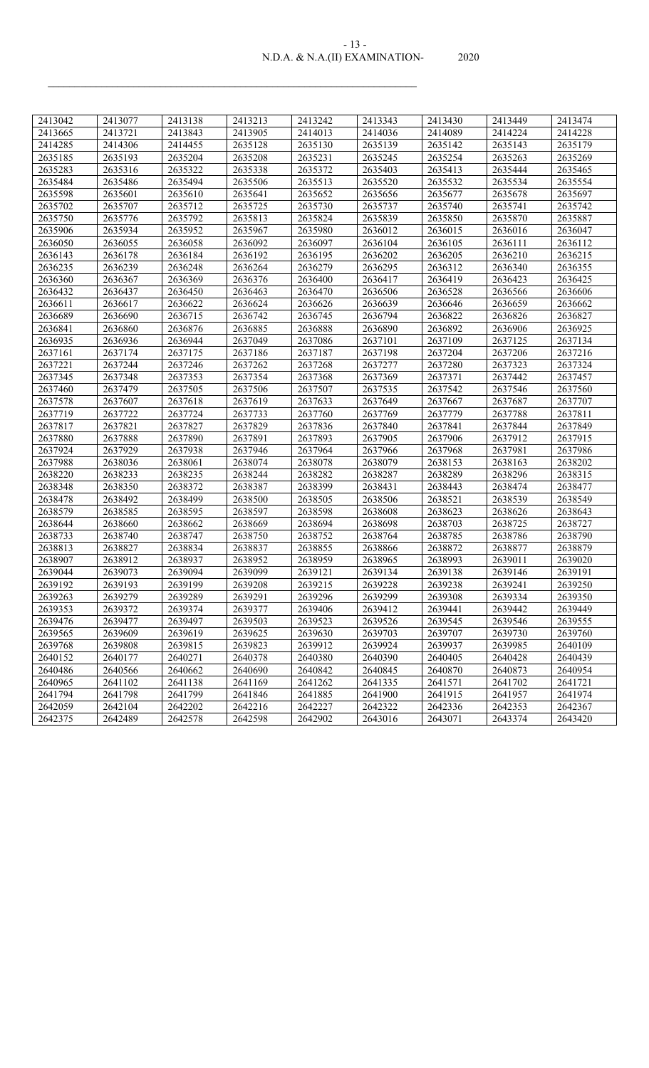| 2413042 | 2413077 | 2413138 | 2413213 | 2413242 | 2413343 | 2413430 | 2413449 | 2413474 |
|---|---|---|---|---|---|---|---|---|
| 2413665 | 2413721 | 2413843 | 2413905 | 2414013 | 2414036 | 2414089 | 2414224 | 2414228 |
| 2414285 | 2414306 | 2414455 | 2635128 | 2635130 | 2635139 | 2635142 | 2635143 | 2635179 |
| 2635185 | 2635193 | 2635204 | 2635208 | 2635231 | 2635245 | 2635254 | 2635263 | 2635269 |
| 2635283 | 2635316 | 2635322 | 2635338 | 2635372 | 2635403 | 2635413 | 2635444 | 2635465 |
| 2635484 | 2635486 | 2635494 | 2635506 | 2635513 | 2635520 | 2635532 | 2635534 | 2635554 |
| 2635598 | 2635601 | 2635610 | 2635641 | 2635652 | 2635656 | 2635677 | 2635678 | 2635697 |
| 2635702 | 2635707 | 2635712 | 2635725 | 2635730 | 2635737 | 2635740 | 2635741 | 2635742 |
| 2635750 | 2635776 | 2635792 | 2635813 | 2635824 | 2635839 | 2635850 | 2635870 | 2635887 |
| 2635906 | 2635934 | 2635952 | 2635967 | 2635980 | 2636012 | 2636015 | 2636016 | 2636047 |
| 2636050 | 2636055 | 2636058 | 2636092 | 2636097 | 2636104 | 2636105 | 2636111 | 2636112 |
| 2636143 | 2636178 | 2636184 | 2636192 | 2636195 | 2636202 | 2636205 | 2636210 | 2636215 |
| 2636235 | 2636239 | 2636248 | 2636264 | 2636279 | 2636295 | 2636312 | 2636340 | 2636355 |
| 2636360 | 2636367 | 2636369 | 2636376 | 2636400 | 2636417 | 2636419 | 2636423 | 2636425 |
| 2636432 | 2636437 | 2636450 | 2636463 | 2636470 | 2636506 | 2636528 | 2636566 | 2636606 |
| 2636611 | 2636617 | 2636622 | 2636624 | 2636626 | 2636639 | 2636646 | 2636659 | 2636662 |
| 2636689 | 2636690 | 2636715 | 2636742 | 2636745 | 2636794 | 2636822 | 2636826 | 2636827 |
| 2636841 | 2636860 | 2636876 | 2636885 | 2636888 | 2636890 | 2636892 | 2636906 | 2636925 |
| 2636935 | 2636936 | 2636944 | 2637049 | 2637086 | 2637101 | 2637109 | 2637125 | 2637134 |
| 2637161 | 2637174 | 2637175 | 2637186 | 2637187 | 2637198 | 2637204 | 2637206 | 2637216 |
| 2637221 | 2637244 | 2637246 | 2637262 | 2637268 | 2637277 | 2637280 | 2637323 | 2637324 |
| 2637345 | 2637348 | 2637353 | 2637354 | 2637368 | 2637369 | 2637371 | 2637442 | 2637457 |
| 2637460 | 2637479 | 2637505 | 2637506 | 2637507 | 2637535 | 2637542 | 2637546 | 2637560 |
| 2637578 | 2637607 | 2637618 | 2637619 | 2637633 | 2637649 | 2637667 | 2637687 | 2637707 |
| 2637719 | 2637722 | 2637724 | 2637733 | 2637760 | 2637769 | 2637779 | 2637788 | 2637811 |
| 2637817 | 2637821 | 2637827 | 2637829 | 2637836 | 2637840 | 2637841 | 2637844 | 2637849 |
| 2637880 | 2637888 | 2637890 | 2637891 | 2637893 | 2637905 | 2637906 | 2637912 | 2637915 |
| 2637924 | 2637929 | 2637938 | 2637946 | 2637964 | 2637966 | 2637968 | 2637981 | 2637986 |
| 2637988 | 2638036 | 2638061 | 2638074 | 2638078 | 2638079 | 2638153 | 2638163 | 2638202 |
| 2638220 | 2638233 | 2638235 | 2638244 | 2638282 | 2638287 | 2638289 | 2638296 | 2638315 |
| 2638348 | 2638350 | 2638372 | 2638387 | 2638399 | 2638431 | 2638443 | 2638474 | 2638477 |
| 2638478 | 2638492 | 2638499 | 2638500 | 2638505 | 2638506 | 2638521 | 2638539 | 2638549 |
| 2638579 | 2638585 | 2638595 | 2638597 | 2638598 | 2638608 | 2638623 | 2638626 | 2638643 |
| 2638644 | 2638660 | 2638662 | 2638669 | 2638694 | 2638698 | 2638703 | 2638725 | 2638727 |
| 2638733 | 2638740 | 2638747 | 2638750 | 2638752 | 2638764 | 2638785 | 2638786 | 2638790 |
| 2638813 | 2638827 | 2638834 | 2638837 | 2638855 | 2638866 | 2638872 | 2638877 | 2638879 |
| 2638907 | 2638912 | 2638937 | 2638952 | 2638959 | 2638965 | 2638993 | 2639011 | 2639020 |
| 2639044 | 2639073 | 2639094 | 2639099 | 2639121 | 2639134 | 2639138 | 2639146 | 2639191 |
| 2639192 | 2639193 | 2639199 | 2639208 | 2639215 | 2639228 | 2639238 | 2639241 | 2639250 |
| 2639263 | 2639279 | 2639289 | 2639291 | 2639296 | 2639299 | 2639308 | 2639334 | 2639350 |
| 2639353 | 2639372 | 2639374 | 2639377 | 2639406 | 2639412 | 2639441 | 2639442 | 2639449 |
| 2639476 | 2639477 | 2639497 | 2639503 | 2639523 | 2639526 | 2639545 | 2639546 | 2639555 |
| 2639565 | 2639609 | 2639619 | 2639625 | 2639630 | 2639703 | 2639707 | 2639730 | 2639760 |
| 2639768 | 2639808 | 2639815 | 2639823 | 2639912 | 2639924 | 2639937 | 2639985 | 2640109 |
| 2640152 | 2640177 | 2640271 | 2640378 | 2640380 | 2640390 | 2640405 | 2640428 | 2640439 |
| 2640486 | 2640566 | 2640662 | 2640690 | 2640842 | 2640845 | 2640870 | 2640873 | 2640954 |
| 2640965 | 2641102 | 2641138 | 2641169 | 2641262 | 2641335 | 2641571 | 2641702 | 2641721 |
| 2641794 | 2641798 | 2641799 | 2641846 | 2641885 | 2641900 | 2641915 | 2641957 | 2641974 |
| 2642059 | 2642104 | 2642202 | 2642216 | 2642227 | 2642322 | 2642336 | 2642353 | 2642367 |
| 2642375 | 2642489 | 2642578 | 2642598 | 2642902 | 2643016 | 2643071 | 2643374 | 2643420 |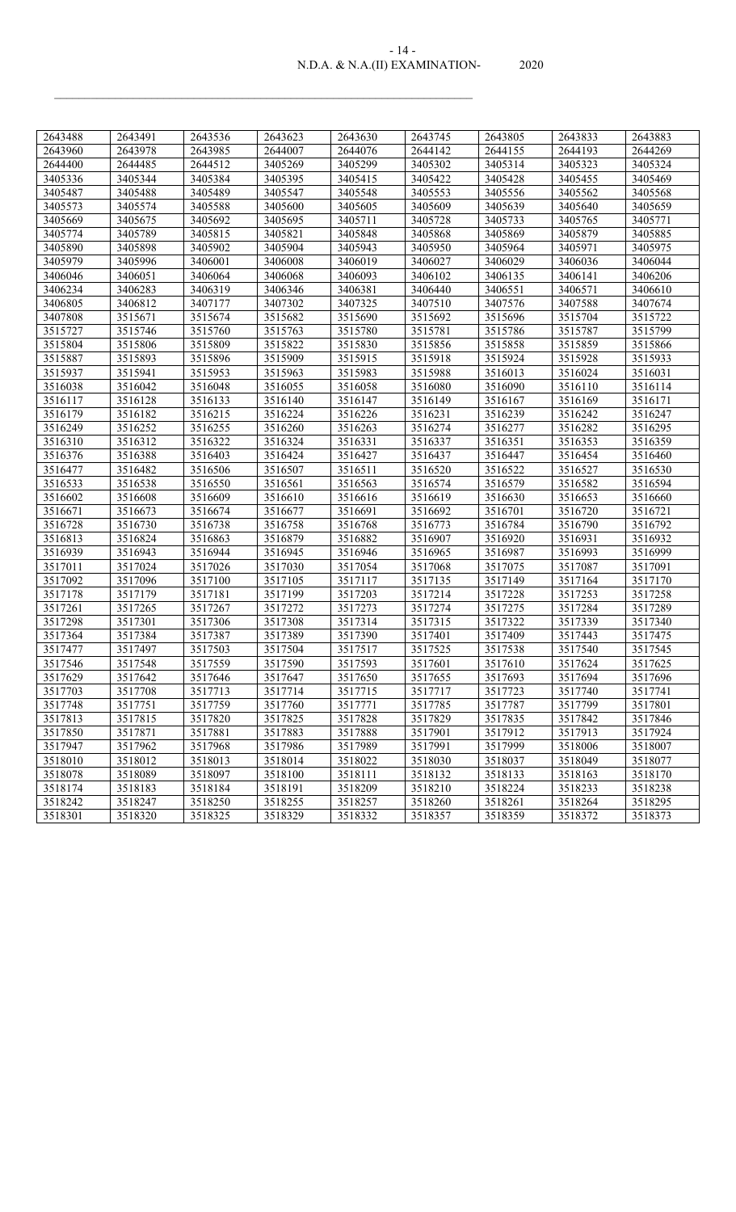| 2643488 | 2643491 | 2643536 | 2643623 | 2643630 | 2643745 | 2643805 | 2643833 | 2643883 |
|---|---|---|---|---|---|---|---|---|
| 2643960 | 2643978 | 2643985 | 2644007 | 2644076 | 2644142 | 2644155 | 2644193 | 2644269 |
| 2644400 | 2644485 | 2644512 | 3405269 | 3405299 | 3405302 | 3405314 | 3405323 | 3405324 |
| 3405336 | 3405344 | 3405384 | 3405395 | 3405415 | 3405422 | 3405428 | 3405455 | 3405469 |
| 3405487 | 3405488 | 3405489 | 3405547 | 3405548 | 3405553 | 3405556 | 3405562 | 3405568 |
| 3405573 | 3405574 | 3405588 | 3405600 | 3405605 | 3405609 | 3405639 | 3405640 | 3405659 |
| 3405669 | 3405675 | 3405692 | 3405695 | 3405711 | 3405728 | 3405733 | 3405765 | 3405771 |
| 3405774 | 3405789 | 3405815 | 3405821 | 3405848 | 3405868 | 3405869 | 3405879 | 3405885 |
| 3405890 | 3405898 | 3405902 | 3405904 | 3405943 | 3405950 | 3405964 | 3405971 | 3405975 |
| 3405979 | 3405996 | 3406001 | 3406008 | 3406019 | 3406027 | 3406029 | 3406036 | 3406044 |
| 3406046 | 3406051 | 3406064 | 3406068 | 3406093 | 3406102 | 3406135 | 3406141 | 3406206 |
| 3406234 | 3406283 | 3406319 | 3406346 | 3406381 | 3406440 | 3406551 | 3406571 | 3406610 |
| 3406805 | 3406812 | 3407177 | 3407302 | 3407325 | 3407510 | 3407576 | 3407588 | 3407674 |
| 3407808 | 3515671 | 3515674 | 3515682 | 3515690 | 3515692 | 3515696 | 3515704 | 3515722 |
| 3515727 | 3515746 | 3515760 | 3515763 | 3515780 | 3515781 | 3515786 | 3515787 | 3515799 |
| 3515804 | 3515806 | 3515809 | 3515822 | 3515830 | 3515856 | 3515858 | 3515859 | 3515866 |
| 3515887 | 3515893 | 3515896 | 3515909 | 3515915 | 3515918 | 3515924 | 3515928 | 3515933 |
| 3515937 | 3515941 | 3515953 | 3515963 | 3515983 | 3515988 | 3516013 | 3516024 | 3516031 |
| 3516038 | 3516042 | 3516048 | 3516055 | 3516058 | 3516080 | 3516090 | 3516110 | 3516114 |
| 3516117 | 3516128 | 3516133 | 3516140 | 3516147 | 3516149 | 3516167 | 3516169 | 3516171 |
| 3516179 | 3516182 | 3516215 | 3516224 | 3516226 | 3516231 | 3516239 | 3516242 | 3516247 |
| 3516249 | 3516252 | 3516255 | 3516260 | 3516263 | 3516274 | 3516277 | 3516282 | 3516295 |
| 3516310 | 3516312 | 3516322 | 3516324 | 3516331 | 3516337 | 3516351 | 3516353 | 3516359 |
| 3516376 | 3516388 | 3516403 | 3516424 | 3516427 | 3516437 | 3516447 | 3516454 | 3516460 |
| 3516477 | 3516482 | 3516506 | 3516507 | 3516511 | 3516520 | 3516522 | 3516527 | 3516530 |
| 3516533 | 3516538 | 3516550 | 3516561 | 3516563 | 3516574 | 3516579 | 3516582 | 3516594 |
| 3516602 | 3516608 | 3516609 | 3516610 | 3516616 | 3516619 | 3516630 | 3516653 | 3516660 |
| 3516671 | 3516673 | 3516674 | 3516677 | 3516691 | 3516692 | 3516701 | 3516720 | 3516721 |
| 3516728 | 3516730 | 3516738 | 3516758 | 3516768 | 3516773 | 3516784 | 3516790 | 3516792 |
| 3516813 | 3516824 | 3516863 | 3516879 | 3516882 | 3516907 | 3516920 | 3516931 | 3516932 |
| 3516939 | 3516943 | 3516944 | 3516945 | 3516946 | 3516965 | 3516987 | 3516993 | 3516999 |
| 3517011 | 3517024 | 3517026 | 3517030 | 3517054 | 3517068 | 3517075 | 3517087 | 3517091 |
| 3517092 | 3517096 | 3517100 | 3517105 | 3517117 | 3517135 | 3517149 | 3517164 | 3517170 |
| 3517178 | 3517179 | 3517181 | 3517199 | 3517203 | 3517214 | 3517228 | 3517253 | 3517258 |
| 3517261 | 3517265 | 3517267 | 3517272 | 3517273 | 3517274 | 3517275 | 3517284 | 3517289 |
| 3517298 | 3517301 | 3517306 | 3517308 | 3517314 | 3517315 | 3517322 | 3517339 | 3517340 |
| 3517364 | 3517384 | 3517387 | 3517389 | 3517390 | 3517401 | 3517409 | 3517443 | 3517475 |
| 3517477 | 3517497 | 3517503 | 3517504 | 3517517 | 3517525 | 3517538 | 3517540 | 3517545 |
| 3517546 | 3517548 | 3517559 | 3517590 | 3517593 | 3517601 | 3517610 | 3517624 | 3517625 |
| 3517629 | 3517642 | 3517646 | 3517647 | 3517650 | 3517655 | 3517693 | 3517694 | 3517696 |
| 3517703 | 3517708 | 3517713 | 3517714 | 3517715 | 3517717 | 3517723 | 3517740 | 3517741 |
| 3517748 | 3517751 | 3517759 | 3517760 | 3517771 | 3517785 | 3517787 | 3517799 | 3517801 |
| 3517813 | 3517815 | 3517820 | 3517825 | 3517828 | 3517829 | 3517835 | 3517842 | 3517846 |
| 3517850 | 3517871 | 3517881 | 3517883 | 3517888 | 3517901 | 3517912 | 3517913 | 3517924 |
| 3517947 | 3517962 | 3517968 | 3517986 | 3517989 | 3517991 | 3517999 | 3518006 | 3518007 |
| 3518010 | 3518012 | 3518013 | 3518014 | 3518022 | 3518030 | 3518037 | 3518049 | 3518077 |
| 3518078 | 3518089 | 3518097 | 3518100 | 3518111 | 3518132 | 3518133 | 3518163 | 3518170 |
| 3518174 | 3518183 | 3518184 | 3518191 | 3518209 | 3518210 | 3518224 | 3518233 | 3518238 |
| 3518242 | 3518247 | 3518250 | 3518255 | 3518257 | 3518260 | 3518261 | 3518264 | 3518295 |
| 3518301 | 3518320 | 3518325 | 3518329 | 3518332 | 3518357 | 3518359 | 3518372 | 3518373 |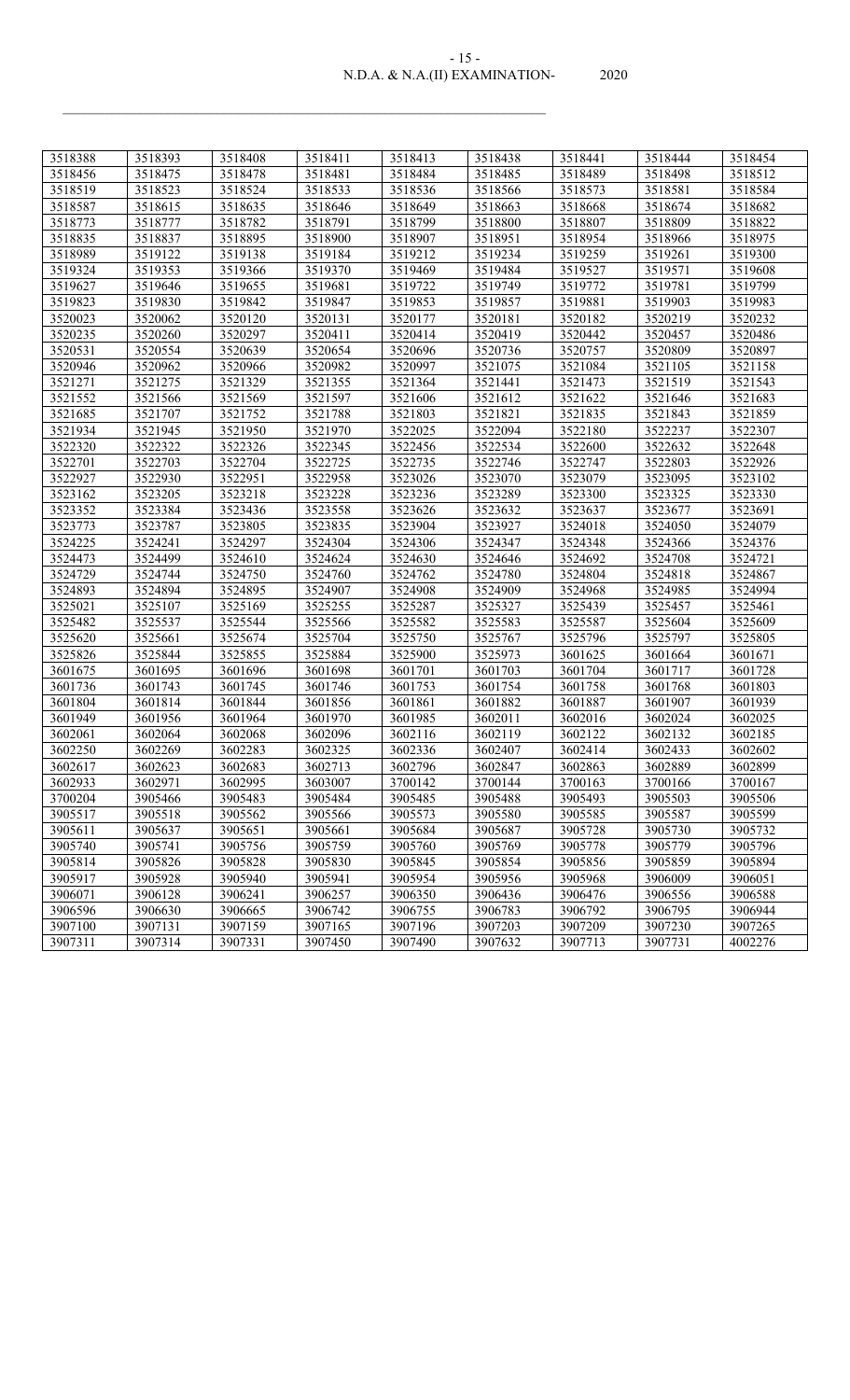| 3518388 | 3518393 | 3518408 | 3518411 | 3518413 | 3518438 | 3518441 | 3518444 | 3518454 |
|---|---|---|---|---|---|---|---|---|
| 3518456 | 3518475 | 3518478 | 3518481 | 3518484 | 3518485 | 3518489 | 3518498 | 3518512 |
| 3518519 | 3518523 | 3518524 | 3518533 | 3518536 | 3518566 | 3518573 | 3518581 | 3518584 |
| 3518587 | 3518615 | 3518635 | 3518646 | 3518649 | 3518663 | 3518668 | 3518674 | 3518682 |
| 3518773 | 3518777 | 3518782 | 3518791 | 3518799 | 3518800 | 3518807 | 3518809 | 3518822 |
| 3518835 | 3518837 | 3518895 | 3518900 | 3518907 | 3518951 | 3518954 | 3518966 | 3518975 |
| 3518989 | 3519122 | 3519138 | 3519184 | 3519212 | 3519234 | 3519259 | 3519261 | 3519300 |
| 3519324 | 3519353 | 3519366 | 3519370 | 3519469 | 3519484 | 3519527 | 3519571 | 3519608 |
| 3519627 | 3519646 | 3519655 | 3519681 | 3519722 | 3519749 | 3519772 | 3519781 | 3519799 |
| 3519823 | 3519830 | 3519842 | 3519847 | 3519853 | 3519857 | 3519881 | 3519903 | 3519983 |
| 3520023 | 3520062 | 3520120 | 3520131 | 3520177 | 3520181 | 3520182 | 3520219 | 3520232 |
| 3520235 | 3520260 | 3520297 | 3520411 | 3520414 | 3520419 | 3520442 | 3520457 | 3520486 |
| 3520531 | 3520554 | 3520639 | 3520654 | 3520696 | 3520736 | 3520757 | 3520809 | 3520897 |
| 3520946 | 3520962 | 3520966 | 3520982 | 3520997 | 3521075 | 3521084 | 3521105 | 3521158 |
| 3521271 | 3521275 | 3521329 | 3521355 | 3521364 | 3521441 | 3521473 | 3521519 | 3521543 |
| 3521552 | 3521566 | 3521569 | 3521597 | 3521606 | 3521612 | 3521622 | 3521646 | 3521683 |
| 3521685 | 3521707 | 3521752 | 3521788 | 3521803 | 3521821 | 3521835 | 3521843 | 3521859 |
| 3521934 | 3521945 | 3521950 | 3521970 | 3522025 | 3522094 | 3522180 | 3522237 | 3522307 |
| 3522320 | 3522322 | 3522326 | 3522345 | 3522456 | 3522534 | 3522600 | 3522632 | 3522648 |
| 3522701 | 3522703 | 3522704 | 3522725 | 3522735 | 3522746 | 3522747 | 3522803 | 3522926 |
| 3522927 | 3522930 | 3522951 | 3522958 | 3523026 | 3523070 | 3523079 | 3523095 | 3523102 |
| 3523162 | 3523205 | 3523218 | 3523228 | 3523236 | 3523289 | 3523300 | 3523325 | 3523330 |
| 3523352 | 3523384 | 3523436 | 3523558 | 3523626 | 3523632 | 3523637 | 3523677 | 3523691 |
| 3523773 | 3523787 | 3523805 | 3523835 | 3523904 | 3523927 | 3524018 | 3524050 | 3524079 |
| 3524225 | 3524241 | 3524297 | 3524304 | 3524306 | 3524347 | 3524348 | 3524366 | 3524376 |
| 3524473 | 3524499 | 3524610 | 3524624 | 3524630 | 3524646 | 3524692 | 3524708 | 3524721 |
| 3524729 | 3524744 | 3524750 | 3524760 | 3524762 | 3524780 | 3524804 | 3524818 | 3524867 |
| 3524893 | 3524894 | 3524895 | 3524907 | 3524908 | 3524909 | 3524968 | 3524985 | 3524994 |
| 3525021 | 3525107 | 3525169 | 3525255 | 3525287 | 3525327 | 3525439 | 3525457 | 3525461 |
| 3525482 | 3525537 | 3525544 | 3525566 | 3525582 | 3525583 | 3525587 | 3525604 | 3525609 |
| 3525620 | 3525661 | 3525674 | 3525704 | 3525750 | 3525767 | 3525796 | 3525797 | 3525805 |
| 3525826 | 3525844 | 3525855 | 3525884 | 3525900 | 3525973 | 3601625 | 3601664 | 3601671 |
| 3601675 | 3601695 | 3601696 | 3601698 | 3601701 | 3601703 | 3601704 | 3601717 | 3601728 |
| 3601736 | 3601743 | 3601745 | 3601746 | 3601753 | 3601754 | 3601758 | 3601768 | 3601803 |
| 3601804 | 3601814 | 3601844 | 3601856 | 3601861 | 3601882 | 3601887 | 3601907 | 3601939 |
| 3601949 | 3601956 | 3601964 | 3601970 | 3601985 | 3602011 | 3602016 | 3602024 | 3602025 |
| 3602061 | 3602064 | 3602068 | 3602096 | 3602116 | 3602119 | 3602122 | 3602132 | 3602185 |
| 3602250 | 3602269 | 3602283 | 3602325 | 3602336 | 3602407 | 3602414 | 3602433 | 3602602 |
| 3602617 | 3602623 | 3602683 | 3602713 | 3602796 | 3602847 | 3602863 | 3602889 | 3602899 |
| 3602933 | 3602971 | 3602995 | 3603007 | 3700142 | 3700144 | 3700163 | 3700166 | 3700167 |
| 3700204 | 3905466 | 3905483 | 3905484 | 3905485 | 3905488 | 3905493 | 3905503 | 3905506 |
| 3905517 | 3905518 | 3905562 | 3905566 | 3905573 | 3905580 | 3905585 | 3905587 | 3905599 |
| 3905611 | 3905637 | 3905651 | 3905661 | 3905684 | 3905687 | 3905728 | 3905730 | 3905732 |
| 3905740 | 3905741 | 3905756 | 3905759 | 3905760 | 3905769 | 3905778 | 3905779 | 3905796 |
| 3905814 | 3905826 | 3905828 | 3905830 | 3905845 | 3905854 | 3905856 | 3905859 | 3905894 |
| 3905917 | 3905928 | 3905940 | 3905941 | 3905954 | 3905956 | 3905968 | 3906009 | 3906051 |
| 3906071 | 3906128 | 3906241 | 3906257 | 3906350 | 3906436 | 3906476 | 3906556 | 3906588 |
| 3906596 | 3906630 | 3906665 | 3906742 | 3906755 | 3906783 | 3906792 | 3906795 | 3906944 |
| 3907100 | 3907131 | 3907159 | 3907165 | 3907196 | 3907203 | 3907209 | 3907230 | 3907265 |
| 3907311 | 3907314 | 3907331 | 3907450 | 3907490 | 3907632 | 3907713 | 3907731 | 4002276 |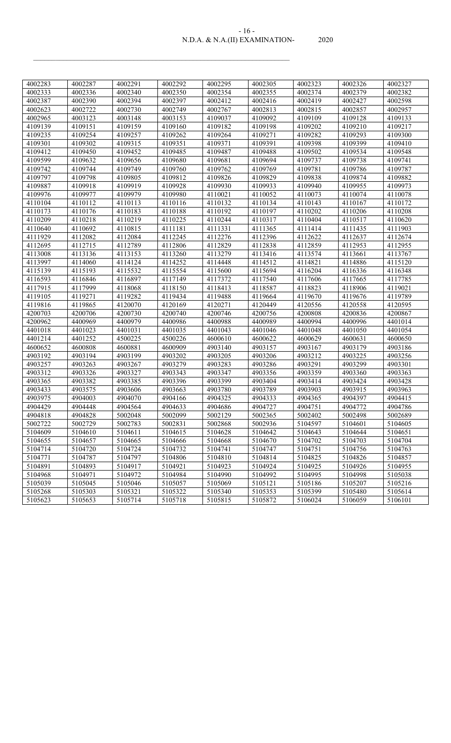| 4002283 | 4002287 | 4002291 | 4002292 | 4002295 | 4002305 | 4002323 | 4002326 | 4002327 |
|---|---|---|---|---|---|---|---|---|
| 4002333 | 4002336 | 4002340 | 4002350 | 4002354 | 4002355 | 4002374 | 4002379 | 4002382 |
| 4002387 | 4002390 | 4002394 | 4002397 | 4002412 | 4002416 | 4002419 | 4002427 | 4002598 |
| 4002623 | 4002722 | 4002730 | 4002749 | 4002767 | 4002813 | 4002815 | 4002857 | 4002957 |
| 4002965 | 4003123 | 4003148 | 4003153 | 4109037 | 4109092 | 4109109 | 4109128 | 4109133 |
| 4109139 | 4109151 | 4109159 | 4109160 | 4109182 | 4109198 | 4109202 | 4109210 | 4109217 |
| 4109235 | 4109254 | 4109257 | 4109262 | 4109264 | 4109271 | 4109282 | 4109293 | 4109300 |
| 4109301 | 4109302 | 4109315 | 4109351 | 4109371 | 4109391 | 4109398 | 4109399 | 4109410 |
| 4109412 | 4109450 | 4109452 | 4109485 | 4109487 | 4109488 | 4109502 | 4109534 | 4109548 |
| 4109599 | 4109632 | 4109656 | 4109680 | 4109681 | 4109694 | 4109737 | 4109738 | 4109741 |
| 4109742 | 4109744 | 4109749 | 4109760 | 4109762 | 4109769 | 4109781 | 4109786 | 4109787 |
| 4109797 | 4109798 | 4109805 | 4109812 | 4109826 | 4109829 | 4109838 | 4109874 | 4109882 |
| 4109887 | 4109918 | 4109919 | 4109928 | 4109930 | 4109933 | 4109940 | 4109955 | 4109973 |
| 4109976 | 4109977 | 4109979 | 4109980 | 4110021 | 4110052 | 4110073 | 4110074 | 4110078 |
| 4110104 | 4110112 | 4110113 | 4110116 | 4110132 | 4110134 | 4110143 | 4110167 | 4110172 |
| 4110173 | 4110176 | 4110183 | 4110188 | 4110192 | 4110197 | 4110202 | 4110206 | 4110208 |
| 4110209 | 4110218 | 4110219 | 4110225 | 4110244 | 4110317 | 4110404 | 4110517 | 4110620 |
| 4110640 | 4110692 | 4110815 | 4111181 | 4111331 | 4111365 | 4111414 | 4111435 | 4111903 |
| 4111929 | 4112082 | 4112084 | 4112245 | 4112276 | 4112396 | 4112622 | 4112637 | 4112674 |
| 4112695 | 4112715 | 4112789 | 4112806 | 4112829 | 4112838 | 4112859 | 4112953 | 4112955 |
| 4113008 | 4113136 | 4113153 | 4113260 | 4113279 | 4113416 | 4113574 | 4113661 | 4113767 |
| 4113997 | 4114060 | 4114124 | 4114252 | 4114448 | 4114512 | 4114821 | 4114886 | 4115120 |
| 4115139 | 4115193 | 4115532 | 4115554 | 4115600 | 4115694 | 4116204 | 4116336 | 4116348 |
| 4116593 | 4116846 | 4116897 | 4117149 | 4117372 | 4117540 | 4117606 | 4117665 | 4117785 |
| 4117915 | 4117999 | 4118068 | 4118150 | 4118413 | 4118587 | 4118823 | 4118906 | 4119021 |
| 4119105 | 4119271 | 4119282 | 4119434 | 4119488 | 4119664 | 4119670 | 4119676 | 4119789 |
| 4119816 | 4119865 | 4120070 | 4120169 | 4120271 | 4120449 | 4120556 | 4120558 | 4120595 |
| 4200703 | 4200706 | 4200730 | 4200740 | 4200746 | 4200756 | 4200808 | 4200836 | 4200867 |
| 4200962 | 4400969 | 4400979 | 4400986 | 4400988 | 4400989 | 4400994 | 4400996 | 4401014 |
| 4401018 | 4401023 | 4401031 | 4401035 | 4401043 | 4401046 | 4401048 | 4401050 | 4401054 |
| 4401214 | 4401252 | 4500225 | 4500226 | 4600610 | 4600622 | 4600629 | 4600631 | 4600650 |
| 4600652 | 4600808 | 4600881 | 4600909 | 4903140 | 4903157 | 4903167 | 4903179 | 4903186 |
| 4903192 | 4903194 | 4903199 | 4903202 | 4903205 | 4903206 | 4903212 | 4903225 | 4903256 |
| 4903257 | 4903263 | 4903267 | 4903279 | 4903283 | 4903286 | 4903291 | 4903299 | 4903301 |
| 4903312 | 4903326 | 4903327 | 4903343 | 4903347 | 4903356 | 4903359 | 4903360 | 4903363 |
| 4903365 | 4903382 | 4903385 | 4903396 | 4903399 | 4903404 | 4903414 | 4903424 | 4903428 |
| 4903433 | 4903575 | 4903606 | 4903663 | 4903780 | 4903789 | 4903903 | 4903915 | 4903963 |
| 4903975 | 4904003 | 4904070 | 4904166 | 4904325 | 4904333 | 4904365 | 4904397 | 4904415 |
| 4904429 | 4904448 | 4904564 | 4904633 | 4904686 | 4904727 | 4904751 | 4904772 | 4904786 |
| 4904818 | 4904828 | 5002048 | 5002099 | 5002129 | 5002365 | 5002402 | 5002498 | 5002689 |
| 5002722 | 5002729 | 5002783 | 5002831 | 5002868 | 5002936 | 5104597 | 5104601 | 5104605 |
| 5104609 | 5104610 | 5104611 | 5104615 | 5104628 | 5104642 | 5104643 | 5104644 | 5104651 |
| 5104655 | 5104657 | 5104665 | 5104666 | 5104668 | 5104670 | 5104702 | 5104703 | 5104704 |
| 5104714 | 5104720 | 5104724 | 5104732 | 5104741 | 5104747 | 5104751 | 5104756 | 5104763 |
| 5104771 | 5104787 | 5104797 | 5104806 | 5104810 | 5104814 | 5104825 | 5104826 | 5104857 |
| 5104891 | 5104893 | 5104917 | 5104921 | 5104923 | 5104924 | 5104925 | 5104926 | 5104955 |
| 5104968 | 5104971 | 5104972 | 5104984 | 5104990 | 5104992 | 5104995 | 5104998 | 5105038 |
| 5105039 | 5105045 | 5105046 | 5105057 | 5105069 | 5105121 | 5105186 | 5105207 | 5105216 |
| 5105268 | 5105303 | 5105321 | 5105322 | 5105340 | 5105353 | 5105399 | 5105480 | 5105614 |
| 5105623 | 5105653 | 5105714 | 5105718 | 5105815 | 5105872 | 5106024 | 5106059 | 5106101 |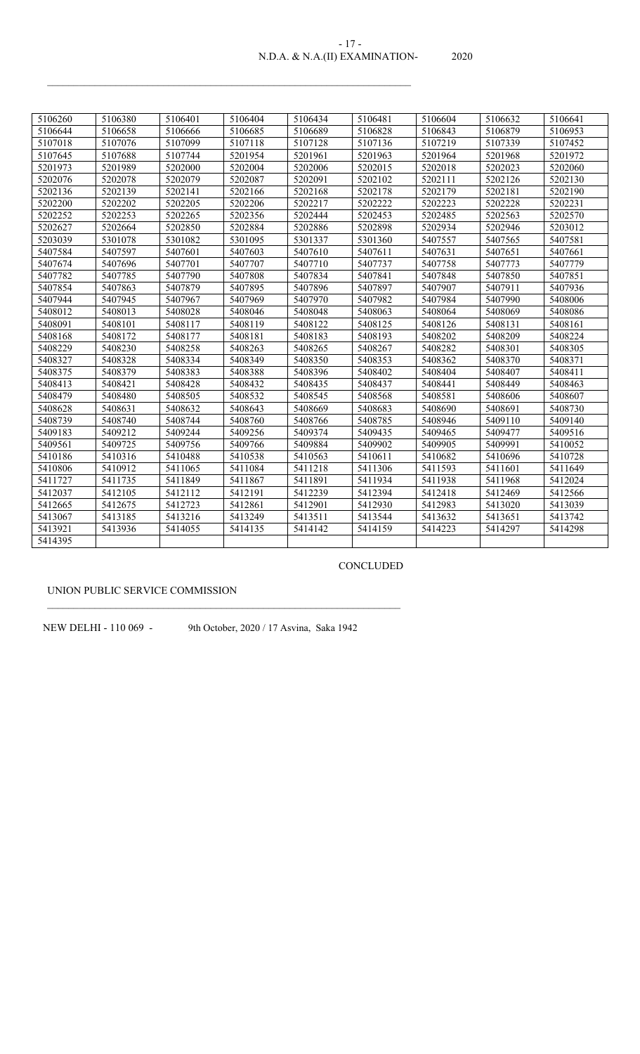| | | | | | | | | |
|---|---|---|---|---|---|---|---|---|
| 5106260 | 5106380 | 5106401 | 5106404 | 5106434 | 5106481 | 5106604 | 5106632 | 5106641 |
| 5106644 | 5106658 | 5106666 | 5106685 | 5106689 | 5106828 | 5106843 | 5106879 | 5106953 |
| 5107018 | 5107076 | 5107099 | 5107118 | 5107128 | 5107136 | 5107219 | 5107339 | 5107452 |
| 5107645 | 5107688 | 5107744 | 5201954 | 5201961 | 5201963 | 5201964 | 5201968 | 5201972 |
| 5201973 | 5201989 | 5202000 | 5202004 | 5202006 | 5202015 | 5202018 | 5202023 | 5202060 |
| 5202076 | 5202078 | 5202079 | 5202087 | 5202091 | 5202102 | 5202111 | 5202126 | 5202130 |
| 5202136 | 5202139 | 5202141 | 5202166 | 5202168 | 5202178 | 5202179 | 5202181 | 5202190 |
| 5202200 | 5202202 | 5202205 | 5202206 | 5202217 | 5202222 | 5202223 | 5202228 | 5202231 |
| 5202252 | 5202253 | 5202265 | 5202356 | 5202444 | 5202453 | 5202485 | 5202563 | 5202570 |
| 5202627 | 5202664 | 5202850 | 5202884 | 5202886 | 5202898 | 5202934 | 5202946 | 5203012 |
| 5203039 | 5301078 | 5301082 | 5301095 | 5301337 | 5301360 | 5407557 | 5407565 | 5407581 |
| 5407584 | 5407597 | 5407601 | 5407603 | 5407610 | 5407611 | 5407631 | 5407651 | 5407661 |
| 5407674 | 5407696 | 5407701 | 5407707 | 5407710 | 5407737 | 5407758 | 5407773 | 5407779 |
| 5407782 | 5407785 | 5407790 | 5407808 | 5407834 | 5407841 | 5407848 | 5407850 | 5407851 |
| 5407854 | 5407863 | 5407879 | 5407895 | 5407896 | 5407897 | 5407907 | 5407911 | 5407936 |
| 5407944 | 5407945 | 5407967 | 5407969 | 5407970 | 5407982 | 5407984 | 5407990 | 5408006 |
| 5408012 | 5408013 | 5408028 | 5408046 | 5408048 | 5408063 | 5408064 | 5408069 | 5408086 |
| 5408091 | 5408101 | 5408117 | 5408119 | 5408122 | 5408125 | 5408126 | 5408131 | 5408161 |
| 5408168 | 5408172 | 5408177 | 5408181 | 5408183 | 5408193 | 5408202 | 5408209 | 5408224 |
| 5408229 | 5408230 | 5408258 | 5408263 | 5408265 | 5408267 | 5408282 | 5408301 | 5408305 |
| 5408327 | 5408328 | 5408334 | 5408349 | 5408350 | 5408353 | 5408362 | 5408370 | 5408371 |
| 5408375 | 5408379 | 5408383 | 5408388 | 5408396 | 5408402 | 5408404 | 5408407 | 5408411 |
| 5408413 | 5408421 | 5408428 | 5408432 | 5408435 | 5408437 | 5408441 | 5408449 | 5408463 |
| 5408479 | 5408480 | 5408505 | 5408532 | 5408545 | 5408568 | 5408581 | 5408606 | 5408607 |
| 5408628 | 5408631 | 5408632 | 5408643 | 5408669 | 5408683 | 5408690 | 5408691 | 5408730 |
| 5408739 | 5408740 | 5408744 | 5408760 | 5408766 | 5408785 | 5408946 | 5409110 | 5409140 |
| 5409183 | 5409212 | 5409244 | 5409256 | 5409374 | 5409435 | 5409465 | 5409477 | 5409516 |
| 5409561 | 5409725 | 5409756 | 5409766 | 5409884 | 5409902 | 5409905 | 5409991 | 5410052 |
| 5410186 | 5410316 | 5410488 | 5410538 | 5410563 | 5410611 | 5410682 | 5410696 | 5410728 |
| 5410806 | 5410912 | 5411065 | 5411084 | 5411218 | 5411306 | 5411593 | 5411601 | 5411649 |
| 5411727 | 5411735 | 5411849 | 5411867 | 5411891 | 5411934 | 5411938 | 5411968 | 5412024 |
| 5412037 | 5412105 | 5412112 | 5412191 | 5412239 | 5412394 | 5412418 | 5412469 | 5412566 |
| 5412665 | 5412675 | 5412723 | 5412861 | 5412901 | 5412930 | 5412983 | 5413020 | 5413039 |
| 5413067 | 5413185 | 5413216 | 5413249 | 5413511 | 5413544 | 5413632 | 5413651 | 5413742 |
| 5413921 | 5413936 | 5414055 | 5414135 | 5414142 | 5414159 | 5414223 | 5414297 | 5414298 |
| 5414395 | | | | | | | | |

CONCLUDED

UNION PUBLIC SERVICE COMMISSION

NEW DELHI - 110 069 - 9th October, 2020 / 17 Asvina, Saka 1942